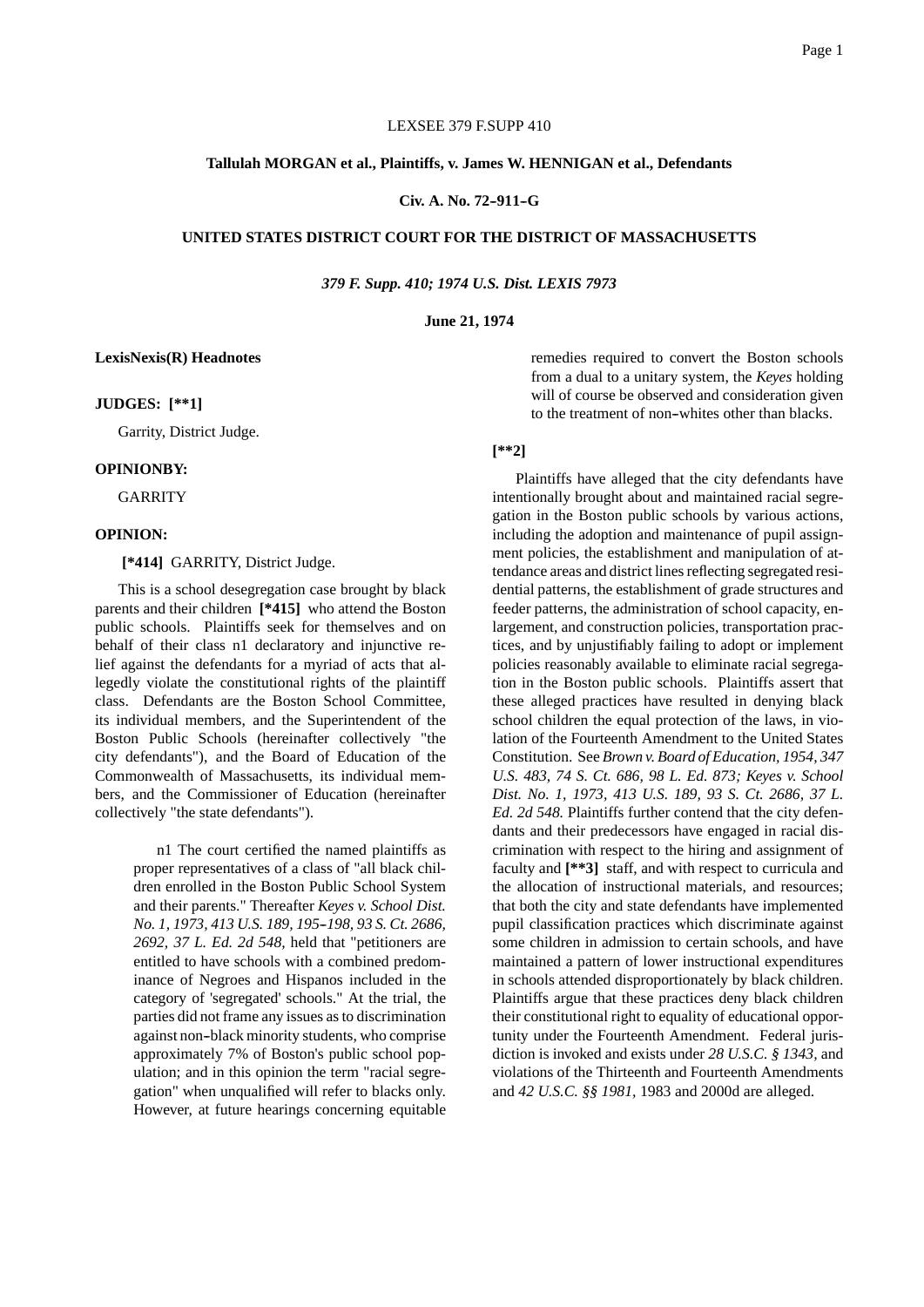LEXSEE 379 F.SUPP 410

**Tallulah MORGAN et al., Plaintiffs, v. James W. HENNIGAN et al., Defendants**

**Civ. A. No. 72-911-G**

**UNITED STATES DISTRICT COURT FOR THE DISTRICT OF MASSACHUSETTS**

***379 F. Supp. 410; 1974 U.S. Dist. LEXIS 7973***

**June 21, 1974**

**LexisNexis(R) Headnotes**

**JUDGES: [**1]**

Garrity, District Judge.

**OPINIONBY:**

GARRITY

**OPINION:**

**[*414]** GARRITY, District Judge.

This is a school desegregation case brought by black parents and their children **[*415]** who attend the Boston public schools. Plaintiffs seek for themselves and on behalf of their class n1 declaratory and injunctive relief against the defendants for a myriad of acts that allegedly violate the constitutional rights of the plaintiff class. Defendants are the Boston School Committee, its individual members, and the Superintendent of the Boston Public Schools (hereinafter collectively "the city defendants"), and the Board of Education of the Commonwealth of Massachusetts, its individual members, and the Commissioner of Education (hereinafter collectively "the state defendants").

> n1 The court certified the named plaintiffs as proper representatives of a class of "all black children enrolled in the Boston Public School System and their parents." Thereafter *Keyes v. School Dist. No. 1, 1973, 413 U.S. 189, 195-198, 93 S. Ct. 2686, 2692, 37 L. Ed. 2d 548,* held that "petitioners are entitled to have schools with a combined predominance of Negroes and Hispanos included in the category of 'segregated' schools." At the trial, the parties did not frame any issues as to discrimination against non-black minority students, who comprise approximately 7% of Boston's public school population; and in this opinion the term "racial segregation" when unqualified will refer to blacks only. However, at future hearings concerning equitable remedies required to convert the Boston schools from a dual to a unitary system, the *Keyes* holding will of course be observed and consideration given to the treatment of non-whites other than blacks.

**[**2]**

Plaintiffs have alleged that the city defendants have intentionally brought about and maintained racial segregation in the Boston public schools by various actions, including the adoption and maintenance of pupil assignment policies, the establishment and manipulation of attendance areas and district lines reflecting segregated residential patterns, the establishment of grade structures and feeder patterns, the administration of school capacity, enlargement, and construction policies, transportation practices, and by unjustifiably failing to adopt or implement policies reasonably available to eliminate racial segregation in the Boston public schools. Plaintiffs assert that these alleged practices have resulted in denying black school children the equal protection of the laws, in violation of the Fourteenth Amendment to the United States Constitution. See *Brown v. Board of Education, 1954, 347 U.S. 483, 74 S. Ct. 686, 98 L. Ed. 873; Keyes v. School Dist. No. 1, 1973, 413 U.S. 189, 93 S. Ct. 2686, 37 L. Ed. 2d 548.* Plaintiffs further contend that the city defendants and their predecessors have engaged in racial discrimination with respect to the hiring and assignment of faculty and **[**3]** staff, and with respect to curricula and the allocation of instructional materials, and resources; that both the city and state defendants have implemented pupil classification practices which discriminate against some children in admission to certain schools, and have maintained a pattern of lower instructional expenditures in schools attended disproportionately by black children. Plaintiffs argue that these practices deny black children their constitutional right to equality of educational opportunity under the Fourteenth Amendment. Federal jurisdiction is invoked and exists under *28 U.S.C. § 1343,* and violations of the Thirteenth and Fourteenth Amendments and *42 U.S.C. §§ 1981,* 1983 and 2000d are alleged.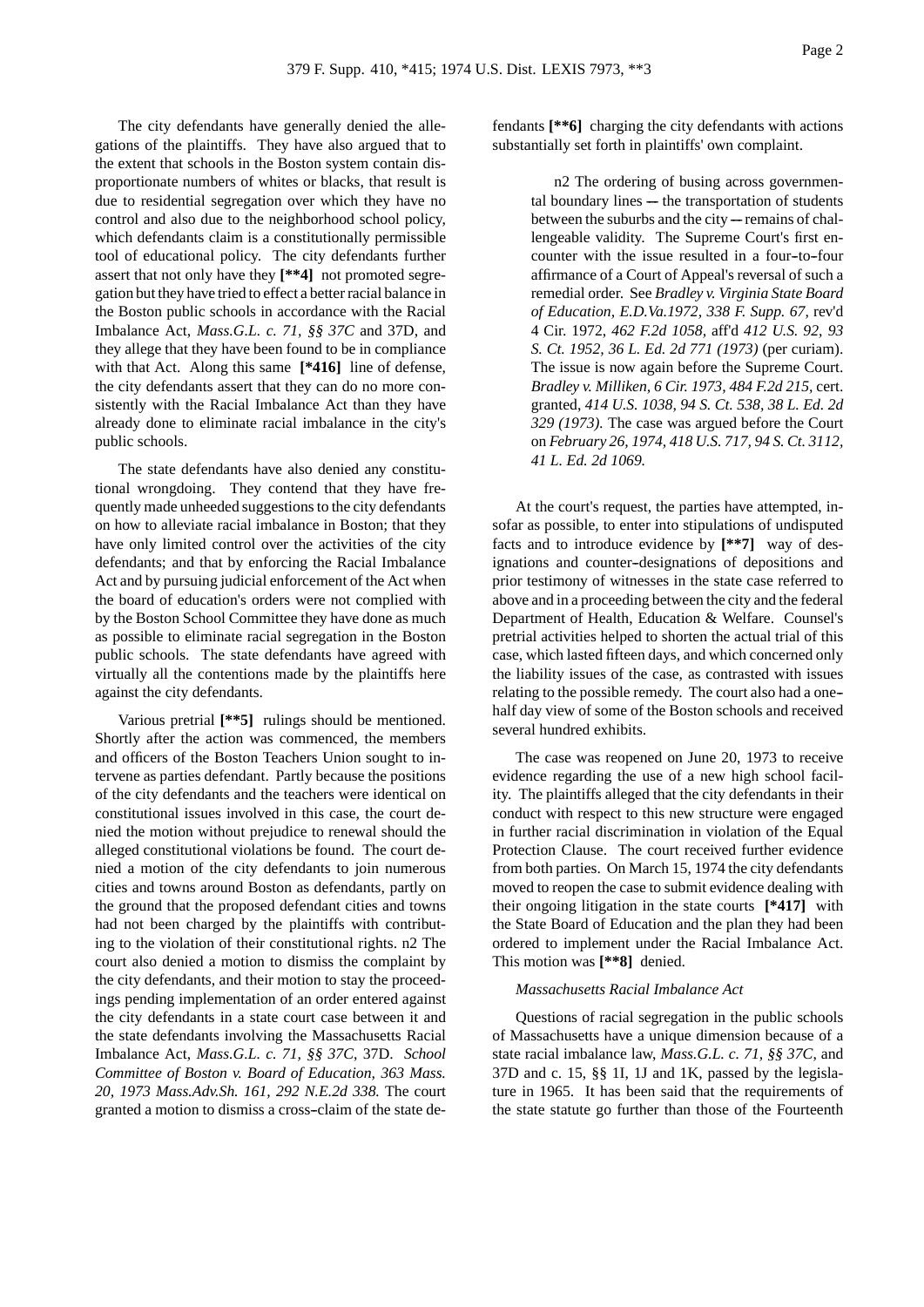The city defendants have generally denied the allegations of the plaintiffs. They have also argued that to the extent that schools in the Boston system contain disproportionate numbers of whites or blacks, that result is due to residential segregation over which they have no control and also due to the neighborhood school policy, which defendants claim is a constitutionally permissible tool of educational policy. The city defendants further assert that not only have they **[**4]** not promoted segregation but they have tried to effect a better racial balance in the Boston public schools in accordance with the Racial Imbalance Act, *Mass.G.L. c. 71, §§ 37C* and 37D, and they allege that they have been found to be in compliance with that Act. Along this same **[*416]** line of defense, the city defendants assert that they can do no more consistently with the Racial Imbalance Act than they have already done to eliminate racial imbalance in the city's public schools.

The state defendants have also denied any constitutional wrongdoing. They contend that they have frequently made unheeded suggestions to the city defendants on how to alleviate racial imbalance in Boston; that they have only limited control over the activities of the city defendants; and that by enforcing the Racial Imbalance Act and by pursuing judicial enforcement of the Act when the board of education's orders were not complied with by the Boston School Committee they have done as much as possible to eliminate racial segregation in the Boston public schools. The state defendants have agreed with virtually all the contentions made by the plaintiffs here against the city defendants.

Various pretrial **[**5]** rulings should be mentioned. Shortly after the action was commenced, the members and officers of the Boston Teachers Union sought to intervene as parties defendant. Partly because the positions of the city defendants and the teachers were identical on constitutional issues involved in this case, the court denied the motion without prejudice to renewal should the alleged constitutional violations be found. The court denied a motion of the city defendants to join numerous cities and towns around Boston as defendants, partly on the ground that the proposed defendant cities and towns had not been charged by the plaintiffs with contributing to the violation of their constitutional rights. n2 The court also denied a motion to dismiss the complaint by the city defendants, and their motion to stay the proceedings pending implementation of an order entered against the city defendants in a state court case between it and the state defendants involving the Massachusetts Racial Imbalance Act, *Mass.G.L. c. 71, §§ 37C*, 37D. *School Committee of Boston v. Board of Education, 363 Mass. 20, 1973 Mass.Adv.Sh. 161, 292 N.E.2d 338.* The court granted a motion to dismiss a cross-claim of the state defendants **[**6]** charging the city defendants with actions substantially set forth in plaintiffs' own complaint.

> n2 The ordering of busing across governmental boundary lines -- the transportation of students between the suburbs and the city -- remains of challengeable validity. The Supreme Court's first encounter with the issue resulted in a four-to-four affirmance of a Court of Appeal's reversal of such a remedial order. See *Bradley v. Virginia State Board of Education, E.D.Va.1972, 338 F. Supp. 67,* rev'd 4 Cir. 1972, *462 F.2d 1058,* aff'd *412 U.S. 92, 93 S. Ct. 1952, 36 L. Ed. 2d 771 (1973)* (per curiam). The issue is now again before the Supreme Court. *Bradley v. Milliken, 6 Cir. 1973, 484 F.2d 215,* cert. granted, *414 U.S. 1038, 94 S. Ct. 538, 38 L. Ed. 2d 329 (1973).* The case was argued before the Court on *February 26, 1974, 418 U.S. 717, 94 S. Ct. 3112, 41 L. Ed. 2d 1069.*

At the court's request, the parties have attempted, insofar as possible, to enter into stipulations of undisputed facts and to introduce evidence by **[**7]** way of designations and counter-designations of depositions and prior testimony of witnesses in the state case referred to above and in a proceeding between the city and the federal Department of Health, Education & Welfare. Counsel's pretrial activities helped to shorten the actual trial of this case, which lasted fifteen days, and which concerned only the liability issues of the case, as contrasted with issues relating to the possible remedy. The court also had a one-half day view of some of the Boston schools and received several hundred exhibits.

The case was reopened on June 20, 1973 to receive evidence regarding the use of a new high school facility. The plaintiffs alleged that the city defendants in their conduct with respect to this new structure were engaged in further racial discrimination in violation of the Equal Protection Clause. The court received further evidence from both parties. On March 15, 1974 the city defendants moved to reopen the case to submit evidence dealing with their ongoing litigation in the state courts **[*417]** with the State Board of Education and the plan they had been ordered to implement under the Racial Imbalance Act. This motion was **[**8]** denied.

*Massachusetts Racial Imbalance Act*

Questions of racial segregation in the public schools of Massachusetts have a unique dimension because of a state racial imbalance law, *Mass.G.L. c. 71, §§ 37C*, and 37D and c. 15, §§ 1I, 1J and 1K, passed by the legislature in 1965. It has been said that the requirements of the state statute go further than those of the Fourteenth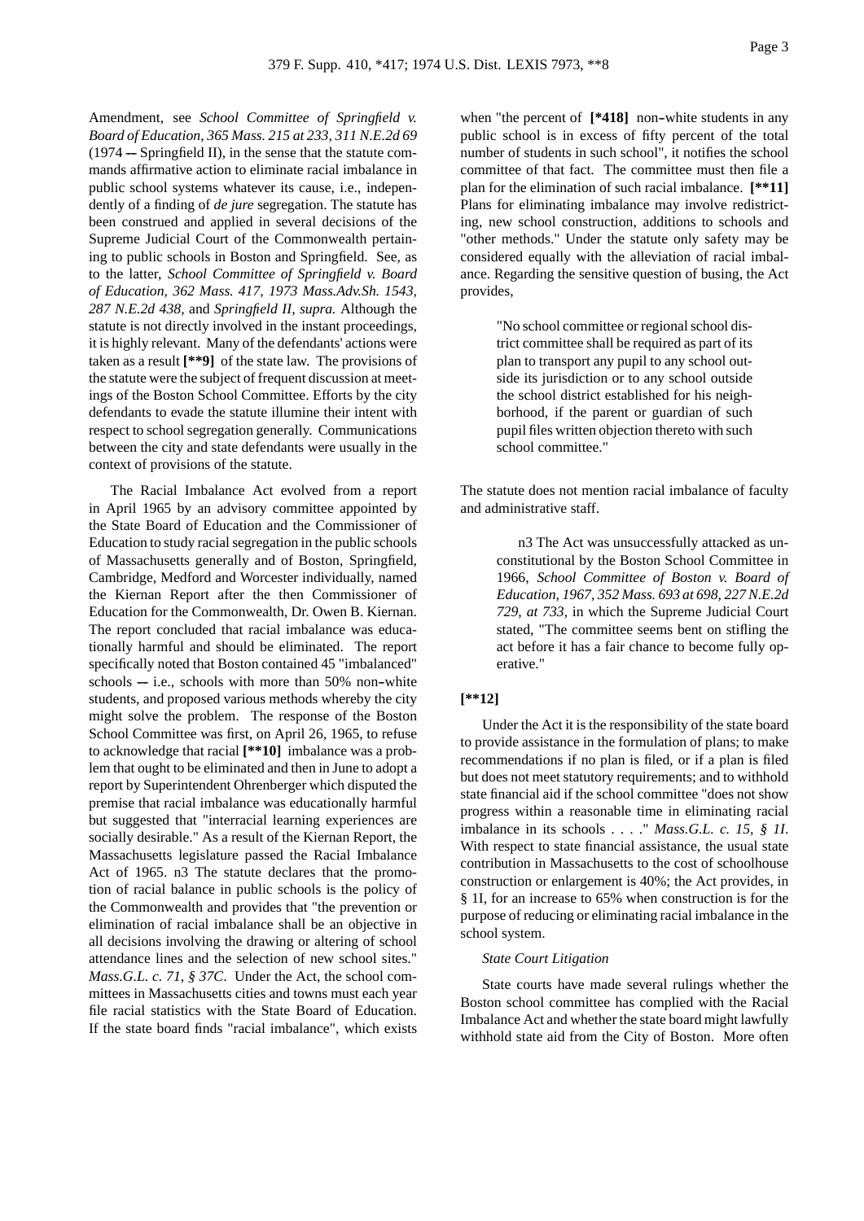Amendment, see *School Committee of Springfield v. Board of Education, 365 Mass. 215 at 233, 311 N.E.2d 69* (1974 -- Springfield II), in the sense that the statute commands affirmative action to eliminate racial imbalance in public school systems whatever its cause, i.e., independently of a finding of *de jure* segregation. The statute has been construed and applied in several decisions of the Supreme Judicial Court of the Commonwealth pertaining to public schools in Boston and Springfield. See, as to the latter, *School Committee of Springfield v. Board of Education, 362 Mass. 417, 1973 Mass.Adv.Sh. 1543, 287 N.E.2d 438,* and *Springfield II, supra.* Although the statute is not directly involved in the instant proceedings, it is highly relevant. Many of the defendants' actions were taken as a result **[**9]** of the state law. The provisions of the statute were the subject of frequent discussion at meetings of the Boston School Committee. Efforts by the city defendants to evade the statute illumine their intent with respect to school segregation generally. Communications between the city and state defendants were usually in the context of provisions of the statute.

The Racial Imbalance Act evolved from a report in April 1965 by an advisory committee appointed by the State Board of Education and the Commissioner of Education to study racial segregation in the public schools of Massachusetts generally and of Boston, Springfield, Cambridge, Medford and Worcester individually, named the Kiernan Report after the then Commissioner of Education for the Commonwealth, Dr. Owen B. Kiernan. The report concluded that racial imbalance was educationally harmful and should be eliminated. The report specifically noted that Boston contained 45 "imbalanced" schools -- i.e., schools with more than 50% non-white students, and proposed various methods whereby the city might solve the problem. The response of the Boston School Committee was first, on April 26, 1965, to refuse to acknowledge that racial **[**10]** imbalance was a problem that ought to be eliminated and then in June to adopt a report by Superintendent Ohrenberger which disputed the premise that racial imbalance was educationally harmful but suggested that "interracial learning experiences are socially desirable." As a result of the Kiernan Report, the Massachusetts legislature passed the Racial Imbalance Act of 1965. n3 The statute declares that the promotion of racial balance in public schools is the policy of the Commonwealth and provides that "the prevention or elimination of racial imbalance shall be an objective in all decisions involving the drawing or altering of school attendance lines and the selection of new school sites." *Mass.G.L. c. 71, § 37C*. Under the Act, the school committees in Massachusetts cities and towns must each year file racial statistics with the State Board of Education. If the state board finds "racial imbalance", which exists when "the percent of **[*418]** non-white students in any public school is in excess of fifty percent of the total number of students in such school", it notifies the school committee of that fact. The committee must then file a plan for the elimination of such racial imbalance. **[**11]** Plans for eliminating imbalance may involve redistricting, new school construction, additions to schools and "other methods." Under the statute only safety may be considered equally with the alleviation of racial imbalance. Regarding the sensitive question of busing, the Act provides,

> "No school committee or regional school district committee shall be required as part of its plan to transport any pupil to any school outside its jurisdiction or to any school outside the school district established for his neighborhood, if the parent or guardian of such pupil files written objection thereto with such school committee."

The statute does not mention racial imbalance of faculty and administrative staff.

> n3 The Act was unsuccessfully attacked as unconstitutional by the Boston School Committee in 1966, *School Committee of Boston v. Board of Education, 1967, 352 Mass. 693 at 698, 227 N.E.2d 729, at 733,* in which the Supreme Judicial Court stated, "The committee seems bent on stifling the act before it has a fair chance to become fully operative."

**[**12]**

Under the Act it is the responsibility of the state board to provide assistance in the formulation of plans; to make recommendations if no plan is filed, or if a plan is filed but does not meet statutory requirements; and to withhold state financial aid if the school committee "does not show progress within a reasonable time in eliminating racial imbalance in its schools . . . ." *Mass.G.L. c. 15, § 1I.* With respect to state financial assistance, the usual state contribution in Massachusetts to the cost of schoolhouse construction or enlargement is 40%; the Act provides, in § 1I, for an increase to 65% when construction is for the purpose of reducing or eliminating racial imbalance in the school system.

*State Court Litigation*

State courts have made several rulings whether the Boston school committee has complied with the Racial Imbalance Act and whether the state board might lawfully withhold state aid from the City of Boston. More often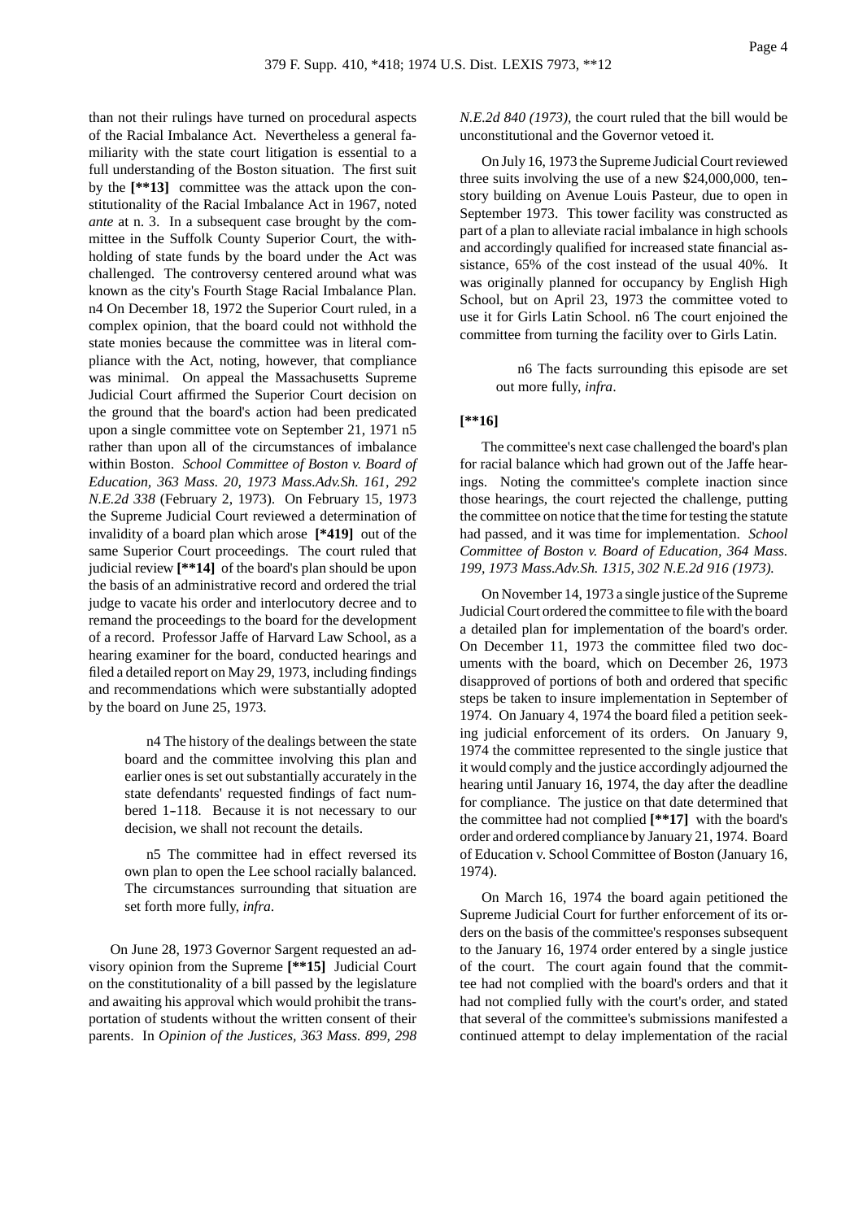than not their rulings have turned on procedural aspects of the Racial Imbalance Act. Nevertheless a general familiarity with the state court litigation is essential to a full understanding of the Boston situation. The first suit by the **[**13]** committee was the attack upon the constitutionality of the Racial Imbalance Act in 1967, noted *ante* at n. 3. In a subsequent case brought by the committee in the Suffolk County Superior Court, the withholding of state funds by the board under the Act was challenged. The controversy centered around what was known as the city's Fourth Stage Racial Imbalance Plan. n4 On December 18, 1972 the Superior Court ruled, in a complex opinion, that the board could not withhold the state monies because the committee was in literal compliance with the Act, noting, however, that compliance was minimal. On appeal the Massachusetts Supreme Judicial Court affirmed the Superior Court decision on the ground that the board's action had been predicated upon a single committee vote on September 21, 1971 n5 rather than upon all of the circumstances of imbalance within Boston. *School Committee of Boston v. Board of Education, 363 Mass. 20, 1973 Mass.Adv.Sh. 161, 292 N.E.2d 338* (February 2, 1973). On February 15, 1973 the Supreme Judicial Court reviewed a determination of invalidity of a board plan which arose **[*419]** out of the same Superior Court proceedings. The court ruled that judicial review **[**14]** of the board's plan should be upon the basis of an administrative record and ordered the trial judge to vacate his order and interlocutory decree and to remand the proceedings to the board for the development of a record. Professor Jaffe of Harvard Law School, as a hearing examiner for the board, conducted hearings and filed a detailed report on May 29, 1973, including findings and recommendations which were substantially adopted by the board on June 25, 1973.

> n4 The history of the dealings between the state board and the committee involving this plan and earlier ones is set out substantially accurately in the state defendants' requested findings of fact numbered 1-118. Because it is not necessary to our decision, we shall not recount the details.

> n5 The committee had in effect reversed its own plan to open the Lee school racially balanced. The circumstances surrounding that situation are set forth more fully, *infra*.

On June 28, 1973 Governor Sargent requested an advisory opinion from the Supreme **[**15]** Judicial Court on the constitutionality of a bill passed by the legislature and awaiting his approval which would prohibit the transportation of students without the written consent of their parents. In *Opinion of the Justices, 363 Mass. 899, 298 N.E.2d 840 (1973)*, the court ruled that the bill would be unconstitutional and the Governor vetoed it.

On July 16, 1973 the Supreme Judicial Court reviewed three suits involving the use of a new $24,000,000, ten-story building on Avenue Louis Pasteur, due to open in September 1973. This tower facility was constructed as part of a plan to alleviate racial imbalance in high schools and accordingly qualified for increased state financial assistance, 65% of the cost instead of the usual 40%. It was originally planned for occupancy by English High School, but on April 23, 1973 the committee voted to use it for Girls Latin School. n6 The court enjoined the committee from turning the facility over to Girls Latin.

> n6 The facts surrounding this episode are set out more fully, *infra*.

**[**16]**

The committee's next case challenged the board's plan for racial balance which had grown out of the Jaffe hearings. Noting the committee's complete inaction since those hearings, the court rejected the challenge, putting the committee on notice that the time for testing the statute had passed, and it was time for implementation. *School Committee of Boston v. Board of Education, 364 Mass. 199, 1973 Mass.Adv.Sh. 1315, 302 N.E.2d 916 (1973).*

On November 14, 1973 a single justice of the Supreme Judicial Court ordered the committee to file with the board a detailed plan for implementation of the board's order. On December 11, 1973 the committee filed two documents with the board, which on December 26, 1973 disapproved of portions of both and ordered that specific steps be taken to insure implementation in September of 1974. On January 4, 1974 the board filed a petition seeking judicial enforcement of its orders. On January 9, 1974 the committee represented to the single justice that it would comply and the justice accordingly adjourned the hearing until January 16, 1974, the day after the deadline for compliance. The justice on that date determined that the committee had not complied **[**17]** with the board's order and ordered compliance by January 21, 1974. Board of Education v. School Committee of Boston (January 16, 1974).

On March 16, 1974 the board again petitioned the Supreme Judicial Court for further enforcement of its orders on the basis of the committee's responses subsequent to the January 16, 1974 order entered by a single justice of the court. The court again found that the committee had not complied with the board's orders and that it had not complied fully with the court's order, and stated that several of the committee's submissions manifested a continued attempt to delay implementation of the racial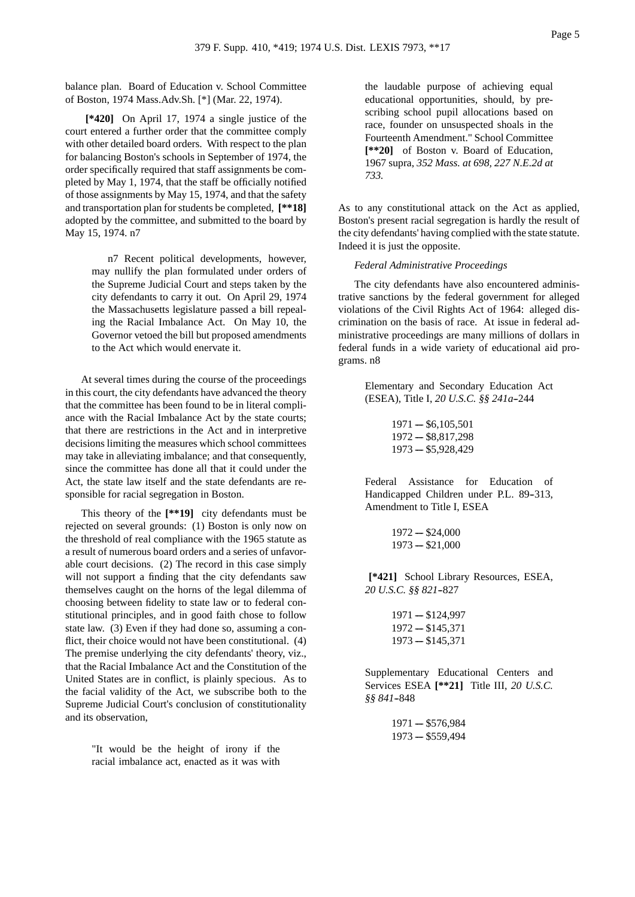balance plan. Board of Education v. School Committee of Boston, 1974 Mass.Adv.Sh. [*] (Mar. 22, 1974).

**[*420]** On April 17, 1974 a single justice of the court entered a further order that the committee comply with other detailed board orders. With respect to the plan for balancing Boston's schools in September of 1974, the order specifically required that staff assignments be completed by May 1, 1974, that the staff be officially notified of those assignments by May 15, 1974, and that the safety and transportation plan for students be completed, **[**18]** adopted by the committee, and submitted to the board by May 15, 1974. n7

> n7 Recent political developments, however, may nullify the plan formulated under orders of the Supreme Judicial Court and steps taken by the city defendants to carry it out. On April 29, 1974 the Massachusetts legislature passed a bill repealing the Racial Imbalance Act. On May 10, the Governor vetoed the bill but proposed amendments to the Act which would enervate it.

At several times during the course of the proceedings in this court, the city defendants have advanced the theory that the committee has been found to be in literal compliance with the Racial Imbalance Act by the state courts; that there are restrictions in the Act and in interpretive decisions limiting the measures which school committees may take in alleviating imbalance; and that consequently, since the committee has done all that it could under the Act, the state law itself and the state defendants are responsible for racial segregation in Boston.

This theory of the **[**19]** city defendants must be rejected on several grounds: (1) Boston is only now on the threshold of real compliance with the 1965 statute as a result of numerous board orders and a series of unfavorable court decisions. (2) The record in this case simply will not support a finding that the city defendants saw themselves caught on the horns of the legal dilemma of choosing between fidelity to state law or to federal constitutional principles, and in good faith chose to follow state law. (3) Even if they had done so, assuming a conflict, their choice would not have been constitutional. (4) The premise underlying the city defendants' theory, viz., that the Racial Imbalance Act and the Constitution of the United States are in conflict, is plainly specious. As to the facial validity of the Act, we subscribe both to the Supreme Judicial Court's conclusion of constitutionality and its observation,

> "It would be the height of irony if the racial imbalance act, enacted as it was with the laudable purpose of achieving equal educational opportunities, should, by prescribing school pupil allocations based on race, founder on unsuspected shoals in the Fourteenth Amendment." School Committee **[**20]** of Boston v. Board of Education, 1967 supra, *352 Mass. at 698, 227 N.E.2d at 733.*

As to any constitutional attack on the Act as applied, Boston's present racial segregation is hardly the result of the city defendants' having complied with the state statute. Indeed it is just the opposite.

*Federal Administrative Proceedings*

The city defendants have also encountered administrative sanctions by the federal government for alleged violations of the Civil Rights Act of 1964: alleged discrimination on the basis of race. At issue in federal administrative proceedings are many millions of dollars in federal funds in a wide variety of educational aid programs. n8

> Elementary and Secondary Education Act (ESEA), Title I, *20 U.S.C. §§ 241a*-244
>
> 1971 -- $6,105,501
> 1972 -- $8,817,298
> 1973 -- $5,928,429
>
> Federal Assistance for Education of Handicapped Children under P.L. 89-313, Amendment to Title I, ESEA
>
> 1972 -- $24,000
> 1973 -- $21,000
>
> **[*421]** School Library Resources, ESEA, *20 U.S.C. §§ 821*-827
>
> 1971 -- $124,997
> 1972 -- $145,371
> 1973 -- $145,371
>
> Supplementary Educational Centers and Services ESEA **[**21]** Title III, *20 U.S.C. §§ 841*-848
>
> 1971 -- $576,984
> 1973 -- $559,494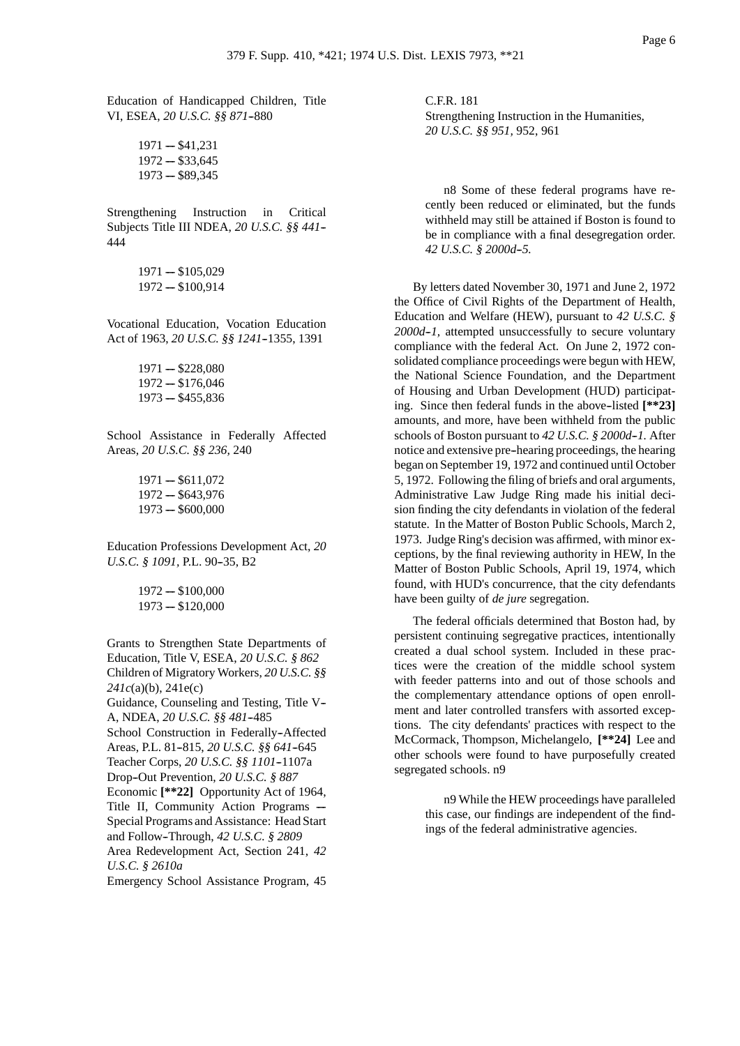Education of Handicapped Children, Title VI, ESEA, *20 U.S.C. §§ 871*-880

1971 -- $41,231
1972 -- $33,645
1973 -- $89,345

Strengthening Instruction in Critical Subjects Title III NDEA, *20 U.S.C. §§ 441*-444

1971 -- $105,029
1972 -- $100,914

Vocational Education, Vocation Education Act of 1963, *20 U.S.C. §§ 1241*-1355, 1391

1971 -- $228,080
1972 -- $176,046
1973 -- $455,836

School Assistance in Federally Affected Areas, *20 U.S.C. §§ 236*, 240

1971 -- $611,072
1972 -- $643,976
1973 -- $600,000

Education Professions Development Act, *20 U.S.C. § 1091*, P.L. 90-35, B2

1972 -- $100,000
1973 -- $120,000

Grants to Strengthen State Departments of Education, Title V, ESEA, *20 U.S.C. § 862*
Children of Migratory Workers, *20 U.S.C. §§ 241c*(a)(b), 241e(c)
Guidance, Counseling and Testing, Title V-A, NDEA, *20 U.S.C. §§ 481*-485
School Construction in Federally-Affected Areas, P.L. 81-815, *20 U.S.C. §§ 641*-645
Teacher Corps, *20 U.S.C. §§ 1101*-1107a
Drop-Out Prevention, *20 U.S.C. § 887*
Economic **[**22]** Opportunity Act of 1964, Title II, Community Action Programs -- Special Programs and Assistance: Head Start and Follow-Through, *42 U.S.C. § 2809*
Area Redevelopment Act, Section 241, *42 U.S.C. § 2610a*
Emergency School Assistance Program, 45 C.F.R. 181
Strengthening Instruction in the Humanities, *20 U.S.C. §§ 951*, 952, 961

n8 Some of these federal programs have recently been reduced or eliminated, but the funds withheld may still be attained if Boston is found to be in compliance with a final desegregation order. *42 U.S.C. § 2000d-5.*

By letters dated November 30, 1971 and June 2, 1972 the Office of Civil Rights of the Department of Health, Education and Welfare (HEW), pursuant to *42 U.S.C. § 2000d-1*, attempted unsuccessfully to secure voluntary compliance with the federal Act. On June 2, 1972 consolidated compliance proceedings were begun with HEW, the National Science Foundation, and the Department of Housing and Urban Development (HUD) participating. Since then federal funds in the above-listed **[**23]** amounts, and more, have been withheld from the public schools of Boston pursuant to *42 U.S.C. § 2000d-1*. After notice and extensive pre-hearing proceedings, the hearing began on September 19, 1972 and continued until October 5, 1972. Following the filing of briefs and oral arguments, Administrative Law Judge Ring made his initial decision finding the city defendants in violation of the federal statute. In the Matter of Boston Public Schools, March 2, 1973. Judge Ring's decision was affirmed, with minor exceptions, by the final reviewing authority in HEW, In the Matter of Boston Public Schools, April 19, 1974, which found, with HUD's concurrence, that the city defendants have been guilty of *de jure* segregation.

The federal officials determined that Boston had, by persistent continuing segregative practices, intentionally created a dual school system. Included in these practices were the creation of the middle school system with feeder patterns into and out of those schools and the complementary attendance options of open enrollment and later controlled transfers with assorted exceptions. The city defendants' practices with respect to the McCormack, Thompson, Michelangelo, **[**24]** Lee and other schools were found to have purposefully created segregated schools. n9

n9 While the HEW proceedings have paralleled this case, our findings are independent of the findings of the federal administrative agencies.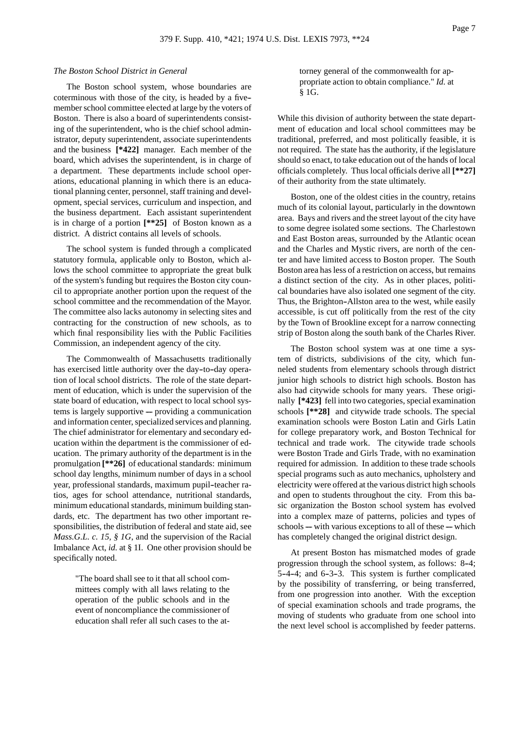*The Boston School District in General*

The Boston school system, whose boundaries are coterminous with those of the city, is headed by a five-member school committee elected at large by the voters of Boston. There is also a board of superintendents consisting of the superintendent, who is the chief school administrator, deputy superintendent, associate superintendents and the business **[*422]** manager. Each member of the board, which advises the superintendent, is in charge of a department. These departments include school operations, educational planning in which there is an educational planning center, personnel, staff training and development, special services, curriculum and inspection, and the business department. Each assistant superintendent is in charge of a portion **[**25]** of Boston known as a district. A district contains all levels of schools.

The school system is funded through a complicated statutory formula, applicable only to Boston, which allows the school committee to appropriate the great bulk of the system's funding but requires the Boston city council to appropriate another portion upon the request of the school committee and the recommendation of the Mayor. The committee also lacks autonomy in selecting sites and contracting for the construction of new schools, as to which final responsibility lies with the Public Facilities Commission, an independent agency of the city.

The Commonwealth of Massachusetts traditionally has exercised little authority over the day-to-day operation of local school districts. The role of the state department of education, which is under the supervision of the state board of education, with respect to local school systems is largely supportive -- providing a communication and information center, specialized services and planning. The chief administrator for elementary and secondary education within the department is the commissioner of education. The primary authority of the department is in the promulgation **[**26]** of educational standards: minimum school day lengths, minimum number of days in a school year, professional standards, maximum pupil-teacher ratios, ages for school attendance, nutritional standards, minimum educational standards, minimum building standards, etc. The department has two other important responsibilities, the distribution of federal and state aid, see *Mass.G.L. c. 15, § 1G*, and the supervision of the Racial Imbalance Act, *id.* at § 1I. One other provision should be specifically noted.

> "The board shall see to it that all school committees comply with all laws relating to the operation of the public schools and in the event of noncompliance the commissioner of education shall refer all such cases to the attorney general of the commonwealth for appropriate action to obtain compliance." *Id.* at § 1G.

While this division of authority between the state department of education and local school committees may be traditional, preferred, and most politically feasible, it is not required. The state has the authority, if the legislature should so enact, to take education out of the hands of local officials completely. Thus local officials derive all **[**27]** of their authority from the state ultimately.

Boston, one of the oldest cities in the country, retains much of its colonial layout, particularly in the downtown area. Bays and rivers and the street layout of the city have to some degree isolated some sections. The Charlestown and East Boston areas, surrounded by the Atlantic ocean and the Charles and Mystic rivers, are north of the center and have limited access to Boston proper. The South Boston area has less of a restriction on access, but remains a distinct section of the city. As in other places, political boundaries have also isolated one segment of the city. Thus, the Brighton-Allston area to the west, while easily accessible, is cut off politically from the rest of the city by the Town of Brookline except for a narrow connecting strip of Boston along the south bank of the Charles River.

The Boston school system was at one time a system of districts, subdivisions of the city, which funneled students from elementary schools through district junior high schools to district high schools. Boston has also had citywide schools for many years. These originally **[*423]** fell into two categories, special examination schools **[**28]** and citywide trade schools. The special examination schools were Boston Latin and Girls Latin for college preparatory work, and Boston Technical for technical and trade work. The citywide trade schools were Boston Trade and Girls Trade, with no examination required for admission. In addition to these trade schools special programs such as auto mechanics, upholstery and electricity were offered at the various district high schools and open to students throughout the city. From this basic organization the Boston school system has evolved into a complex maze of patterns, policies and types of schools -- with various exceptions to all of these -- which has completely changed the original district design.

At present Boston has mismatched modes of grade progression through the school system, as follows: 8-4; 5-4-4; and 6-3-3. This system is further complicated by the possibility of transferring, or being transferred, from one progression into another. With the exception of special examination schools and trade programs, the moving of students who graduate from one school into the next level school is accomplished by feeder patterns.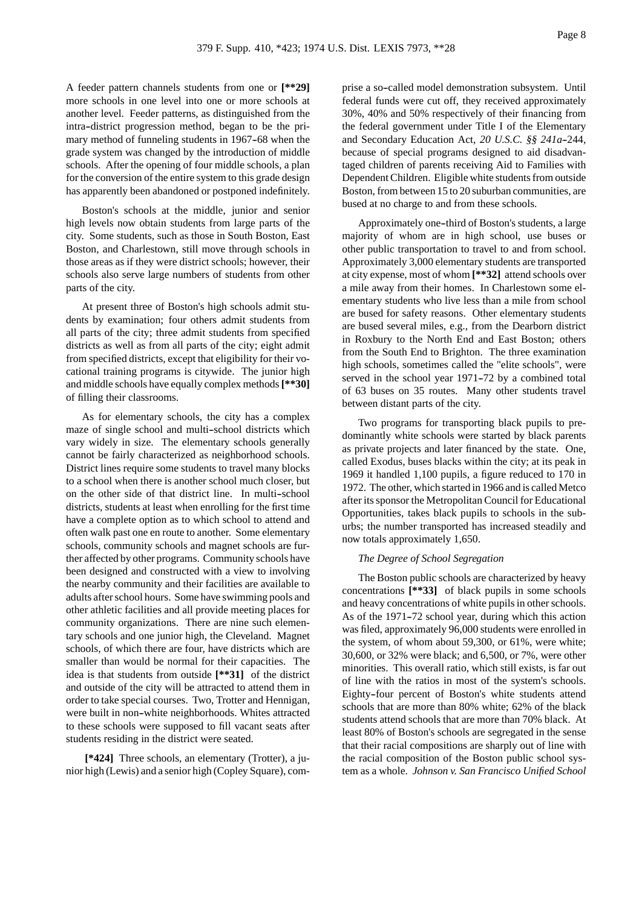A feeder pattern channels students from one or **[**29]** more schools in one level into one or more schools at another level. Feeder patterns, as distinguished from the intra-district progression method, began to be the primary method of funneling students in 1967-68 when the grade system was changed by the introduction of middle schools. After the opening of four middle schools, a plan for the conversion of the entire system to this grade design has apparently been abandoned or postponed indefinitely.

Boston's schools at the middle, junior and senior high levels now obtain students from large parts of the city. Some students, such as those in South Boston, East Boston, and Charlestown, still move through schools in those areas as if they were district schools; however, their schools also serve large numbers of students from other parts of the city.

At present three of Boston's high schools admit students by examination; four others admit students from all parts of the city; three admit students from specified districts as well as from all parts of the city; eight admit from specified districts, except that eligibility for their vocational training programs is citywide. The junior high and middle schools have equally complex methods **[**30]** of filling their classrooms.

As for elementary schools, the city has a complex maze of single school and multi-school districts which vary widely in size. The elementary schools generally cannot be fairly characterized as neighborhood schools. District lines require some students to travel many blocks to a school when there is another school much closer, but on the other side of that district line. In multi-school districts, students at least when enrolling for the first time have a complete option as to which school to attend and often walk past one en route to another. Some elementary schools, community schools and magnet schools are further affected by other programs. Community schools have been designed and constructed with a view to involving the nearby community and their facilities are available to adults after school hours. Some have swimming pools and other athletic facilities and all provide meeting places for community organizations. There are nine such elementary schools and one junior high, the Cleveland. Magnet schools, of which there are four, have districts which are smaller than would be normal for their capacities. The idea is that students from outside **[**31]** of the district and outside of the city will be attracted to attend them in order to take special courses. Two, Trotter and Hennigan, were built in non-white neighborhoods. Whites attracted to these schools were supposed to fill vacant seats after students residing in the district were seated.

**[*424]** Three schools, an elementary (Trotter), a junior high (Lewis) and a senior high (Copley Square), comprise a so-called model demonstration subsystem. Until federal funds were cut off, they received approximately 30%, 40% and 50% respectively of their financing from the federal government under Title I of the Elementary and Secondary Education Act, *20 U.S.C. §§ 241a*-244, because of special programs designed to aid disadvantaged children of parents receiving Aid to Families with Dependent Children. Eligible white students from outside Boston, from between 15 to 20 suburban communities, are bused at no charge to and from these schools.

Approximately one-third of Boston's students, a large majority of whom are in high school, use buses or other public transportation to travel to and from school. Approximately 3,000 elementary students are transported at city expense, most of whom **[**32]** attend schools over a mile away from their homes. In Charlestown some elementary students who live less than a mile from school are bused for safety reasons. Other elementary students are bused several miles, e.g., from the Dearborn district in Roxbury to the North End and East Boston; others from the South End to Brighton. The three examination high schools, sometimes called the "elite schools", were served in the school year 1971-72 by a combined total of 63 buses on 35 routes. Many other students travel between distant parts of the city.

Two programs for transporting black pupils to predominantly white schools were started by black parents as private projects and later financed by the state. One, called Exodus, buses blacks within the city; at its peak in 1969 it handled 1,100 pupils, a figure reduced to 170 in 1972. The other, which started in 1966 and is called Metco after its sponsor the Metropolitan Council for Educational Opportunities, takes black pupils to schools in the suburbs; the number transported has increased steadily and now totals approximately 1,650.

*The Degree of School Segregation*

The Boston public schools are characterized by heavy concentrations **[**33]** of black pupils in some schools and heavy concentrations of white pupils in other schools. As of the 1971-72 school year, during which this action was filed, approximately 96,000 students were enrolled in the system, of whom about 59,300, or 61%, were white; 30,600, or 32% were black; and 6,500, or 7%, were other minorities. This overall ratio, which still exists, is far out of line with the ratios in most of the system's schools. Eighty-four percent of Boston's white students attend schools that are more than 80% white; 62% of the black students attend schools that are more than 70% black. At least 80% of Boston's schools are segregated in the sense that their racial compositions are sharply out of line with the racial composition of the Boston public school system as a whole. *Johnson v. San Francisco Unified School*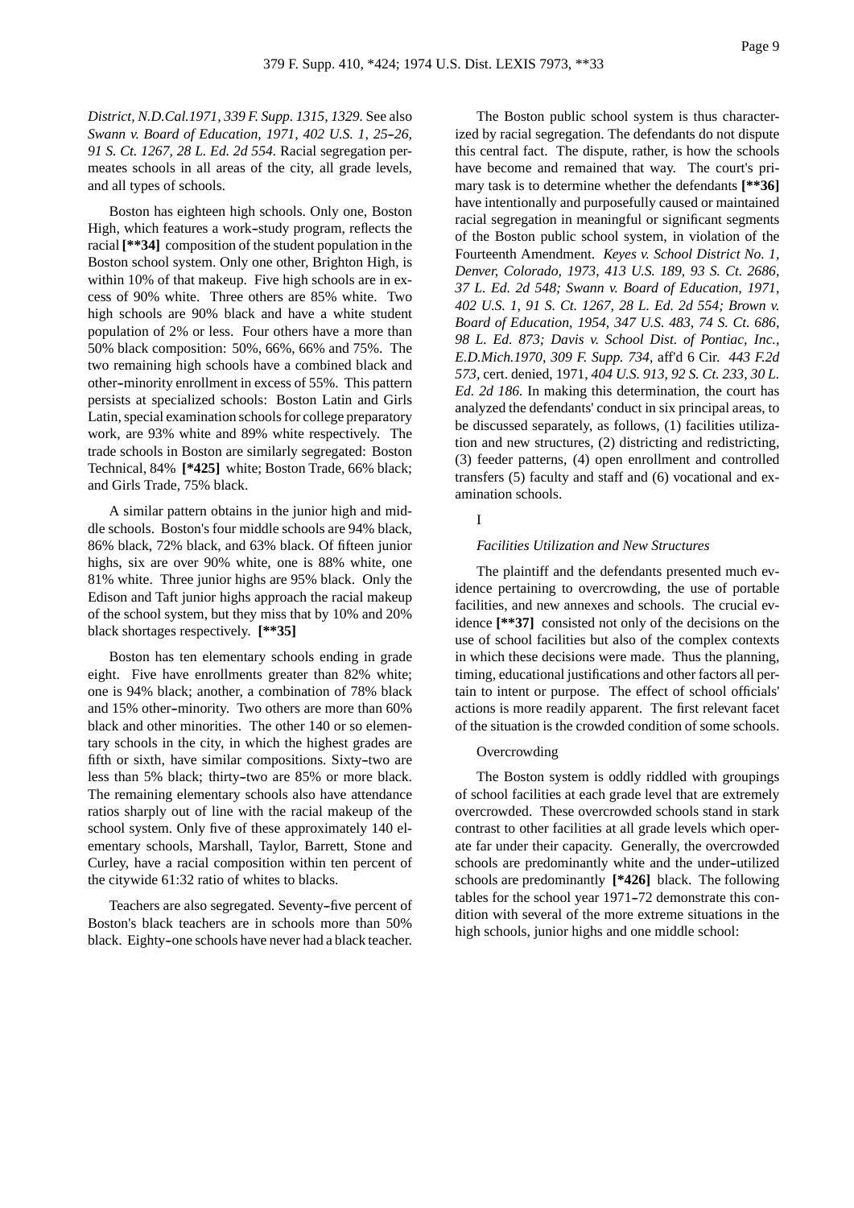*District, N.D.Cal.1971, 339 F. Supp. 1315, 1329.* See also *Swann v. Board of Education, 1971, 402 U.S. 1, 25-26, 91 S. Ct. 1267, 28 L. Ed. 2d 554.* Racial segregation permeates schools in all areas of the city, all grade levels, and all types of schools.

Boston has eighteen high schools. Only one, Boston High, which features a work-study program, reflects the racial **[\*\*34]** composition of the student population in the Boston school system. Only one other, Brighton High, is within 10% of that makeup. Five high schools are in excess of 90% white. Three others are 85% white. Two high schools are 90% black and have a white student population of 2% or less. Four others have a more than 50% black composition: 50%, 66%, 66% and 75%. The two remaining high schools have a combined black and other-minority enrollment in excess of 55%. This pattern persists at specialized schools: Boston Latin and Girls Latin, special examination schools for college preparatory work, are 93% white and 89% white respectively. The trade schools in Boston are similarly segregated: Boston Technical, 84% **[\*425]** white; Boston Trade, 66% black; and Girls Trade, 75% black.

A similar pattern obtains in the junior high and middle schools. Boston's four middle schools are 94% black, 86% black, 72% black, and 63% black. Of fifteen junior highs, six are over 90% white, one is 88% white, one 81% white. Three junior highs are 95% black. Only the Edison and Taft junior highs approach the racial makeup of the school system, but they miss that by 10% and 20% black shortages respectively. **[\*\*35]**

Boston has ten elementary schools ending in grade eight. Five have enrollments greater than 82% white; one is 94% black; another, a combination of 78% black and 15% other-minority. Two others are more than 60% black and other minorities. The other 140 or so elementary schools in the city, in which the highest grades are fifth or sixth, have similar compositions. Sixty-two are less than 5% black; thirty-two are 85% or more black. The remaining elementary schools also have attendance ratios sharply out of line with the racial makeup of the school system. Only five of these approximately 140 elementary schools, Marshall, Taylor, Barrett, Stone and Curley, have a racial composition within ten percent of the citywide 61:32 ratio of whites to blacks.

Teachers are also segregated. Seventy-five percent of Boston's black teachers are in schools more than 50% black. Eighty-one schools have never had a black teacher.

The Boston public school system is thus characterized by racial segregation. The defendants do not dispute this central fact. The dispute, rather, is how the schools have become and remained that way. The court's primary task is to determine whether the defendants **[\*\*36]** have intentionally and purposefully caused or maintained racial segregation in meaningful or significant segments of the Boston public school system, in violation of the Fourteenth Amendment. *Keyes v. School District No. 1, Denver, Colorado, 1973, 413 U.S. 189, 93 S. Ct. 2686, 37 L. Ed. 2d 548; Swann v. Board of Education, 1971, 402 U.S. 1, 91 S. Ct. 1267, 28 L. Ed. 2d 554; Brown v. Board of Education, 1954, 347 U.S. 483, 74 S. Ct. 686, 98 L. Ed. 873; Davis v. School Dist. of Pontiac, Inc., E.D.Mich.1970, 309 F. Supp. 734,* aff'd 6 Cir. *443 F.2d 573,* cert. denied, 1971, *404 U.S. 913, 92 S. Ct. 233, 30 L. Ed. 2d 186.* In making this determination, the court has analyzed the defendants' conduct in six principal areas, to be discussed separately, as follows, (1) facilities utilization and new structures, (2) districting and redistricting, (3) feeder patterns, (4) open enrollment and controlled transfers (5) faculty and staff and (6) vocational and examination schools.

I

*Facilities Utilization and New Structures*

The plaintiff and the defendants presented much evidence pertaining to overcrowding, the use of portable facilities, and new annexes and schools. The crucial evidence **[\*\*37]** consisted not only of the decisions on the use of school facilities but also of the complex contexts in which these decisions were made. Thus the planning, timing, educational justifications and other factors all pertain to intent or purpose. The effect of school officials' actions is more readily apparent. The first relevant facet of the situation is the crowded condition of some schools.

Overcrowding

The Boston system is oddly riddled with groupings of school facilities at each grade level that are extremely overcrowded. These overcrowded schools stand in stark contrast to other facilities at all grade levels which operate far under their capacity. Generally, the overcrowded schools are predominantly white and the under-utilized schools are predominantly **[\*426]** black. The following tables for the school year 1971-72 demonstrate this condition with several of the more extreme situations in the high schools, junior highs and one middle school: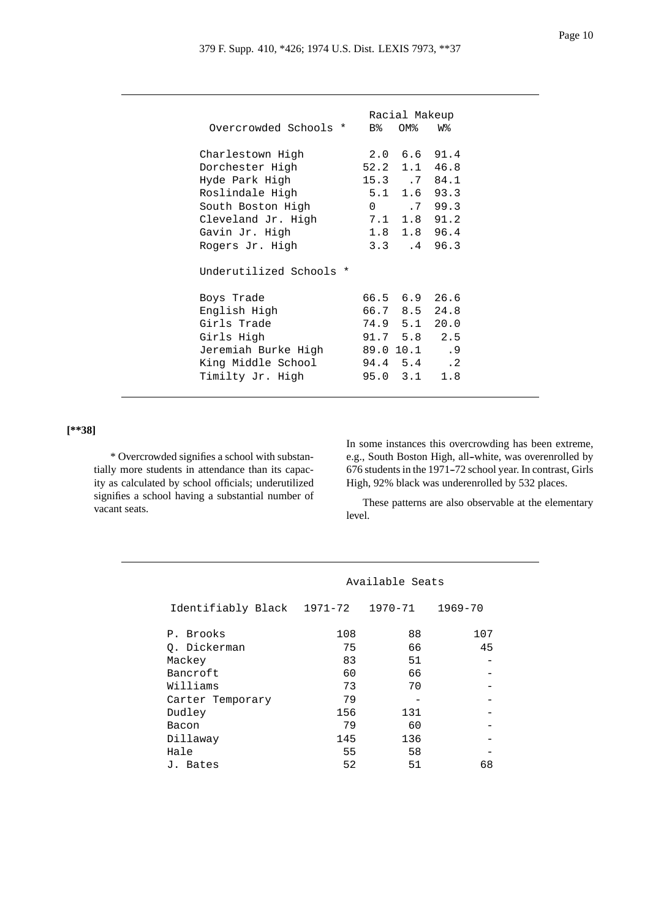| Overcrowded Schools * | Racial Makeup B% | OM% | W% |
|---|---|---|---|
| Charlestown High | 2.0 | 6.6 | 91.4 |
| Dorchester High | 52.2 | 1.1 | 46.8 |
| Hyde Park High | 15.3 | .7 | 84.1 |
| Roslindale High | 5.1 | 1.6 | 93.3 |
| South Boston High | 0 | .7 | 99.3 |
| Cleveland Jr. High | 7.1 | 1.8 | 91.2 |
| Gavin Jr. High | 1.8 | 1.8 | 96.4 |
| Rogers Jr. High | 3.3 | .4 | 96.3 |
| **Underutilized Schools *** | | | |
| Boys Trade | 66.5 | 6.9 | 26.6 |
| English High | 66.7 | 8.5 | 24.8 |
| Girls Trade | 74.9 | 5.1 | 20.0 |
| Girls High | 91.7 | 5.8 | 2.5 |
| Jeremiah Burke High | 89.0 | 10.1 | .9 |
| King Middle School | 94.4 | 5.4 | .2 |
| Timilty Jr. High | 95.0 | 3.1 | 1.8 |

[**38]

* Overcrowded signifies a school with substantially more students in attendance than its capacity as calculated by school officials; underutilized signifies a school having a substantial number of vacant seats.

In some instances this overcrowding has been extreme, e.g., South Boston High, all-white, was overenrolled by 676 students in the 1971-72 school year. In contrast, Girls High, 92% black was underenrolled by 532 places.

These patterns are also observable at the elementary level.

| Identifiably Black | Available Seats 1971-72 | 1970-71 | 1969-70 |
|---|---|---|---|
| P. Brooks | 108 | 88 | 107 |
| Q. Dickerman | 75 | 66 | 45 |
| Mackey | 83 | 51 | - |
| Bancroft | 60 | 66 | - |
| Williams | 73 | 70 | - |
| Carter Temporary | 79 | - | - |
| Dudley | 156 | 131 | - |
| Bacon | 79 | 60 | - |
| Dillaway | 145 | 136 | - |
| Hale | 55 | 58 | - |
| J. Bates | 52 | 51 | 68 |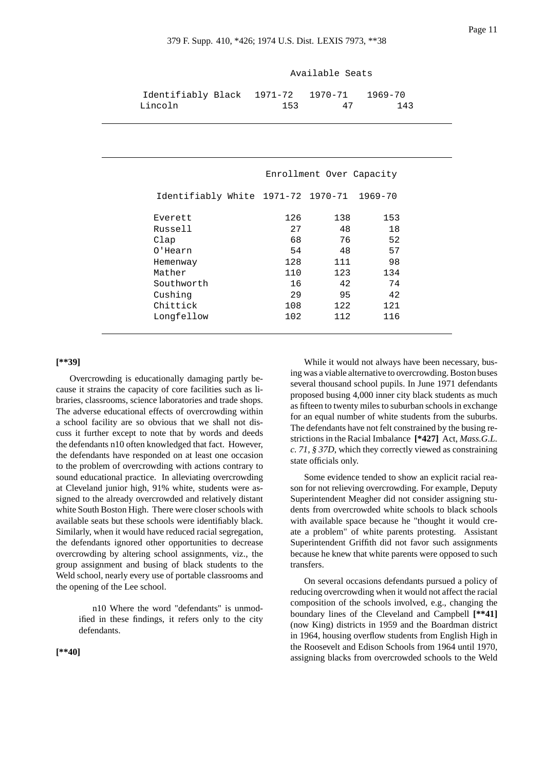| | Available Seats | | |
|---|---|---|---|
| Identifiably Black | 1971-72 | 1970-71 | 1969-70 |
| Lincoln | 153 | 47 | 143 |

| | Enrollment Over Capacity | | |
|---|---|---|---|
| Identifiably White | 1971-72 | 1970-71 | 1969-70 |
| Everett | 126 | 138 | 153 |
| Russell | 27 | 48 | 18 |
| Clap | 68 | 76 | 52 |
| O'Hearn | 54 | 48 | 57 |
| Hemenway | 128 | 111 | 98 |
| Mather | 110 | 123 | 134 |
| Southworth | 16 | 42 | 74 |
| Cushing | 29 | 95 | 42 |
| Chittick | 108 | 122 | 121 |
| Longfellow | 102 | 112 | 116 |

**[**39]**

Overcrowding is educationally damaging partly because it strains the capacity of core facilities such as libraries, classrooms, science laboratories and trade shops. The adverse educational effects of overcrowding within a school facility are so obvious that we shall not discuss it further except to note that by words and deeds the defendants n10 often knowledged that fact. However, the defendants have responded on at least one occasion to the problem of overcrowding with actions contrary to sound educational practice. In alleviating overcrowding at Cleveland junior high, 91% white, students were assigned to the already overcrowded and relatively distant white South Boston High. There were closer schools with available seats but these schools were identifiably black. Similarly, when it would have reduced racial segregation, the defendants ignored other opportunities to decrease overcrowding by altering school assignments, viz., the group assignment and busing of black students to the Weld school, nearly every use of portable classrooms and the opening of the Lee school.

> n10 Where the word "defendants" is unmodified in these findings, it refers only to the city defendants.

**[**40]**

While it would not always have been necessary, busing was a viable alternative to overcrowding. Boston buses several thousand school pupils. In June 1971 defendants proposed busing 4,000 inner city black students as much as fifteen to twenty miles to suburban schools in exchange for an equal number of white students from the suburbs. The defendants have not felt constrained by the busing restrictions in the Racial Imbalance **[*427]** Act, *Mass.G.L. c. 71, § 37D*, which they correctly viewed as constraining state officials only.

Some evidence tended to show an explicit racial reason for not relieving overcrowding. For example, Deputy Superintendent Meagher did not consider assigning students from overcrowded white schools to black schools with available space because he "thought it would create a problem" of white parents protesting. Assistant Superintendent Griffith did not favor such assignments because he knew that white parents were opposed to such transfers.

On several occasions defendants pursued a policy of reducing overcrowding when it would not affect the racial composition of the schools involved, e.g., changing the boundary lines of the Cleveland and Campbell **[**41]** (now King) districts in 1959 and the Boardman district in 1964, housing overflow students from English High in the Roosevelt and Edison Schools from 1964 until 1970, assigning blacks from overcrowded schools to the Weld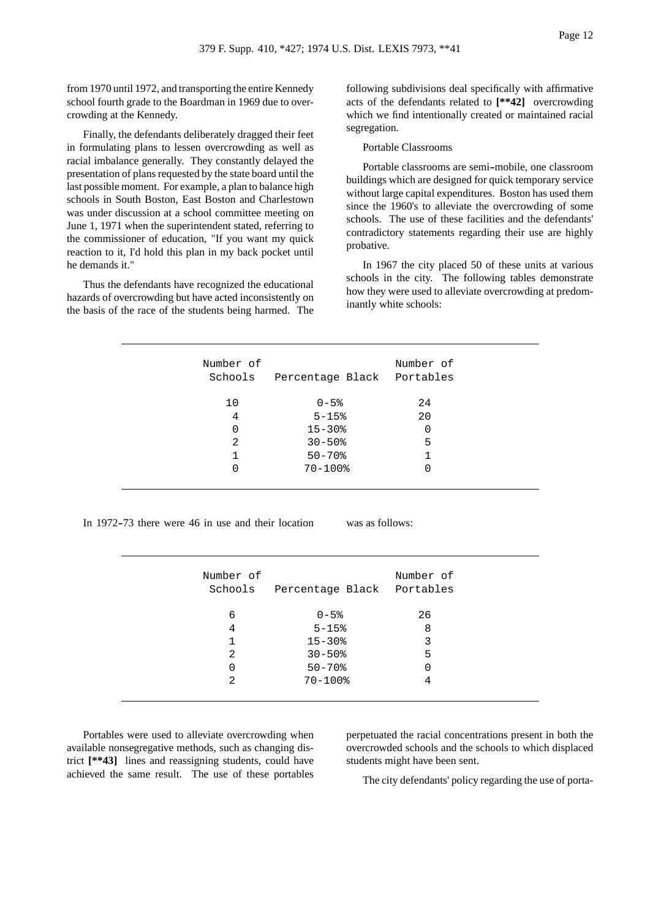from 1970 until 1972, and transporting the entire Kennedy school fourth grade to the Boardman in 1969 due to overcrowding at the Kennedy.

Finally, the defendants deliberately dragged their feet in formulating plans to lessen overcrowding as well as racial imbalance generally. They constantly delayed the presentation of plans requested by the state board until the last possible moment. For example, a plan to balance high schools in South Boston, East Boston and Charlestown was under discussion at a school committee meeting on June 1, 1971 when the superintendent stated, referring to the commissioner of education, "If you want my quick reaction to it, I'd hold this plan in my back pocket until he demands it."

Thus the defendants have recognized the educational hazards of overcrowding but have acted inconsistently on the basis of the race of the students being harmed. The following subdivisions deal specifically with affirmative acts of the defendants related to **[**42]** overcrowding which we find intentionally created or maintained racial segregation.

Portable Classrooms

Portable classrooms are semi-mobile, one classroom buildings which are designed for quick temporary service without large capital expenditures. Boston has used them since the 1960's to alleviate the overcrowding of some schools. The use of these facilities and the defendants' contradictory statements regarding their use are highly probative.

In 1967 the city placed 50 of these units at various schools in the city. The following tables demonstrate how they were used to alleviate overcrowding at predominantly white schools:

| Number of Schools | Percentage Black | Number of Portables |
|---|---|---|
| 10 | 0-5% | 24 |
| 4 | 5-15% | 20 |
| 0 | 15-30% | 0 |
| 2 | 30-50% | 5 |
| 1 | 50-70% | 1 |
| 0 | 70-100% | 0 |

In 1972-73 there were 46 in use and their location was as follows:

| Number of Schools | Percentage Black | Number of Portables |
|---|---|---|
| 6 | 0-5% | 26 |
| 4 | 5-15% | 8 |
| 1 | 15-30% | 3 |
| 2 | 30-50% | 5 |
| 0 | 50-70% | 0 |
| 2 | 70-100% | 4 |

Portables were used to alleviate overcrowding when available nonsegregative methods, such as changing district **[**43]** lines and reassigning students, could have achieved the same result. The use of these portables perpetuated the racial concentrations present in both the overcrowded schools and the schools to which displaced students might have been sent.

The city defendants' policy regarding the use of porta-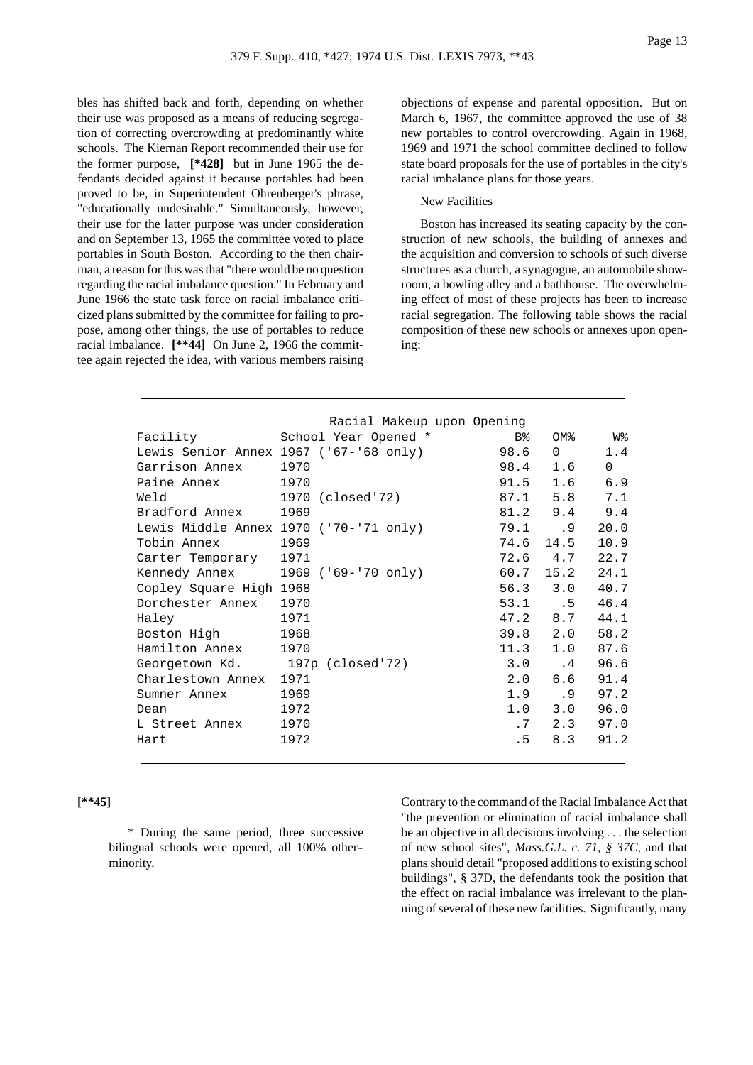bles has shifted back and forth, depending on whether their use was proposed as a means of reducing segregation of correcting overcrowding at predominantly white schools. The Kiernan Report recommended their use for the former purpose, **[*428]** but in June 1965 the defendants decided against it because portables had been proved to be, in Superintendent Ohrenberger's phrase, "educationally undesirable." Simultaneously, however, their use for the latter purpose was under consideration and on September 13, 1965 the committee voted to place portables in South Boston. According to the then chairman, a reason for this was that "there would be no question regarding the racial imbalance question." In February and June 1966 the state task force on racial imbalance criticized plans submitted by the committee for failing to propose, among other things, the use of portables to reduce racial imbalance. **[**44]** On June 2, 1966 the committee again rejected the idea, with various members raising objections of expense and parental opposition. But on March 6, 1967, the committee approved the use of 38 new portables to control overcrowding. Again in 1968, 1969 and 1971 the school committee declined to follow state board proposals for the use of portables in the city's racial imbalance plans for those years.

New Facilities

Boston has increased its seating capacity by the construction of new schools, the building of annexes and the acquisition and conversion to schools of such diverse structures as a church, a synagogue, an automobile showroom, a bowling alley and a bathhouse. The overwhelming effect of most of these projects has been to increase racial segregation. The following table shows the racial composition of these new schools or annexes upon opening:

| Facility | School Year Opened * | Racial Makeup upon Opening B% | OM% | W% |
|---|---|---|---|---|
| Lewis Senior Annex | 1967 ('67-'68 only) | 98.6 | 0 | 1.4 |
| Garrison Annex | 1970 | 98.4 | 1.6 | 0 |
| Paine Annex | 1970 | 91.5 | 1.6 | 6.9 |
| Weld | 1970 (closed'72) | 87.1 | 5.8 | 7.1 |
| Bradford Annex | 1969 | 81.2 | 9.4 | 9.4 |
| Lewis Middle Annex | 1970 ('70-'71 only) | 79.1 | .9 | 20.0 |
| Tobin Annex | 1969 | 74.6 | 14.5 | 10.9 |
| Carter Temporary | 1971 | 72.6 | 4.7 | 22.7 |
| Kennedy Annex | 1969 ('69-'70 only) | 60.7 | 15.2 | 24.1 |
| Copley Square High | 1968 | 56.3 | 3.0 | 40.7 |
| Dorchester Annex | 1970 | 53.1 | .5 | 46.4 |
| Haley | 1971 | 47.2 | 8.7 | 44.1 |
| Boston High | 1968 | 39.8 | 2.0 | 58.2 |
| Hamilton Annex | 1970 | 11.3 | 1.0 | 87.6 |
| Georgetown Kd. | 197p (closed'72) | 3.0 | .4 | 96.6 |
| Charlestown Annex | 1971 | 2.0 | 6.6 | 91.4 |
| Sumner Annex | 1969 | 1.9 | .9 | 97.2 |
| Dean | 1972 | 1.0 | 3.0 | 96.0 |
| L Street Annex | 1970 | .7 | 2.3 | 97.0 |
| Hart | 1972 | .5 | 8.3 | 91.2 |

**[**45]**

\* During the same period, three successive bilingual schools were opened, all 100% other-minority.

Contrary to the command of the Racial Imbalance Act that "the prevention or elimination of racial imbalance shall be an objective in all decisions involving . . . the selection of new school sites", *Mass.G.L. c. 71, § 37C*, and that plans should detail "proposed additions to existing school buildings", § 37D, the defendants took the position that the effect on racial imbalance was irrelevant to the planning of several of these new facilities. Significantly, many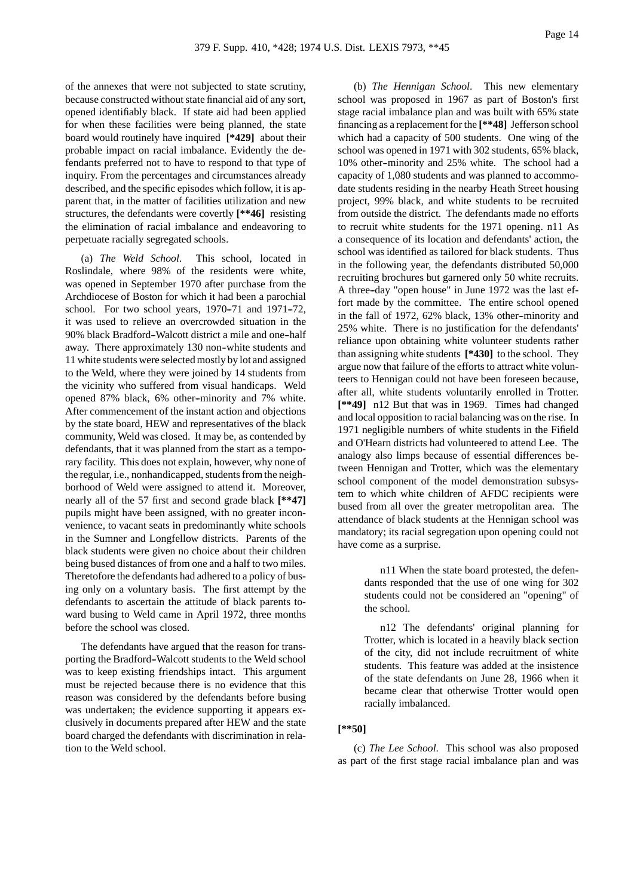of the annexes that were not subjected to state scrutiny, because constructed without state financial aid of any sort, opened identifiably black. If state aid had been applied for when these facilities were being planned, the state board would routinely have inquired **[*429]** about their probable impact on racial imbalance. Evidently the defendants preferred not to have to respond to that type of inquiry. From the percentages and circumstances already described, and the specific episodes which follow, it is apparent that, in the matter of facilities utilization and new structures, the defendants were covertly **[**46]** resisting the elimination of racial imbalance and endeavoring to perpetuate racially segregated schools.

(a) *The Weld School*. This school, located in Roslindale, where 98% of the residents were white, was opened in September 1970 after purchase from the Archdiocese of Boston for which it had been a parochial school. For two school years, 1970-71 and 1971-72, it was used to relieve an overcrowded situation in the 90% black Bradford-Walcott district a mile and one-half away. There approximately 130 non-white students and 11 white students were selected mostly by lot and assigned to the Weld, where they were joined by 14 students from the vicinity who suffered from visual handicaps. Weld opened 87% black, 6% other-minority and 7% white. After commencement of the instant action and objections by the state board, HEW and representatives of the black community, Weld was closed. It may be, as contended by defendants, that it was planned from the start as a temporary facility. This does not explain, however, why none of the regular, i.e., nonhandicapped, students from the neighborhood of Weld were assigned to attend it. Moreover, nearly all of the 57 first and second grade black **[**47]** pupils might have been assigned, with no greater inconvenience, to vacant seats in predominantly white schools in the Sumner and Longfellow districts. Parents of the black students were given no choice about their children being bused distances of from one and a half to two miles. Theretofore the defendants had adhered to a policy of busing only on a voluntary basis. The first attempt by the defendants to ascertain the attitude of black parents toward busing to Weld came in April 1972, three months before the school was closed.

The defendants have argued that the reason for transporting the Bradford-Walcott students to the Weld school was to keep existing friendships intact. This argument must be rejected because there is no evidence that this reason was considered by the defendants before busing was undertaken; the evidence supporting it appears exclusively in documents prepared after HEW and the state board charged the defendants with discrimination in relation to the Weld school.

(b) *The Hennigan School*. This new elementary school was proposed in 1967 as part of Boston's first stage racial imbalance plan and was built with 65% state financing as a replacement for the **[**48]** Jefferson school which had a capacity of 500 students. One wing of the school was opened in 1971 with 302 students, 65% black, 10% other-minority and 25% white. The school had a capacity of 1,080 students and was planned to accommodate students residing in the nearby Heath Street housing project, 99% black, and white students to be recruited from outside the district. The defendants made no efforts to recruit white students for the 1971 opening. n11 As a consequence of its location and defendants' action, the school was identified as tailored for black students. Thus in the following year, the defendants distributed 50,000 recruiting brochures but garnered only 50 white recruits. A three-day "open house" in June 1972 was the last effort made by the committee. The entire school opened in the fall of 1972, 62% black, 13% other-minority and 25% white. There is no justification for the defendants' reliance upon obtaining white volunteer students rather than assigning white students **[*430]** to the school. They argue now that failure of the efforts to attract white volunteers to Hennigan could not have been foreseen because, after all, white students voluntarily enrolled in Trotter. **[**49]** n12 But that was in 1969. Times had changed and local opposition to racial balancing was on the rise. In 1971 negligible numbers of white students in the Fifield and O'Hearn districts had volunteered to attend Lee. The analogy also limps because of essential differences between Hennigan and Trotter, which was the elementary school component of the model demonstration subsystem to which white children of AFDC recipients were bused from all over the greater metropolitan area. The attendance of black students at the Hennigan school was mandatory; its racial segregation upon opening could not have come as a surprise.

> n11 When the state board protested, the defendants responded that the use of one wing for 302 students could not be considered an "opening" of the school.

> n12 The defendants' original planning for Trotter, which is located in a heavily black section of the city, did not include recruitment of white students. This feature was added at the insistence of the state defendants on June 28, 1966 when it became clear that otherwise Trotter would open racially imbalanced.

**[**50]**

(c) *The Lee School*. This school was also proposed as part of the first stage racial imbalance plan and was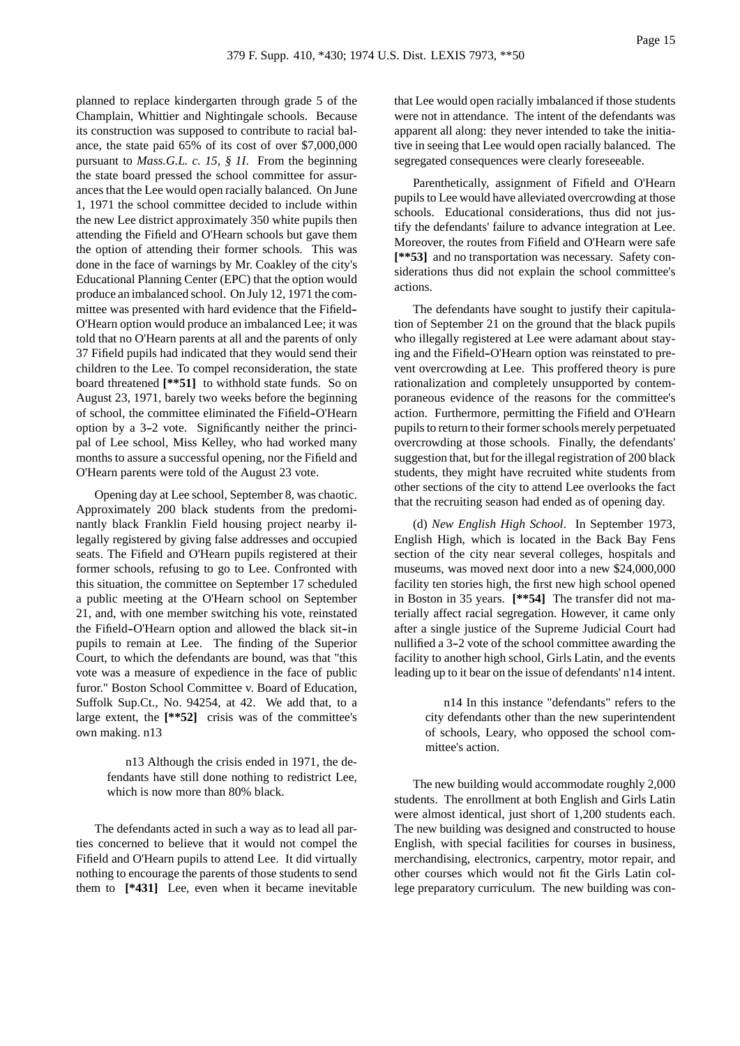planned to replace kindergarten through grade 5 of the Champlain, Whittier and Nightingale schools. Because its construction was supposed to contribute to racial balance, the state paid 65% of its cost of over $7,000,000 pursuant to *Mass.G.L. c. 15, § 1I.* From the beginning the state board pressed the school committee for assurances that the Lee would open racially balanced. On June 1, 1971 the school committee decided to include within the new Lee district approximately 350 white pupils then attending the Fifield and O'Hearn schools but gave them the option of attending their former schools. This was done in the face of warnings by Mr. Coakley of the city's Educational Planning Center (EPC) that the option would produce an imbalanced school. On July 12, 1971 the committee was presented with hard evidence that the Fifield-O'Hearn option would produce an imbalanced Lee; it was told that no O'Hearn parents at all and the parents of only 37 Fifield pupils had indicated that they would send their children to the Lee. To compel reconsideration, the state board threatened **[\*\*51]** to withhold state funds. So on August 23, 1971, barely two weeks before the beginning of school, the committee eliminated the Fifield-O'Hearn option by a 3-2 vote. Significantly neither the principal of Lee school, Miss Kelley, who had worked many months to assure a successful opening, nor the Fifield and O'Hearn parents were told of the August 23 vote.

Opening day at Lee school, September 8, was chaotic. Approximately 200 black students from the predominantly black Franklin Field housing project nearby illegally registered by giving false addresses and occupied seats. The Fifield and O'Hearn pupils registered at their former schools, refusing to go to Lee. Confronted with this situation, the committee on September 17 scheduled a public meeting at the O'Hearn school on September 21, and, with one member switching his vote, reinstated the Fifield-O'Hearn option and allowed the black sit-in pupils to remain at Lee. The finding of the Superior Court, to which the defendants are bound, was that "this vote was a measure of expedience in the face of public furor." Boston School Committee v. Board of Education, Suffolk Sup.Ct., No. 94254, at 42. We add that, to a large extent, the **[\*\*52]** crisis was of the committee's own making. n13

> n13 Although the crisis ended in 1971, the defendants have still done nothing to redistrict Lee, which is now more than 80% black.

The defendants acted in such a way as to lead all parties concerned to believe that it would not compel the Fifield and O'Hearn pupils to attend Lee. It did virtually nothing to encourage the parents of those students to send them to **[\*431]** Lee, even when it became inevitable that Lee would open racially imbalanced if those students were not in attendance. The intent of the defendants was apparent all along: they never intended to take the initiative in seeing that Lee would open racially balanced. The segregated consequences were clearly foreseeable.

Parenthetically, assignment of Fifield and O'Hearn pupils to Lee would have alleviated overcrowding at those schools. Educational considerations, thus did not justify the defendants' failure to advance integration at Lee. Moreover, the routes from Fifield and O'Hearn were safe **[\*\*53]** and no transportation was necessary. Safety considerations thus did not explain the school committee's actions.

The defendants have sought to justify their capitulation of September 21 on the ground that the black pupils who illegally registered at Lee were adamant about staying and the Fifield-O'Hearn option was reinstated to prevent overcrowding at Lee. This proffered theory is pure rationalization and completely unsupported by contemporaneous evidence of the reasons for the committee's action. Furthermore, permitting the Fifield and O'Hearn pupils to return to their former schools merely perpetuated overcrowding at those schools. Finally, the defendants' suggestion that, but for the illegal registration of 200 black students, they might have recruited white students from other sections of the city to attend Lee overlooks the fact that the recruiting season had ended as of opening day.

(d) *New English High School*. In September 1973, English High, which is located in the Back Bay Fens section of the city near several colleges, hospitals and museums, was moved next door into a new $24,000,000 facility ten stories high, the first new high school opened in Boston in 35 years. **[\*\*54]** The transfer did not materially affect racial segregation. However, it came only after a single justice of the Supreme Judicial Court had nullified a 3-2 vote of the school committee awarding the facility to another high school, Girls Latin, and the events leading up to it bear on the issue of defendants' n14 intent.

> n14 In this instance "defendants" refers to the city defendants other than the new superintendent of schools, Leary, who opposed the school committee's action.

The new building would accommodate roughly 2,000 students. The enrollment at both English and Girls Latin were almost identical, just short of 1,200 students each. The new building was designed and constructed to house English, with special facilities for courses in business, merchandising, electronics, carpentry, motor repair, and other courses which would not fit the Girls Latin college preparatory curriculum. The new building was con-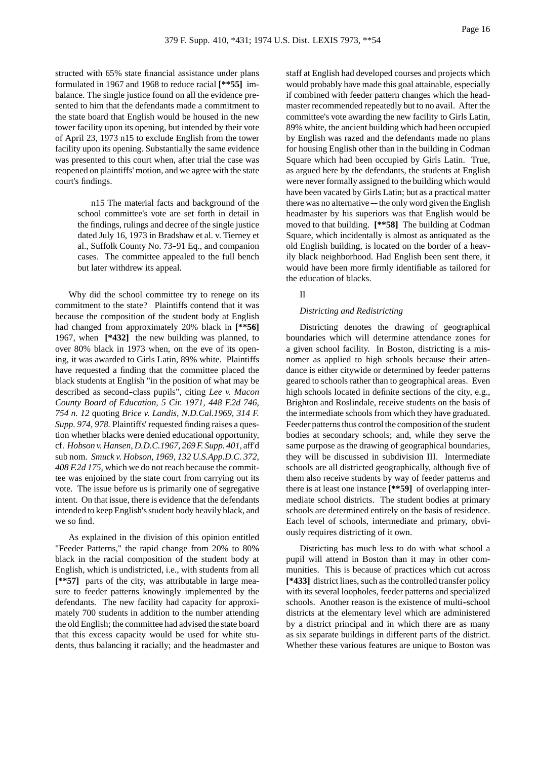structed with 65% state financial assistance under plans formulated in 1967 and 1968 to reduce racial **[**55]** imbalance. The single justice found on all the evidence presented to him that the defendants made a commitment to the state board that English would be housed in the new tower facility upon its opening, but intended by their vote of April 23, 1973 n15 to exclude English from the tower facility upon its opening. Substantially the same evidence was presented to this court when, after trial the case was reopened on plaintiffs' motion, and we agree with the state court's findings.

> n15 The material facts and background of the school committee's vote are set forth in detail in the findings, rulings and decree of the single justice dated July 16, 1973 in Bradshaw et al. v. Tierney et al., Suffolk County No. 73-91 Eq., and companion cases. The committee appealed to the full bench but later withdrew its appeal.

Why did the school committee try to renege on its commitment to the state? Plaintiffs contend that it was because the composition of the student body at English had changed from approximately 20% black in **[**56]** 1967, when **[*432]** the new building was planned, to over 80% black in 1973 when, on the eve of its opening, it was awarded to Girls Latin, 89% white. Plaintiffs have requested a finding that the committee placed the black students at English "in the position of what may be described as second-class pupils", citing *Lee v. Macon County Board of Education, 5 Cir. 1971, 448 F.2d 746, 754 n. 12* quoting *Brice v. Landis, N.D.Cal.1969, 314 F. Supp. 974, 978.* Plaintiffs' requested finding raises a question whether blacks were denied educational opportunity, cf. *Hobson v. Hansen, D.D.C.1967, 269 F. Supp. 401,* aff'd sub nom. *Smuck v. Hobson, 1969, 132 U.S.App.D.C. 372, 408 F.2d 175,* which we do not reach because the committee was enjoined by the state court from carrying out its vote. The issue before us is primarily one of segregative intent. On that issue, there is evidence that the defendants intended to keep English's student body heavily black, and we so find.

As explained in the division of this opinion entitled "Feeder Patterns," the rapid change from 20% to 80% black in the racial composition of the student body at English, which is undistricted, i.e., with students from all **[**57]** parts of the city, was attributable in large measure to feeder patterns knowingly implemented by the defendants. The new facility had capacity for approximately 700 students in addition to the number attending the old English; the committee had advised the state board that this excess capacity would be used for white students, thus balancing it racially; and the headmaster and staff at English had developed courses and projects which would probably have made this goal attainable, especially if combined with feeder pattern changes which the headmaster recommended repeatedly but to no avail. After the committee's vote awarding the new facility to Girls Latin, 89% white, the ancient building which had been occupied by English was razed and the defendants made no plans for housing English other than in the building in Codman Square which had been occupied by Girls Latin. True, as argued here by the defendants, the students at English were never formally assigned to the building which would have been vacated by Girls Latin; but as a practical matter there was no alternative -- the only word given the English headmaster by his superiors was that English would be moved to that building. **[**58]** The building at Codman Square, which incidentally is almost as antiquated as the old English building, is located on the border of a heavily black neighborhood. Had English been sent there, it would have been more firmly identifiable as tailored for the education of blacks.

II

*Districting and Redistricting*

Districting denotes the drawing of geographical boundaries which will determine attendance zones for a given school facility. In Boston, districting is a misnomer as applied to high schools because their attendance is either citywide or determined by feeder patterns geared to schools rather than to geographical areas. Even high schools located in definite sections of the city, e.g., Brighton and Roslindale, receive students on the basis of the intermediate schools from which they have graduated. Feeder patterns thus control the composition of the student bodies at secondary schools; and, while they serve the same purpose as the drawing of geographical boundaries, they will be discussed in subdivision III. Intermediate schools are all districted geographically, although five of them also receive students by way of feeder patterns and there is at least one instance **[**59]** of overlapping intermediate school districts. The student bodies at primary schools are determined entirely on the basis of residence. Each level of schools, intermediate and primary, obviously requires districting of it own.

Districting has much less to do with what school a pupil will attend in Boston than it may in other communities. This is because of practices which cut across **[*433]** district lines, such as the controlled transfer policy with its several loopholes, feeder patterns and specialized schools. Another reason is the existence of multi-school districts at the elementary level which are administered by a district principal and in which there are as many as six separate buildings in different parts of the district. Whether these various features are unique to Boston was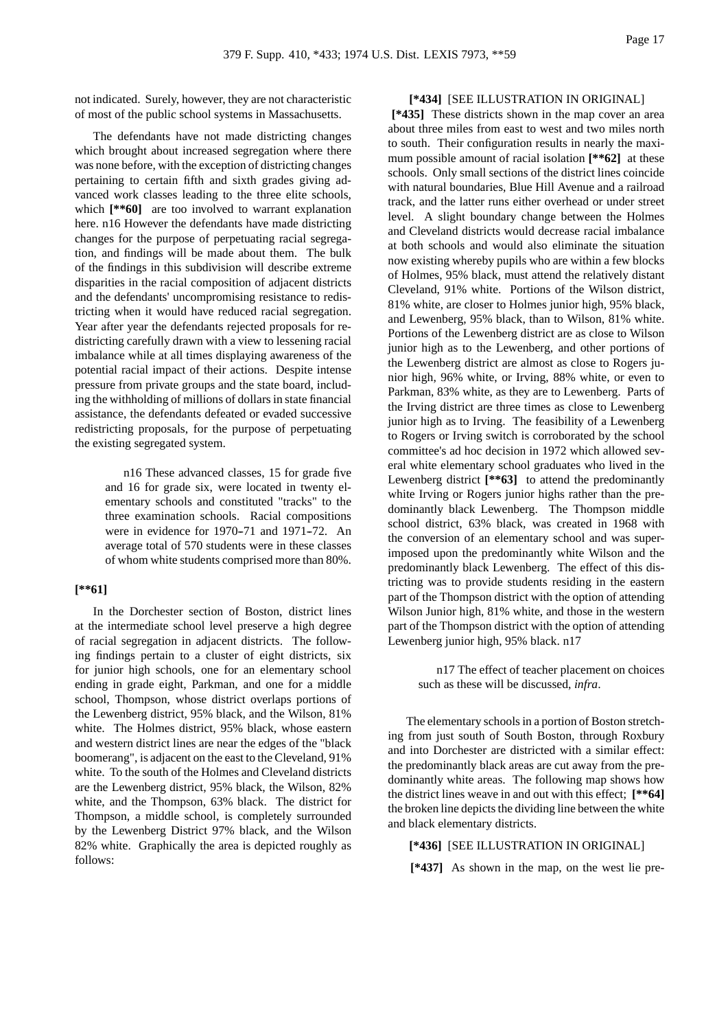not indicated. Surely, however, they are not characteristic of most of the public school systems in Massachusetts.

The defendants have not made districting changes which brought about increased segregation where there was none before, with the exception of districting changes pertaining to certain fifth and sixth grades giving advanced work classes leading to the three elite schools, which **[**60]** are too involved to warrant explanation here. n16 However the defendants have made districting changes for the purpose of perpetuating racial segregation, and findings will be made about them. The bulk of the findings in this subdivision will describe extreme disparities in the racial composition of adjacent districts and the defendants' uncompromising resistance to redistricting when it would have reduced racial segregation. Year after year the defendants rejected proposals for redistricting carefully drawn with a view to lessening racial imbalance while at all times displaying awareness of the potential racial impact of their actions. Despite intense pressure from private groups and the state board, including the withholding of millions of dollars in state financial assistance, the defendants defeated or evaded successive redistricting proposals, for the purpose of perpetuating the existing segregated system.

> n16 These advanced classes, 15 for grade five and 16 for grade six, were located in twenty elementary schools and constituted "tracks" to the three examination schools. Racial compositions were in evidence for 1970-71 and 1971-72. An average total of 570 students were in these classes of whom white students comprised more than 80%.

**[**61]**

In the Dorchester section of Boston, district lines at the intermediate school level preserve a high degree of racial segregation in adjacent districts. The following findings pertain to a cluster of eight districts, six for junior high schools, one for an elementary school ending in grade eight, Parkman, and one for a middle school, Thompson, whose district overlaps portions of the Lewenberg district, 95% black, and the Wilson, 81% white. The Holmes district, 95% black, whose eastern and western district lines are near the edges of the "black boomerang", is adjacent on the east to the Cleveland, 91% white. To the south of the Holmes and Cleveland districts are the Lewenberg district, 95% black, the Wilson, 82% white, and the Thompson, 63% black. The district for Thompson, a middle school, is completely surrounded by the Lewenberg District 97% black, and the Wilson 82% white. Graphically the area is depicted roughly as follows:

**[*434]** [SEE ILLUSTRATION IN ORIGINAL]

**[*435]** These districts shown in the map cover an area about three miles from east to west and two miles north to south. Their configuration results in nearly the maximum possible amount of racial isolation **[**62]** at these schools. Only small sections of the district lines coincide with natural boundaries, Blue Hill Avenue and a railroad track, and the latter runs either overhead or under street level. A slight boundary change between the Holmes and Cleveland districts would decrease racial imbalance at both schools and would also eliminate the situation now existing whereby pupils who are within a few blocks of Holmes, 95% black, must attend the relatively distant Cleveland, 91% white. Portions of the Wilson district, 81% white, are closer to Holmes junior high, 95% black, and Lewenberg, 95% black, than to Wilson, 81% white. Portions of the Lewenberg district are as close to Wilson junior high as to the Lewenberg, and other portions of the Lewenberg district are almost as close to Rogers junior high, 96% white, or Irving, 88% white, or even to Parkman, 83% white, as they are to Lewenberg. Parts of the Irving district are three times as close to Lewenberg junior high as to Irving. The feasibility of a Lewenberg to Rogers or Irving switch is corroborated by the school committee's ad hoc decision in 1972 which allowed several white elementary school graduates who lived in the Lewenberg district **[**63]** to attend the predominantly white Irving or Rogers junior highs rather than the predominantly black Lewenberg. The Thompson middle school district, 63% black, was created in 1968 with the conversion of an elementary school and was superimposed upon the predominantly white Wilson and the predominantly black Lewenberg. The effect of this districting was to provide students residing in the eastern part of the Thompson district with the option of attending Wilson Junior high, 81% white, and those in the western part of the Thompson district with the option of attending Lewenberg junior high, 95% black. n17

> n17 The effect of teacher placement on choices such as these will be discussed, *infra*.

The elementary schools in a portion of Boston stretching from just south of South Boston, through Roxbury and into Dorchester are districted with a similar effect: the predominantly black areas are cut away from the predominantly white areas. The following map shows how the district lines weave in and out with this effect; **[**64]** the broken line depicts the dividing line between the white and black elementary districts.

**[*436]** [SEE ILLUSTRATION IN ORIGINAL]

**[*437]** As shown in the map, on the west lie pre-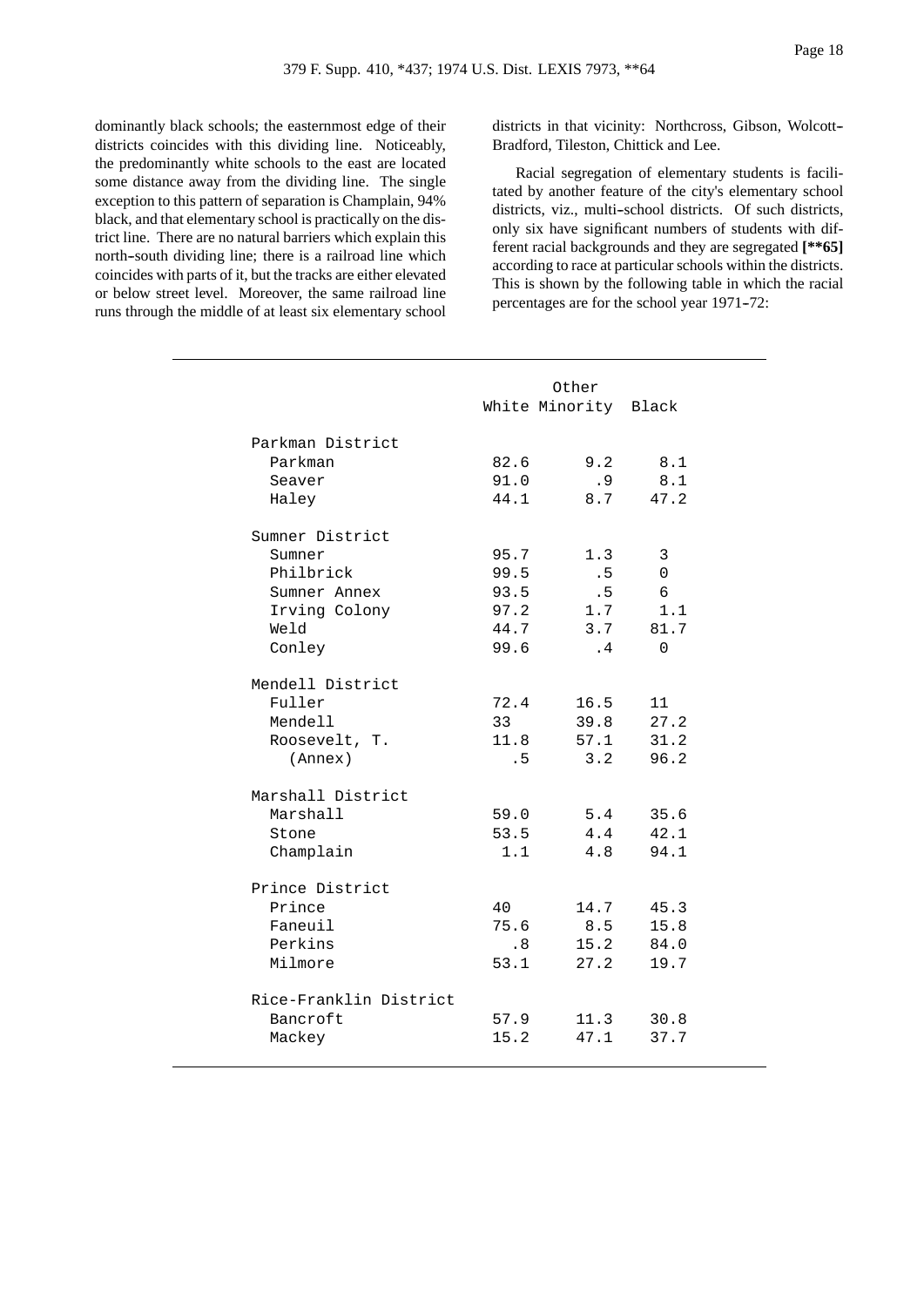dominantly black schools; the easternmost edge of their districts coincides with this dividing line. Noticeably, the predominantly white schools to the east are located some distance away from the dividing line. The single exception to this pattern of separation is Champlain, 94% black, and that elementary school is practically on the district line. There are no natural barriers which explain this north-south dividing line; there is a railroad line which coincides with parts of it, but the tracks are either elevated or below street level. Moreover, the same railroad line runs through the middle of at least six elementary school districts in that vicinity: Northcross, Gibson, Wolcott-Bradford, Tileston, Chittick and Lee.

Racial segregation of elementary students is facilitated by another feature of the city's elementary school districts, viz., multi-school districts. Of such districts, only six have significant numbers of students with different racial backgrounds and they are segregated **[**65]** according to race at particular schools within the districts. This is shown by the following table in which the racial percentages are for the school year 1971-72:

| | White | Other Minority | Black |
|---|---|---|---|
| Parkman District | | | |
| Parkman | 82.6 | 9.2 | 8.1 |
| Seaver | 91.0 | .9 | 8.1 |
| Haley | 44.1 | 8.7 | 47.2 |
| Sumner District | | | |
| Sumner | 95.7 | 1.3 | 3 |
| Philbrick | 99.5 | .5 | 0 |
| Sumner Annex | 93.5 | .5 | 6 |
| Irving Colony | 97.2 | 1.7 | 1.1 |
| Weld | 44.7 | 3.7 | 81.7 |
| Conley | 99.6 | .4 | 0 |
| Mendell District | | | |
| Fuller | 72.4 | 16.5 | 11 |
| Mendell | 33 | 39.8 | 27.2 |
| Roosevelt, T. | 11.8 | 57.1 | 31.2 |
| (Annex) | .5 | 3.2 | 96.2 |
| Marshall District | | | |
| Marshall | 59.0 | 5.4 | 35.6 |
| Stone | 53.5 | 4.4 | 42.1 |
| Champlain | 1.1 | 4.8 | 94.1 |
| Prince District | | | |
| Prince | 40 | 14.7 | 45.3 |
| Faneuil | 75.6 | 8.5 | 15.8 |
| Perkins | .8 | 15.2 | 84.0 |
| Milmore | 53.1 | 27.2 | 19.7 |
| Rice-Franklin District | | | |
| Bancroft | 57.9 | 11.3 | 30.8 |
| Mackey | 15.2 | 47.1 | 37.7 |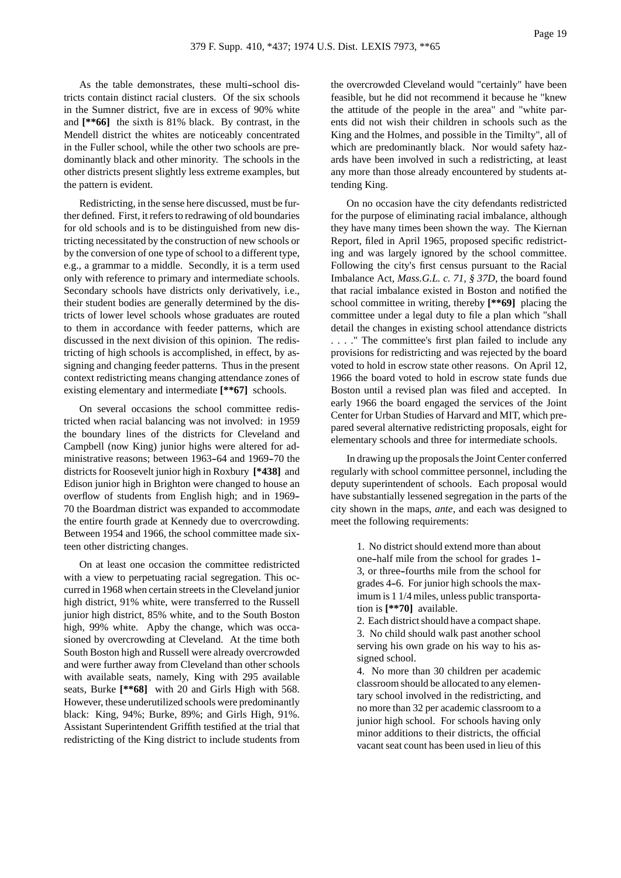As the table demonstrates, these multi-school districts contain distinct racial clusters. Of the six schools in the Sumner district, five are in excess of 90% white and **[**66]** the sixth is 81% black. By contrast, in the Mendell district the whites are noticeably concentrated in the Fuller school, while the other two schools are predominantly black and other minority. The schools in the other districts present slightly less extreme examples, but the pattern is evident.

Redistricting, in the sense here discussed, must be further defined. First, it refers to redrawing of old boundaries for old schools and is to be distinguished from new districting necessitated by the construction of new schools or by the conversion of one type of school to a different type, e.g., a grammar to a middle. Secondly, it is a term used only with reference to primary and intermediate schools. Secondary schools have districts only derivatively, i.e., their student bodies are generally determined by the districts of lower level schools whose graduates are routed to them in accordance with feeder patterns, which are discussed in the next division of this opinion. The redistricting of high schools is accomplished, in effect, by assigning and changing feeder patterns. Thus in the present context redistricting means changing attendance zones of existing elementary and intermediate **[**67]** schools.

On several occasions the school committee redistricted when racial balancing was not involved: in 1959 the boundary lines of the districts for Cleveland and Campbell (now King) junior highs were altered for administrative reasons; between 1963-64 and 1969-70 the districts for Roosevelt junior high in Roxbury **[*438]** and Edison junior high in Brighton were changed to house an overflow of students from English high; and in 1969-70 the Boardman district was expanded to accommodate the entire fourth grade at Kennedy due to overcrowding. Between 1954 and 1966, the school committee made sixteen other districting changes.

On at least one occasion the committee redistricted with a view to perpetuating racial segregation. This occurred in 1968 when certain streets in the Cleveland junior high district, 91% white, were transferred to the Russell junior high district, 85% white, and to the South Boston high, 99% white. Apby the change, which was occasioned by overcrowding at Cleveland. At the time both South Boston high and Russell were already overcrowded and were further away from Cleveland than other schools with available seats, namely, King with 295 available seats, Burke **[**68]** with 20 and Girls High with 568. However, these underutilized schools were predominantly black: King, 94%; Burke, 89%; and Girls High, 91%. Assistant Superintendent Griffith testified at the trial that redistricting of the King district to include students from the overcrowded Cleveland would "certainly" have been feasible, but he did not recommend it because he "knew the attitude of the people in the area" and "white parents did not wish their children in schools such as the King and the Holmes, and possible in the Timilty", all of which are predominantly black. Nor would safety hazards have been involved in such a redistricting, at least any more than those already encountered by students attending King.

On no occasion have the city defendants redistricted for the purpose of eliminating racial imbalance, although they have many times been shown the way. The Kiernan Report, filed in April 1965, proposed specific redistricting and was largely ignored by the school committee. Following the city's first census pursuant to the Racial Imbalance Act, *Mass.G.L. c. 71, § 37D*, the board found that racial imbalance existed in Boston and notified the school committee in writing, thereby **[**69]** placing the committee under a legal duty to file a plan which "shall detail the changes in existing school attendance districts . . . ." The committee's first plan failed to include any provisions for redistricting and was rejected by the board voted to hold in escrow state other reasons. On April 12, 1966 the board voted to hold in escrow state funds due Boston until a revised plan was filed and accepted. In early 1966 the board engaged the services of the Joint Center for Urban Studies of Harvard and MIT, which prepared several alternative redistricting proposals, eight for elementary schools and three for intermediate schools.

In drawing up the proposals the Joint Center conferred regularly with school committee personnel, including the deputy superintendent of schools. Each proposal would have substantially lessened segregation in the parts of the city shown in the maps, *ante*, and each was designed to meet the following requirements:

> 1. No district should extend more than about one-half mile from the school for grades 1-3, or three-fourths mile from the school for grades 4-6. For junior high schools the maximum is 1 1/4 miles, unless public transportation is **[**70]** available.
> 2. Each district should have a compact shape.
> 3. No child should walk past another school serving his own grade on his way to his assigned school.
> 4. No more than 30 children per academic classroom should be allocated to any elementary school involved in the redistricting, and no more than 32 per academic classroom to a junior high school. For schools having only minor additions to their districts, the official vacant seat count has been used in lieu of this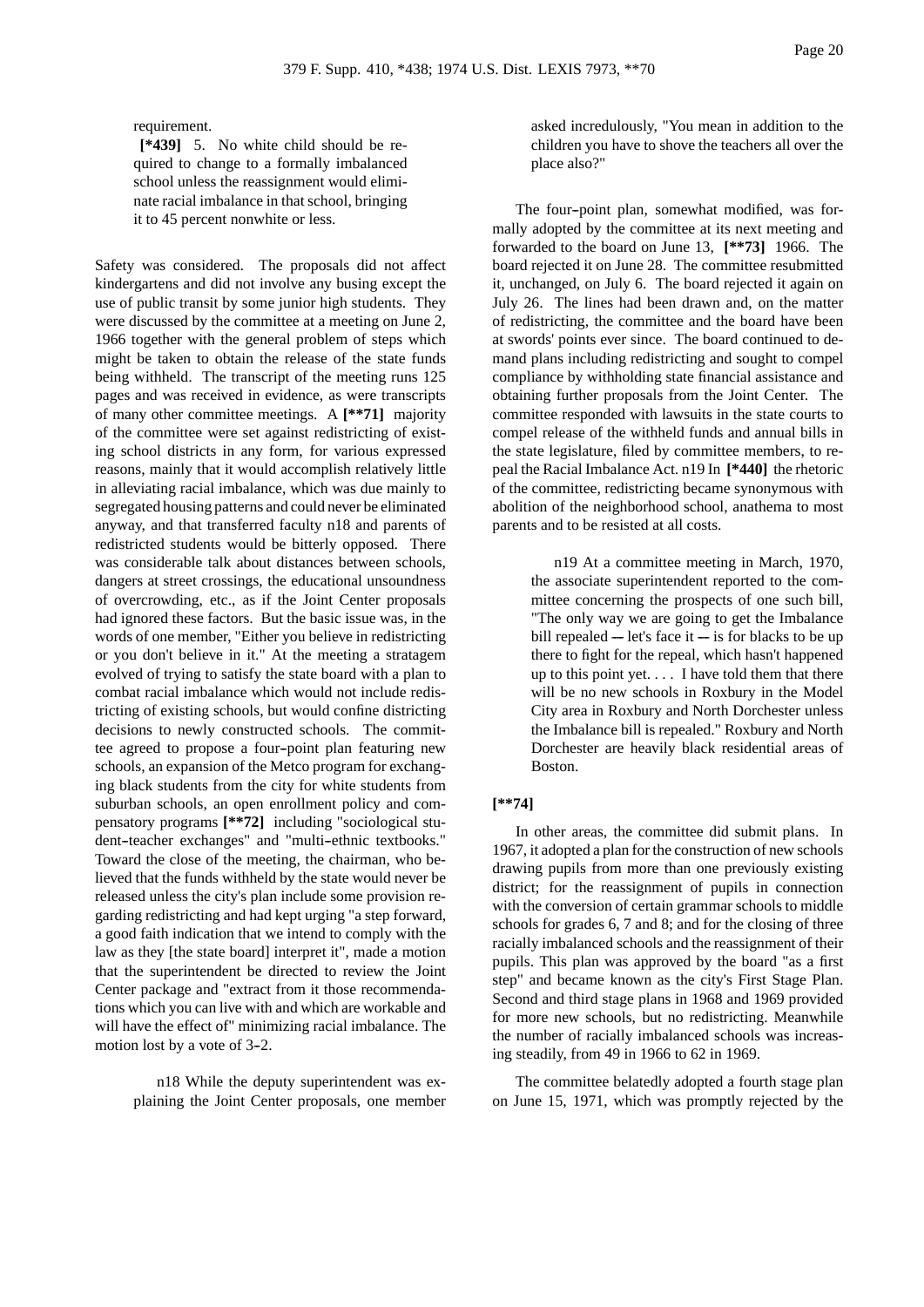requirement.

> **[\*439]** 5. No white child should be required to change to a formally imbalanced school unless the reassignment would eliminate racial imbalance in that school, bringing it to 45 percent nonwhite or less.

Safety was considered. The proposals did not affect kindergartens and did not involve any busing except the use of public transit by some junior high students. They were discussed by the committee at a meeting on June 2, 1966 together with the general problem of steps which might be taken to obtain the release of the state funds being withheld. The transcript of the meeting runs 125 pages and was received in evidence, as were transcripts of many other committee meetings. A **[\*\*71]** majority of the committee were set against redistricting of existing school districts in any form, for various expressed reasons, mainly that it would accomplish relatively little in alleviating racial imbalance, which was due mainly to segregated housing patterns and could never be eliminated anyway, and that transferred faculty n18 and parents of redistricted students would be bitterly opposed. There was considerable talk about distances between schools, dangers at street crossings, the educational unsoundness of overcrowding, etc., as if the Joint Center proposals had ignored these factors. But the basic issue was, in the words of one member, "Either you believe in redistricting or you don't believe in it." At the meeting a stratagem evolved of trying to satisfy the state board with a plan to combat racial imbalance which would not include redistricting of existing schools, but would confine districting decisions to newly constructed schools. The committee agreed to propose a four-point plan featuring new schools, an expansion of the Metco program for exchanging black students from the city for white students from suburban schools, an open enrollment policy and compensatory programs **[\*\*72]** including "sociological student-teacher exchanges" and "multi-ethnic textbooks." Toward the close of the meeting, the chairman, who believed that the funds withheld by the state would never be released unless the city's plan include some provision regarding redistricting and had kept urging "a step forward, a good faith indication that we intend to comply with the law as they [the state board] interpret it", made a motion that the superintendent be directed to review the Joint Center package and "extract from it those recommendations which you can live with and which are workable and will have the effect of" minimizing racial imbalance. The motion lost by a vote of 3-2.

> n18 While the deputy superintendent was explaining the Joint Center proposals, one member asked incredulously, "You mean in addition to the children you have to shove the teachers all over the place also?"

The four-point plan, somewhat modified, was formally adopted by the committee at its next meeting and forwarded to the board on June 13, **[\*\*73]** 1966. The board rejected it on June 28. The committee resubmitted it, unchanged, on July 6. The board rejected it again on July 26. The lines had been drawn and, on the matter of redistricting, the committee and the board have been at swords' points ever since. The board continued to demand plans including redistricting and sought to compel compliance by withholding state financial assistance and obtaining further proposals from the Joint Center. The committee responded with lawsuits in the state courts to compel release of the withheld funds and annual bills in the state legislature, filed by committee members, to repeal the Racial Imbalance Act. n19 In **[\*440]** the rhetoric of the committee, redistricting became synonymous with abolition of the neighborhood school, anathema to most parents and to be resisted at all costs.

> n19 At a committee meeting in March, 1970, the associate superintendent reported to the committee concerning the prospects of one such bill, "The only way we are going to get the Imbalance bill repealed -- let's face it -- is for blacks to be up there to fight for the repeal, which hasn't happened up to this point yet. . . . I have told them that there will be no new schools in Roxbury in the Model City area in Roxbury and North Dorchester unless the Imbalance bill is repealed." Roxbury and North Dorchester are heavily black residential areas of Boston.

**[\*\*74]**

In other areas, the committee did submit plans. In 1967, it adopted a plan for the construction of new schools drawing pupils from more than one previously existing district; for the reassignment of pupils in connection with the conversion of certain grammar schools to middle schools for grades 6, 7 and 8; and for the closing of three racially imbalanced schools and the reassignment of their pupils. This plan was approved by the board "as a first step" and became known as the city's First Stage Plan. Second and third stage plans in 1968 and 1969 provided for more new schools, but no redistricting. Meanwhile the number of racially imbalanced schools was increasing steadily, from 49 in 1966 to 62 in 1969.

The committee belatedly adopted a fourth stage plan on June 15, 1971, which was promptly rejected by the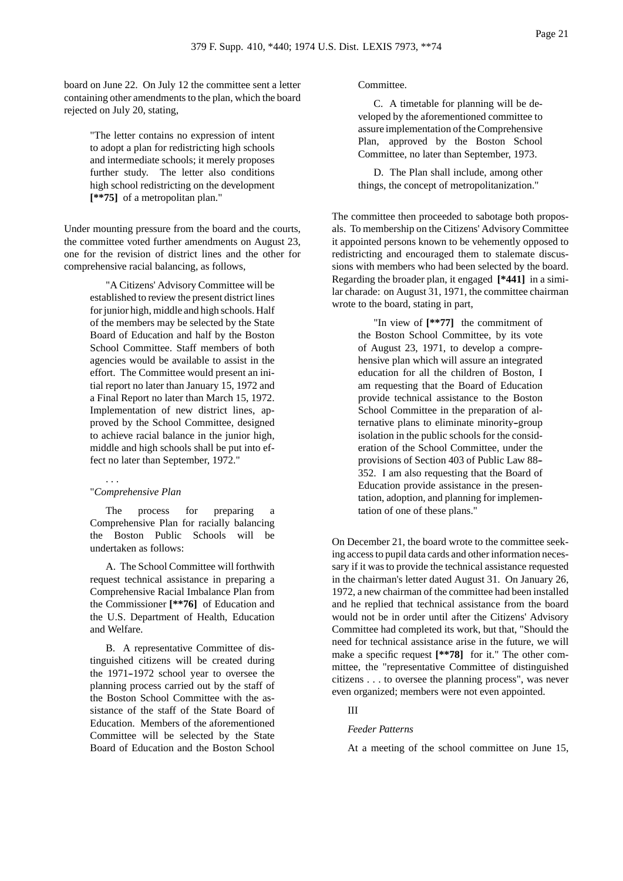board on June 22. On July 12 the committee sent a letter containing other amendments to the plan, which the board rejected on July 20, stating,

> "The letter contains no expression of intent to adopt a plan for redistricting high schools and intermediate schools; it merely proposes further study. The letter also conditions high school redistricting on the development **[\*\*75]** of a metropolitan plan."

Under mounting pressure from the board and the courts, the committee voted further amendments on August 23, one for the revision of district lines and the other for comprehensive racial balancing, as follows,

> "A Citizens' Advisory Committee will be established to review the present district lines for junior high, middle and high schools. Half of the members may be selected by the State Board of Education and half by the Boston School Committee. Staff members of both agencies would be available to assist in the effort. The Committee would present an initial report no later than January 15, 1972 and a Final Report no later than March 15, 1972. Implementation of new district lines, approved by the School Committee, designed to achieve racial balance in the junior high, middle and high schools shall be put into effect no later than September, 1972."
>
> . . .
>
> "*Comprehensive Plan*
>
> The process for preparing a Comprehensive Plan for racially balancing the Boston Public Schools will be undertaken as follows:
>
> A. The School Committee will forthwith request technical assistance in preparing a Comprehensive Racial Imbalance Plan from the Commissioner **[\*\*76]** of Education and the U.S. Department of Health, Education and Welfare.
>
> B. A representative Committee of distinguished citizens will be created during the 1971-1972 school year to oversee the planning process carried out by the staff of the Boston School Committee with the assistance of the staff of the State Board of Education. Members of the aforementioned Committee will be selected by the State Board of Education and the Boston School Committee.
>
> C. A timetable for planning will be developed by the aforementioned committee to assure implementation of the Comprehensive Plan, approved by the Boston School Committee, no later than September, 1973.
>
> D. The Plan shall include, among other things, the concept of metropolitanization."

The committee then proceeded to sabotage both proposals. To membership on the Citizens' Advisory Committee it appointed persons known to be vehemently opposed to redistricting and encouraged them to stalemate discussions with members who had been selected by the board. Regarding the broader plan, it engaged **[\*441]** in a similar charade: on August 31, 1971, the committee chairman wrote to the board, stating in part,

> "In view of **[\*\*77]** the commitment of the Boston School Committee, by its vote of August 23, 1971, to develop a comprehensive plan which will assure an integrated education for all the children of Boston, I am requesting that the Board of Education provide technical assistance to the Boston School Committee in the preparation of alternative plans to eliminate minority-group isolation in the public schools for the consideration of the School Committee, under the provisions of Section 403 of Public Law 88-352. I am also requesting that the Board of Education provide assistance in the presentation, adoption, and planning for implementation of one of these plans."

On December 21, the board wrote to the committee seeking access to pupil data cards and other information necessary if it was to provide the technical assistance requested in the chairman's letter dated August 31. On January 26, 1972, a new chairman of the committee had been installed and he replied that technical assistance from the board would not be in order until after the Citizens' Advisory Committee had completed its work, but that, "Should the need for technical assistance arise in the future, we will make a specific request **[\*\*78]** for it." The other committee, the "representative Committee of distinguished citizens . . . to oversee the planning process", was never even organized; members were not even appointed.

III

*Feeder Patterns*

At a meeting of the school committee on June 15,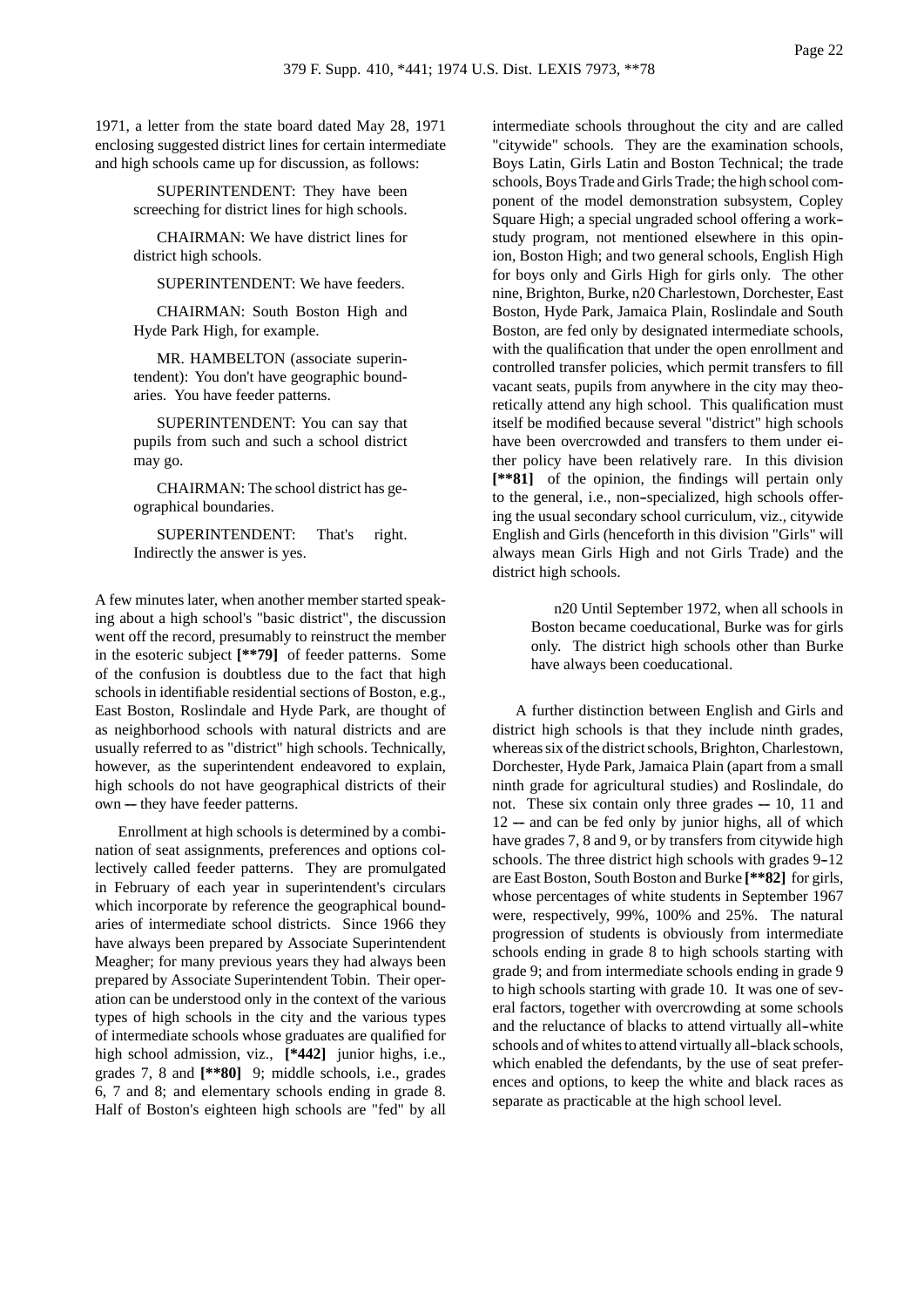1971, a letter from the state board dated May 28, 1971 enclosing suggested district lines for certain intermediate and high schools came up for discussion, as follows:

> SUPERINTENDENT: They have been screeching for district lines for high schools.
>
> CHAIRMAN: We have district lines for district high schools.
>
> SUPERINTENDENT: We have feeders.
>
> CHAIRMAN: South Boston High and Hyde Park High, for example.
>
> MR. HAMBELTON (associate superintendent): You don't have geographic boundaries. You have feeder patterns.
>
> SUPERINTENDENT: You can say that pupils from such and such a school district may go.
>
> CHAIRMAN: The school district has geographical boundaries.
>
> SUPERINTENDENT: That's right. Indirectly the answer is yes.

A few minutes later, when another member started speaking about a high school's "basic district", the discussion went off the record, presumably to reinstruct the member in the esoteric subject **[\*\*79]** of feeder patterns. Some of the confusion is doubtless due to the fact that high schools in identifiable residential sections of Boston, e.g., East Boston, Roslindale and Hyde Park, are thought of as neighborhood schools with natural districts and are usually referred to as "district" high schools. Technically, however, as the superintendent endeavored to explain, high schools do not have geographical districts of their own -- they have feeder patterns.

Enrollment at high schools is determined by a combination of seat assignments, preferences and options collectively called feeder patterns. They are promulgated in February of each year in superintendent's circulars which incorporate by reference the geographical boundaries of intermediate school districts. Since 1966 they have always been prepared by Associate Superintendent Meagher; for many previous years they had always been prepared by Associate Superintendent Tobin. Their operation can be understood only in the context of the various types of high schools in the city and the various types of intermediate schools whose graduates are qualified for high school admission, viz., **[\*442]** junior highs, i.e., grades 7, 8 and **[\*\*80]** 9; middle schools, i.e., grades 6, 7 and 8; and elementary schools ending in grade 8. Half of Boston's eighteen high schools are "fed" by all intermediate schools throughout the city and are called "citywide" schools. They are the examination schools, Boys Latin, Girls Latin and Boston Technical; the trade schools, Boys Trade and Girls Trade; the high school component of the model demonstration subsystem, Copley Square High; a special ungraded school offering a work-study program, not mentioned elsewhere in this opinion, Boston High; and two general schools, English High for boys only and Girls High for girls only. The other nine, Brighton, Burke, n20 Charlestown, Dorchester, East Boston, Hyde Park, Jamaica Plain, Roslindale and South Boston, are fed only by designated intermediate schools, with the qualification that under the open enrollment and controlled transfer policies, which permit transfers to fill vacant seats, pupils from anywhere in the city may theoretically attend any high school. This qualification must itself be modified because several "district" high schools have been overcrowded and transfers to them under either policy have been relatively rare. In this division **[\*\*81]** of the opinion, the findings will pertain only to the general, i.e., non-specialized, high schools offering the usual secondary school curriculum, viz., citywide English and Girls (henceforth in this division "Girls" will always mean Girls High and not Girls Trade) and the district high schools.

> n20 Until September 1972, when all schools in Boston became coeducational, Burke was for girls only. The district high schools other than Burke have always been coeducational.

A further distinction between English and Girls and district high schools is that they include ninth grades, whereas six of the district schools, Brighton, Charlestown, Dorchester, Hyde Park, Jamaica Plain (apart from a small ninth grade for agricultural studies) and Roslindale, do not. These six contain only three grades -- 10, 11 and 12 -- and can be fed only by junior highs, all of which have grades 7, 8 and 9, or by transfers from citywide high schools. The three district high schools with grades 9-12 are East Boston, South Boston and Burke **[\*\*82]** for girls, whose percentages of white students in September 1967 were, respectively, 99%, 100% and 25%. The natural progression of students is obviously from intermediate schools ending in grade 8 to high schools starting with grade 9; and from intermediate schools ending in grade 9 to high schools starting with grade 10. It was one of several factors, together with overcrowding at some schools and the reluctance of blacks to attend virtually all-white schools and of whites to attend virtually all-black schools, which enabled the defendants, by the use of seat preferences and options, to keep the white and black races as separate as practicable at the high school level.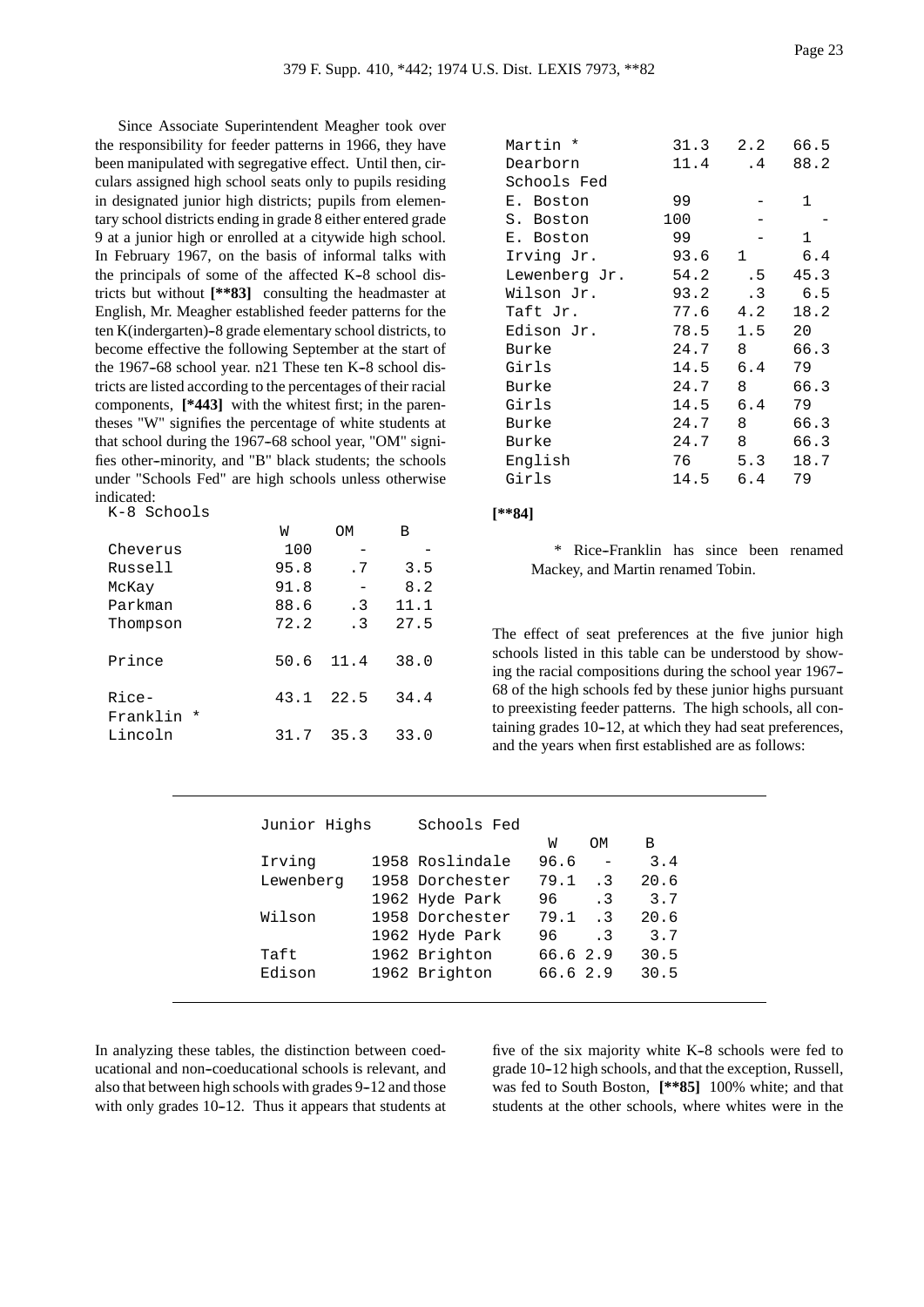Since Associate Superintendent Meagher took over the responsibility for feeder patterns in 1966, they have been manipulated with segregative effect. Until then, circulars assigned high school seats only to pupils residing in designated junior high districts; pupils from elementary school districts ending in grade 8 either entered grade 9 at a junior high or enrolled at a citywide high school. In February 1967, on the basis of informal talks with the principals of some of the affected K-8 school districts but without **[**83]** consulting the headmaster at English, Mr. Meagher established feeder patterns for the ten K(indergarten)-8 grade elementary school districts, to become effective the following September at the start of the 1967-68 school year. n21 These ten K-8 school districts are listed according to the percentages of their racial components, **[*443]** with the whitest first; in the parentheses "W" signifies the percentage of white students at that school during the 1967-68 school year, "OM" signifies other-minority, and "B" black students; the schools under "Schools Fed" are high schools unless otherwise indicated:

| K-8 Schools | W | OM | B |
|---|---|---|---|
| Cheverus | 100 | - | - |
| Russell | 95.8 | .7 | 3.5 |
| McKay | 91.8 | - | 8.2 |
| Parkman | 88.6 | .3 | 11.1 |
| Thompson | 72.2 | .3 | 27.5 |
| Prince | 50.6 | 11.4 | 38.0 |
| Rice-Franklin * | 43.1 | 22.5 | 34.4 |
| Lincoln | 31.7 | 35.3 | 33.0 |
| Martin * | 31.3 | 2.2 | 66.5 |
| Dearborn | 11.4 | .4 | 88.2 |
| **Schools Fed** | | | |
| E. Boston | 99 | - | 1 |
| S. Boston | 100 | - | - |
| E. Boston | 99 | - | 1 |
| Irving Jr. | 93.6 | 1 | 6.4 |
| Lewenberg Jr. | 54.2 | .5 | 45.3 |
| Wilson Jr. | 93.2 | .3 | 6.5 |
| Taft Jr. | 77.6 | 4.2 | 18.2 |
| Edison Jr. | 78.5 | 1.5 | 20 |
| Burke | 24.7 | 8 | 66.3 |
| Girls | 14.5 | 6.4 | 79 |
| Burke | 24.7 | 8 | 66.3 |
| Girls | 14.5 | 6.4 | 79 |
| Burke | 24.7 | 8 | 66.3 |
| Burke | 24.7 | 8 | 66.3 |
| English | 76 | 5.3 | 18.7 |
| Girls | 14.5 | 6.4 | 79 |

**[**84]**

\* Rice-Franklin has since been renamed Mackey, and Martin renamed Tobin.

The effect of seat preferences at the five junior high schools listed in this table can be understood by showing the racial compositions during the school year 1967-68 of the high schools fed by these junior highs pursuant to preexisting feeder patterns. The high schools, all containing grades 10-12, at which they had seat preferences, and the years when first established are as follows:

| Junior Highs | Schools Fed | W | OM | B |
|---|---|---|---|---|
| Irving | 1958 Roslindale | 96.6 | - | 3.4 |
| Lewenberg | 1958 Dorchester | 79.1 | .3 | 20.6 |
| | 1962 Hyde Park | 96 | .3 | 3.7 |
| Wilson | 1958 Dorchester | 79.1 | .3 | 20.6 |
| | 1962 Hyde Park | 96 | .3 | 3.7 |
| Taft | 1962 Brighton | 66.6 | 2.9 | 30.5 |
| Edison | 1962 Brighton | 66.6 | 2.9 | 30.5 |

In analyzing these tables, the distinction between coeducational and non-coeducational schools is relevant, and also that between high schools with grades 9-12 and those with only grades 10-12. Thus it appears that students at five of the six majority white K-8 schools were fed to grade 10-12 high schools, and that the exception, Russell, was fed to South Boston, **[**85]** 100% white; and that students at the other schools, where whites were in the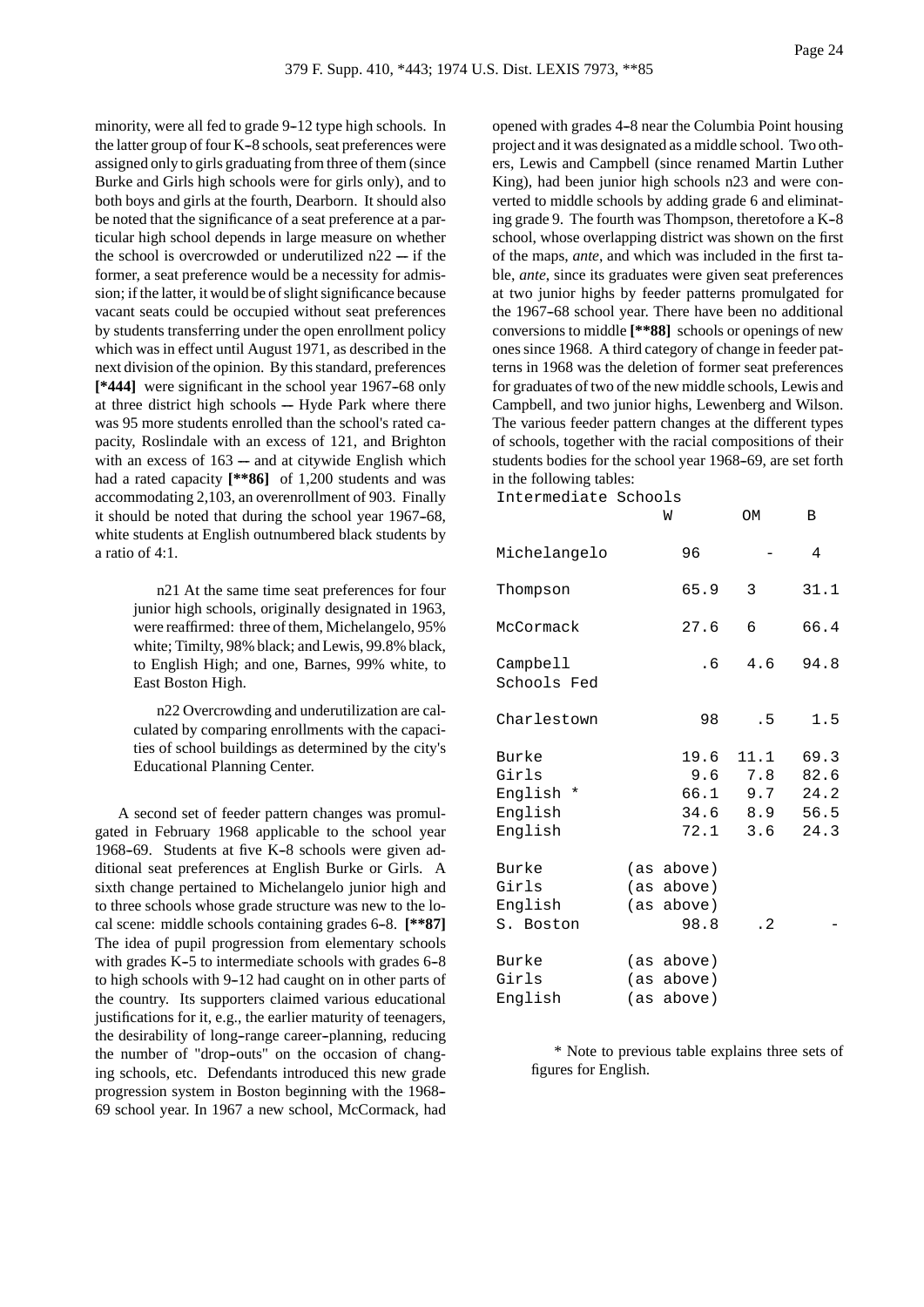minority, were all fed to grade 9-12 type high schools. In the latter group of four K-8 schools, seat preferences were assigned only to girls graduating from three of them (since Burke and Girls high schools were for girls only), and to both boys and girls at the fourth, Dearborn. It should also be noted that the significance of a seat preference at a particular high school depends in large measure on whether the school is overcrowded or underutilized n22 -- if the former, a seat preference would be a necessity for admission; if the latter, it would be of slight significance because vacant seats could be occupied without seat preferences by students transferring under the open enrollment policy which was in effect until August 1971, as described in the next division of the opinion. By this standard, preferences **[*444]** were significant in the school year 1967-68 only at three district high schools -- Hyde Park where there was 95 more students enrolled than the school's rated capacity, Roslindale with an excess of 121, and Brighton with an excess of 163 -- and at citywide English which had a rated capacity **[**86]** of 1,200 students and was accommodating 2,103, an overenrollment of 903. Finally it should be noted that during the school year 1967-68, white students at English outnumbered black students by a ratio of 4:1.

n21 At the same time seat preferences for four junior high schools, originally designated in 1963, were reaffirmed: three of them, Michelangelo, 95% white; Timilty, 98% black; and Lewis, 99.8% black, to English High; and one, Barnes, 99% white, to East Boston High.

n22 Overcrowding and underutilization are calculated by comparing enrollments with the capacities of school buildings as determined by the city's Educational Planning Center.

A second set of feeder pattern changes was promulgated in February 1968 applicable to the school year 1968-69. Students at five K-8 schools were given additional seat preferences at English Burke or Girls. A sixth change pertained to Michelangelo junior high and to three schools whose grade structure was new to the local scene: middle schools containing grades 6-8. **[**87]** The idea of pupil progression from elementary schools with grades K-5 to intermediate schools with grades 6-8 to high schools with 9-12 had caught on in other parts of the country. Its supporters claimed various educational justifications for it, e.g., the earlier maturity of teenagers, the desirability of long-range career-planning, reducing the number of "drop-outs" on the occasion of changing schools, etc. Defendants introduced this new grade progression system in Boston beginning with the 1968-69 school year. In 1967 a new school, McCormack, had opened with grades 4-8 near the Columbia Point housing project and it was designated as a middle school. Two others, Lewis and Campbell (since renamed Martin Luther King), had been junior high schools n23 and were converted to middle schools by adding grade 6 and eliminating grade 9. The fourth was Thompson, theretofore a K-8 school, whose overlapping district was shown on the first of the maps, *ante*, and which was included in the first table, *ante*, since its graduates were given seat preferences at two junior highs by feeder patterns promulgated for the 1967-68 school year. There have been no additional conversions to middle **[**88]** schools or openings of new ones since 1968. A third category of change in feeder patterns in 1968 was the deletion of former seat preferences for graduates of two of the new middle schools, Lewis and Campbell, and two junior highs, Lewenberg and Wilson. The various feeder pattern changes at the different types of schools, together with the racial compositions of their students bodies for the school year 1968-69, are set forth in the following tables:

| Intermediate Schools | W | OM | B |
|---|---|---|---|
| Michelangelo | 96 | - | 4 |
| Thompson | 65.9 | 3 | 31.1 |
| McCormack | 27.6 | 6 | 66.4 |
| Campbell | .6 | 4.6 | 94.8 |
| Schools Fed | | | |
| Charlestown | 98 | .5 | 1.5 |
| Burke | 19.6 | 11.1 | 69.3 |
| Girls | 9.6 | 7.8 | 82.6 |
| English * | 66.1 | 9.7 | 24.2 |
| English | 34.6 | 8.9 | 56.5 |
| English | 72.1 | 3.6 | 24.3 |
| Burke | (as above) | | |
| Girls | (as above) | | |
| English | (as above) | | |
| S. Boston | 98.8 | .2 | - |
| Burke | (as above) | | |
| Girls | (as above) | | |
| English | (as above) | | |

* Note to previous table explains three sets of figures for English.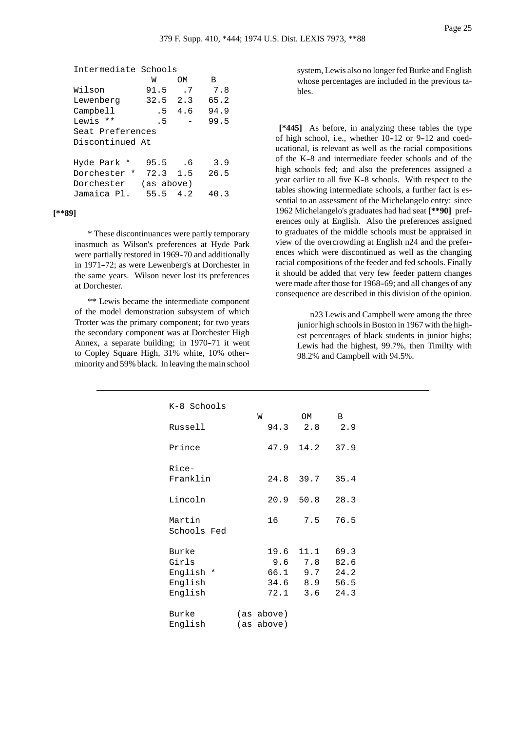| Intermediate Schools | W | OM | B |
|---|---|---|---|
| Wilson | 91.5 | .7 | 7.8 |
| Lewenberg | 32.5 | 2.3 | 65.2 |
| Campbell | .5 | 4.6 | 94.9 |
| Lewis ** | .5 | - | 99.5 |
| Seat Preferences Discontinued At | | | |
| Hyde Park * | 95.5 | .6 | 3.9 |
| Dorchester * | 72.3 | 1.5 | 26.5 |
| Dorchester | (as above) | | |
| Jamaica Pl. | 55.5 | 4.2 | 40.3 |

[**89]

* These discontinuances were partly temporary inasmuch as Wilson's preferences at Hyde Park were partially restored in 1969-70 and additionally in 1971-72; as were Lewenberg's at Dorchester in the same years. Wilson never lost its preferences at Dorchester.

** Lewis became the intermediate component of the model demonstration subsystem of which Trotter was the primary component; for two years the secondary component was at Dorchester High Annex, a separate building; in 1970-71 it went to Copley Square High, 31% white, 10% other-minority and 59% black. In leaving the main school system, Lewis also no longer fed Burke and English whose percentages are included in the previous tables.

[*445] As before, in analyzing these tables the type of high school, i.e., whether 10-12 or 9-12 and coeducational, is relevant as well as the racial compositions of the K-8 and intermediate feeder schools and of the high schools fed; and also the preferences assigned a year earlier to all five K-8 schools. With respect to the tables showing intermediate schools, a further fact is essential to an assessment of the Michelangelo entry: since 1962 Michelangelo's graduates had had seat [**90] preferences only at English. Also the preferences assigned to graduates of the middle schools must be appraised in view of the overcrowding at English n24 and the preferences which were discontinued as well as the changing racial compositions of the feeder and fed schools. Finally it should be added that very few feeder pattern changes were made after those for 1968-69; and all changes of any consequence are described in this division of the opinion.

n23 Lewis and Campbell were among the three junior high schools in Boston in 1967 with the highest percentages of black students in junior highs; Lewis had the highest, 99.7%, then Timilty with 98.2% and Campbell with 94.5%.

| K-8 Schools | W | OM | B |
|---|---|---|---|
| Russell | 94.3 | 2.8 | 2.9 |
| Prince | 47.9 | 14.2 | 37.9 |
| Rice-Franklin | 24.8 | 39.7 | 35.4 |
| Lincoln | 20.9 | 50.8 | 28.3 |
| Martin | 16 | 7.5 | 76.5 |
| Schools Fed | | | |
| Burke | 19.6 | 11.1 | 69.3 |
| Girls | 9.6 | 7.8 | 82.6 |
| English * | 66.1 | 9.7 | 24.2 |
| English | 34.6 | 8.9 | 56.5 |
| English | 72.1 | 3.6 | 24.3 |
| Burke | (as above) | | |
| English | (as above) | | |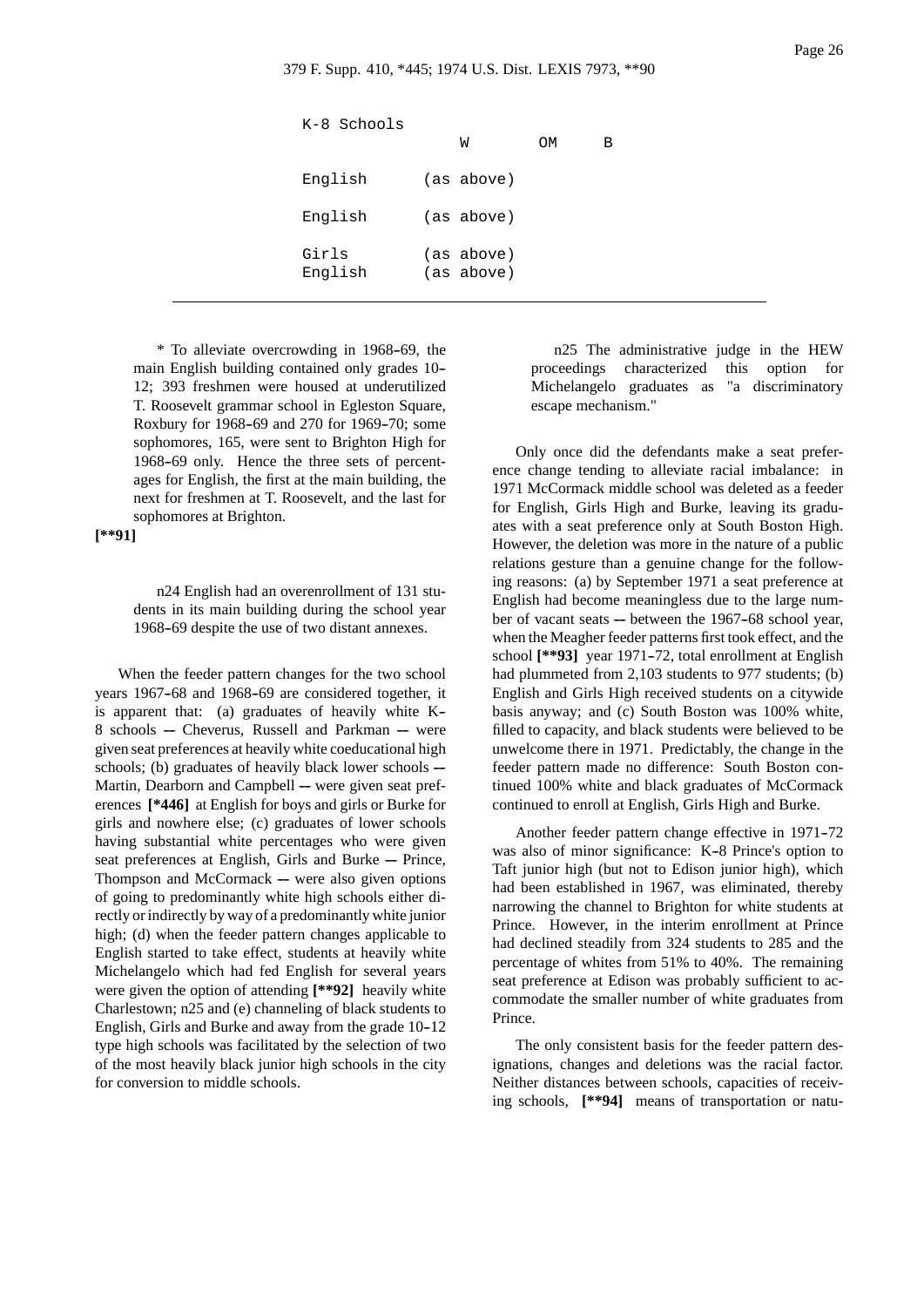| K-8 Schools | W | OM | B |
|---|---|---|---|
| English | (as above) | | |
| English | (as above) | | |
| Girls | (as above) | | |
| English | (as above) | | |

* To alleviate overcrowding in 1968-69, the main English building contained only grades 10-12; 393 freshmen were housed at underutilized T. Roosevelt grammar school in Egleston Square, Roxbury for 1968-69 and 270 for 1969-70; some sophomores, 165, were sent to Brighton High for 1968-69 only. Hence the three sets of percentages for English, the first at the main building, the next for freshmen at T. Roosevelt, and the last for sophomores at Brighton.

**[**91]**

n24 English had an overenrollment of 131 students in its main building during the school year 1968-69 despite the use of two distant annexes.

When the feeder pattern changes for the two school years 1967-68 and 1968-69 are considered together, it is apparent that: (a) graduates of heavily white K-8 schools -- Cheverus, Russell and Parkman -- were given seat preferences at heavily white coeducational high schools; (b) graduates of heavily black lower schools -- Martin, Dearborn and Campbell -- were given seat preferences **[*446]** at English for boys and girls or Burke for girls and nowhere else; (c) graduates of lower schools having substantial white percentages who were given seat preferences at English, Girls and Burke -- Prince, Thompson and McCormack -- were also given options of going to predominantly white high schools either directly or indirectly by way of a predominantly white junior high; (d) when the feeder pattern changes applicable to English started to take effect, students at heavily white Michelangelo which had fed English for several years were given the option of attending **[**92]** heavily white Charlestown; n25 and (e) channeling of black students to English, Girls and Burke and away from the grade 10-12 type high schools was facilitated by the selection of two of the most heavily black junior high schools in the city for conversion to middle schools.

n25 The administrative judge in the HEW proceedings characterized this option for Michelangelo graduates as "a discriminatory escape mechanism."

Only once did the defendants make a seat preference change tending to alleviate racial imbalance: in 1971 McCormack middle school was deleted as a feeder for English, Girls High and Burke, leaving its graduates with a seat preference only at South Boston High. However, the deletion was more in the nature of a public relations gesture than a genuine change for the following reasons: (a) by September 1971 a seat preference at English had become meaningless due to the large number of vacant seats -- between the 1967-68 school year, when the Meagher feeder patterns first took effect, and the school **[**93]** year 1971-72, total enrollment at English had plummeted from 2,103 students to 977 students; (b) English and Girls High received students on a citywide basis anyway; and (c) South Boston was 100% white, filled to capacity, and black students were believed to be unwelcome there in 1971. Predictably, the change in the feeder pattern made no difference: South Boston continued 100% white and black graduates of McCormack continued to enroll at English, Girls High and Burke.

Another feeder pattern change effective in 1971-72 was also of minor significance: K-8 Prince's option to Taft junior high (but not to Edison junior high), which had been established in 1967, was eliminated, thereby narrowing the channel to Brighton for white students at Prince. However, in the interim enrollment at Prince had declined steadily from 324 students to 285 and the percentage of whites from 51% to 40%. The remaining seat preference at Edison was probably sufficient to accommodate the smaller number of white graduates from Prince.

The only consistent basis for the feeder pattern designations, changes and deletions was the racial factor. Neither distances between schools, capacities of receiving schools, **[**94]** means of transportation or natu-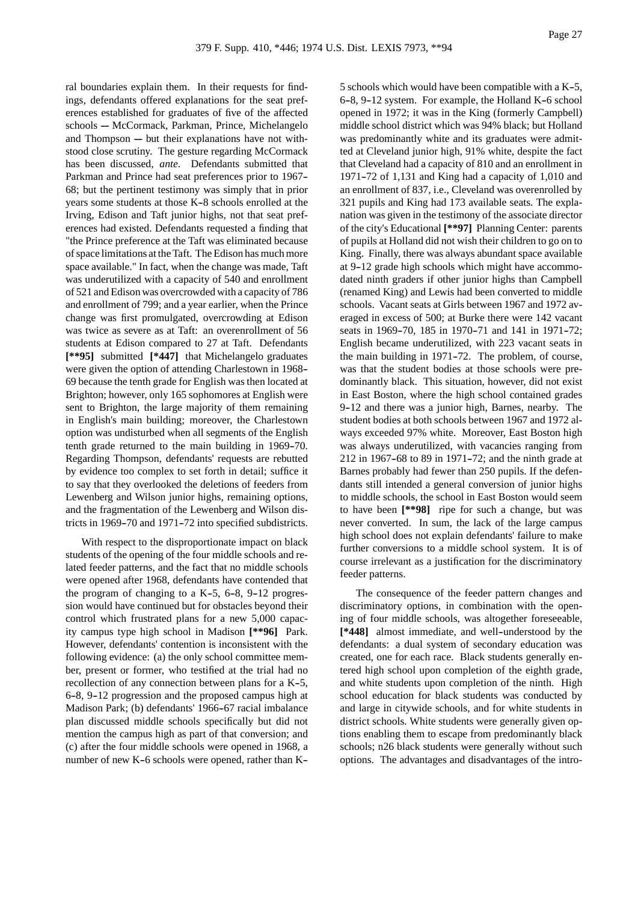ral boundaries explain them. In their requests for findings, defendants offered explanations for the seat preferences established for graduates of five of the affected schools -- McCormack, Parkman, Prince, Michelangelo and Thompson -- but their explanations have not withstood close scrutiny. The gesture regarding McCormack has been discussed, *ante*. Defendants submitted that Parkman and Prince had seat preferences prior to 1967-68; but the pertinent testimony was simply that in prior years some students at those K-8 schools enrolled at the Irving, Edison and Taft junior highs, not that seat preferences had existed. Defendants requested a finding that "the Prince preference at the Taft was eliminated because of space limitations at the Taft. The Edison has much more space available." In fact, when the change was made, Taft was underutilized with a capacity of 540 and enrollment of 521 and Edison was overcrowded with a capacity of 786 and enrollment of 799; and a year earlier, when the Prince change was first promulgated, overcrowding at Edison was twice as severe as at Taft: an overenrollment of 56 students at Edison compared to 27 at Taft. Defendants **[**95]** submitted **[*447]** that Michelangelo graduates were given the option of attending Charlestown in 1968-69 because the tenth grade for English was then located at Brighton; however, only 165 sophomores at English were sent to Brighton, the large majority of them remaining in English's main building; moreover, the Charlestown option was undisturbed when all segments of the English tenth grade returned to the main building in 1969-70. Regarding Thompson, defendants' requests are rebutted by evidence too complex to set forth in detail; suffice it to say that they overlooked the deletions of feeders from Lewenberg and Wilson junior highs, remaining options, and the fragmentation of the Lewenberg and Wilson districts in 1969-70 and 1971-72 into specified subdistricts.

With respect to the disproportionate impact on black students of the opening of the four middle schools and related feeder patterns, and the fact that no middle schools were opened after 1968, defendants have contended that the program of changing to a K-5, 6-8, 9-12 progression would have continued but for obstacles beyond their control which frustrated plans for a new 5,000 capacity campus type high school in Madison **[**96]** Park. However, defendants' contention is inconsistent with the following evidence: (a) the only school committee member, present or former, who testified at the trial had no recollection of any connection between plans for a K-5, 6-8, 9-12 progression and the proposed campus high at Madison Park; (b) defendants' 1966-67 racial imbalance plan discussed middle schools specifically but did not mention the campus high as part of that conversion; and (c) after the four middle schools were opened in 1968, a number of new K-6 schools were opened, rather than K-5 schools which would have been compatible with a K-5, 6-8, 9-12 system. For example, the Holland K-6 school opened in 1972; it was in the King (formerly Campbell) middle school district which was 94% black; but Holland was predominantly white and its graduates were admitted at Cleveland junior high, 91% white, despite the fact that Cleveland had a capacity of 810 and an enrollment in 1971-72 of 1,131 and King had a capacity of 1,010 and an enrollment of 837, i.e., Cleveland was overenrolled by 321 pupils and King had 173 available seats. The explanation was given in the testimony of the associate director of the city's Educational **[**97]** Planning Center: parents of pupils at Holland did not wish their children to go on to King. Finally, there was always abundant space available at 9-12 grade high schools which might have accommodated ninth graders if other junior highs than Campbell (renamed King) and Lewis had been converted to middle schools. Vacant seats at Girls between 1967 and 1972 averaged in excess of 500; at Burke there were 142 vacant seats in 1969-70, 185 in 1970-71 and 141 in 1971-72; English became underutilized, with 223 vacant seats in the main building in 1971-72. The problem, of course, was that the student bodies at those schools were predominantly black. This situation, however, did not exist in East Boston, where the high school contained grades 9-12 and there was a junior high, Barnes, nearby. The student bodies at both schools between 1967 and 1972 always exceeded 97% white. Moreover, East Boston high was always underutilized, with vacancies ranging from 212 in 1967-68 to 89 in 1971-72; and the ninth grade at Barnes probably had fewer than 250 pupils. If the defendants still intended a general conversion of junior highs to middle schools, the school in East Boston would seem to have been **[**98]** ripe for such a change, but was never converted. In sum, the lack of the large campus high school does not explain defendants' failure to make further conversions to a middle school system. It is of course irrelevant as a justification for the discriminatory feeder patterns.

The consequence of the feeder pattern changes and discriminatory options, in combination with the opening of four middle schools, was altogether foreseeable, **[*448]** almost immediate, and well-understood by the defendants: a dual system of secondary education was created, one for each race. Black students generally entered high school upon completion of the eighth grade, and white students upon completion of the ninth. High school education for black students was conducted by and large in citywide schools, and for white students in district schools. White students were generally given options enabling them to escape from predominantly black schools; n26 black students were generally without such options. The advantages and disadvantages of the intro-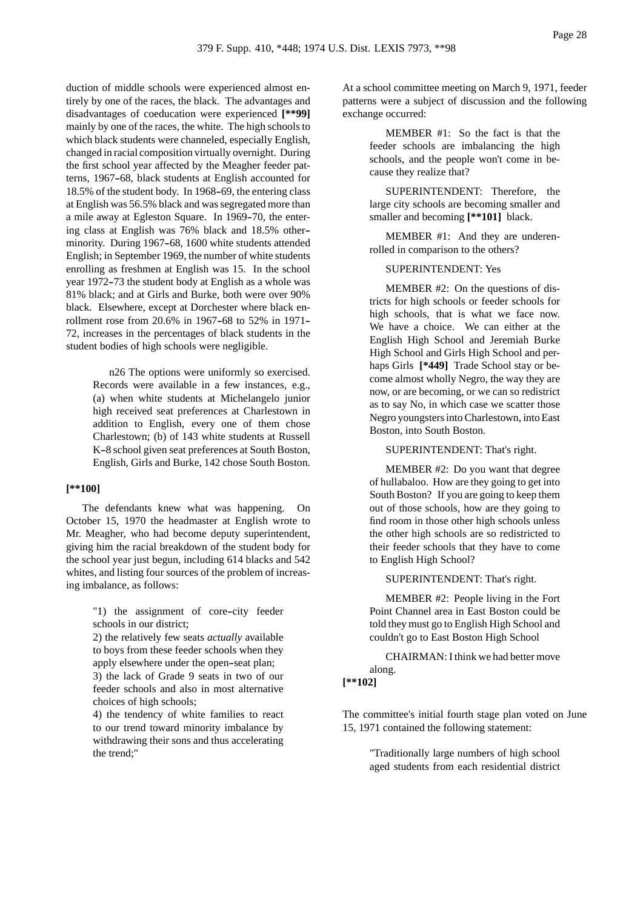duction of middle schools were experienced almost entirely by one of the races, the black. The advantages and disadvantages of coeducation were experienced **[**99]** mainly by one of the races, the white. The high schools to which black students were channeled, especially English, changed in racial composition virtually overnight. During the first school year affected by the Meagher feeder patterns, 1967-68, black students at English accounted for 18.5% of the student body. In 1968-69, the entering class at English was 56.5% black and was segregated more than a mile away at Egleston Square. In 1969-70, the entering class at English was 76% black and 18.5% other-minority. During 1967-68, 1600 white students attended English; in September 1969, the number of white students enrolling as freshmen at English was 15. In the school year 1972-73 the student body at English as a whole was 81% black; and at Girls and Burke, both were over 90% black. Elsewhere, except at Dorchester where black enrollment rose from 20.6% in 1967-68 to 52% in 1971-72, increases in the percentages of black students in the student bodies of high schools were negligible.

> n26 The options were uniformly so exercised. Records were available in a few instances, e.g., (a) when white students at Michelangelo junior high received seat preferences at Charlestown in addition to English, every one of them chose Charlestown; (b) of 143 white students at Russell K-8 school given seat preferences at South Boston, English, Girls and Burke, 142 chose South Boston.

**[**100]**

The defendants knew what was happening. On October 15, 1970 the headmaster at English wrote to Mr. Meagher, who had become deputy superintendent, giving him the racial breakdown of the student body for the school year just begun, including 614 blacks and 542 whites, and listing four sources of the problem of increasing imbalance, as follows:

> "1) the assignment of core-city feeder schools in our district;
> 2) the relatively few seats *actually* available to boys from these feeder schools when they apply elsewhere under the open-seat plan;
> 3) the lack of Grade 9 seats in two of our feeder schools and also in most alternative choices of high schools;
> 4) the tendency of white families to react to our trend toward minority imbalance by withdrawing their sons and thus accelerating the trend;"

At a school committee meeting on March 9, 1971, feeder patterns were a subject of discussion and the following exchange occurred:

> MEMBER #1: So the fact is that the feeder schools are imbalancing the high schools, and the people won't come in because they realize that?
>
> SUPERINTENDENT: Therefore, the large city schools are becoming smaller and smaller and becoming **[**101]** black.
>
> MEMBER #1: And they are underenrolled in comparison to the others?
>
> SUPERINTENDENT: Yes
>
> MEMBER #2: On the questions of districts for high schools or feeder schools for high schools, that is what we face now. We have a choice. We can either at the English High School and Jeremiah Burke High School and Girls High School and perhaps Girls **[*449]** Trade School stay or become almost wholly Negro, the way they are now, or are becoming, or we can so redistrict as to say No, in which case we scatter those Negro youngsters into Charlestown, into East Boston, into South Boston.
>
> SUPERINTENDENT: That's right.
>
> MEMBER #2: Do you want that degree of hullabaloo. How are they going to get into South Boston? If you are going to keep them out of those schools, how are they going to find room in those other high schools unless the other high schools are so redistricted to their feeder schools that they have to come to English High School?
>
> SUPERINTENDENT: That's right.
>
> MEMBER #2: People living in the Fort Point Channel area in East Boston could be told they must go to English High School and couldn't go to East Boston High School
>
> CHAIRMAN: I think we had better move along.

**[**102]**

The committee's initial fourth stage plan voted on June 15, 1971 contained the following statement:

> "Traditionally large numbers of high school aged students from each residential district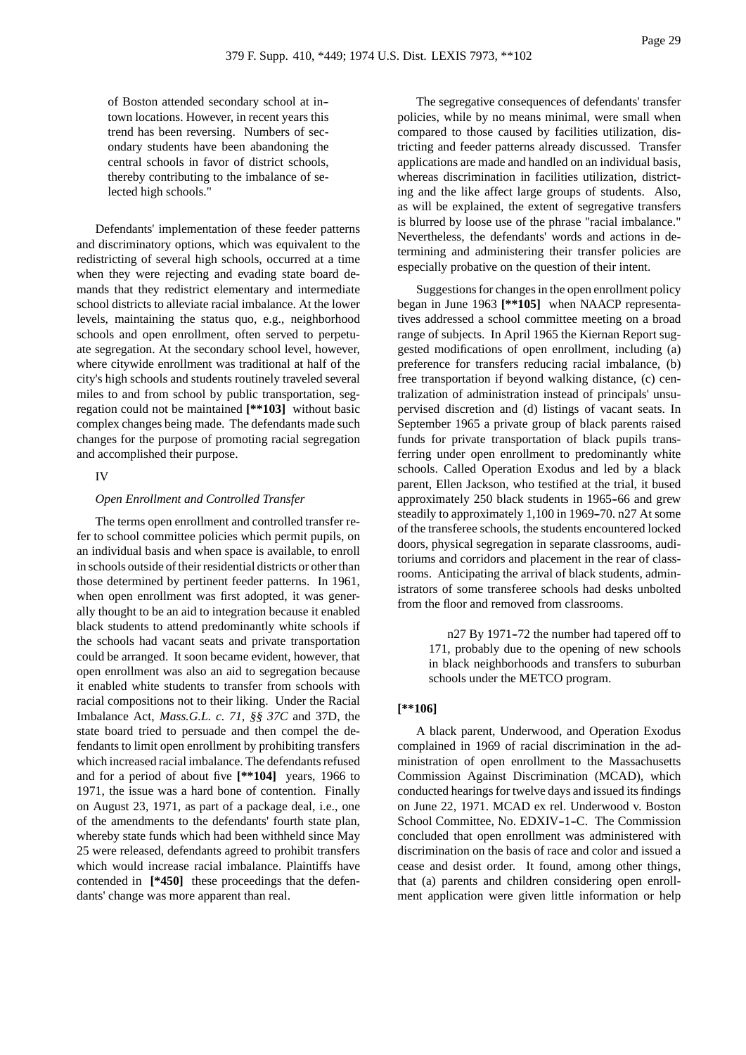of Boston attended secondary school at in-town locations. However, in recent years this trend has been reversing. Numbers of secondary students have been abandoning the central schools in favor of district schools, thereby contributing to the imbalance of selected high schools."

Defendants' implementation of these feeder patterns and discriminatory options, which was equivalent to the redistricting of several high schools, occurred at a time when they were rejecting and evading state board demands that they redistrict elementary and intermediate school districts to alleviate racial imbalance. At the lower levels, maintaining the status quo, e.g., neighborhood schools and open enrollment, often served to perpetuate segregation. At the secondary school level, however, where citywide enrollment was traditional at half of the city's high schools and students routinely traveled several miles to and from school by public transportation, segregation could not be maintained **[**103]** without basic complex changes being made. The defendants made such changes for the purpose of promoting racial segregation and accomplished their purpose.

IV

*Open Enrollment and Controlled Transfer*

The terms open enrollment and controlled transfer refer to school committee policies which permit pupils, on an individual basis and when space is available, to enroll in schools outside of their residential districts or other than those determined by pertinent feeder patterns. In 1961, when open enrollment was first adopted, it was generally thought to be an aid to integration because it enabled black students to attend predominantly white schools if the schools had vacant seats and private transportation could be arranged. It soon became evident, however, that open enrollment was also an aid to segregation because it enabled white students to transfer from schools with racial compositions not to their liking. Under the Racial Imbalance Act, *Mass.G.L. c. 71, §§ 37C* and 37D, the state board tried to persuade and then compel the defendants to limit open enrollment by prohibiting transfers which increased racial imbalance. The defendants refused and for a period of about five **[**104]** years, 1966 to 1971, the issue was a hard bone of contention. Finally on August 23, 1971, as part of a package deal, i.e., one of the amendments to the defendants' fourth state plan, whereby state funds which had been withheld since May 25 were released, defendants agreed to prohibit transfers which would increase racial imbalance. Plaintiffs have contended in **[*450]** these proceedings that the defendants' change was more apparent than real.

The segregative consequences of defendants' transfer policies, while by no means minimal, were small when compared to those caused by facilities utilization, districting and feeder patterns already discussed. Transfer applications are made and handled on an individual basis, whereas discrimination in facilities utilization, districting and the like affect large groups of students. Also, as will be explained, the extent of segregative transfers is blurred by loose use of the phrase "racial imbalance." Nevertheless, the defendants' words and actions in determining and administering their transfer policies are especially probative on the question of their intent.

Suggestions for changes in the open enrollment policy began in June 1963 **[**105]** when NAACP representatives addressed a school committee meeting on a broad range of subjects. In April 1965 the Kiernan Report suggested modifications of open enrollment, including (a) preference for transfers reducing racial imbalance, (b) free transportation if beyond walking distance, (c) centralization of administration instead of principals' unsupervised discretion and (d) listings of vacant seats. In September 1965 a private group of black parents raised funds for private transportation of black pupils transferring under open enrollment to predominantly white schools. Called Operation Exodus and led by a black parent, Ellen Jackson, who testified at the trial, it bused approximately 250 black students in 1965-66 and grew steadily to approximately 1,100 in 1969-70. n27 At some of the transferee schools, the students encountered locked doors, physical segregation in separate classrooms, auditoriums and corridors and placement in the rear of classrooms. Anticipating the arrival of black students, administrators of some transferee schools had desks unbolted from the floor and removed from classrooms.

> n27 By 1971-72 the number had tapered off to 171, probably due to the opening of new schools in black neighborhoods and transfers to suburban schools under the METCO program.

**[**106]**

A black parent, Underwood, and Operation Exodus complained in 1969 of racial discrimination in the administration of open enrollment to the Massachusetts Commission Against Discrimination (MCAD), which conducted hearings for twelve days and issued its findings on June 22, 1971. MCAD ex rel. Underwood v. Boston School Committee, No. EDXIV-1-C. The Commission concluded that open enrollment was administered with discrimination on the basis of race and color and issued a cease and desist order. It found, among other things, that (a) parents and children considering open enrollment application were given little information or help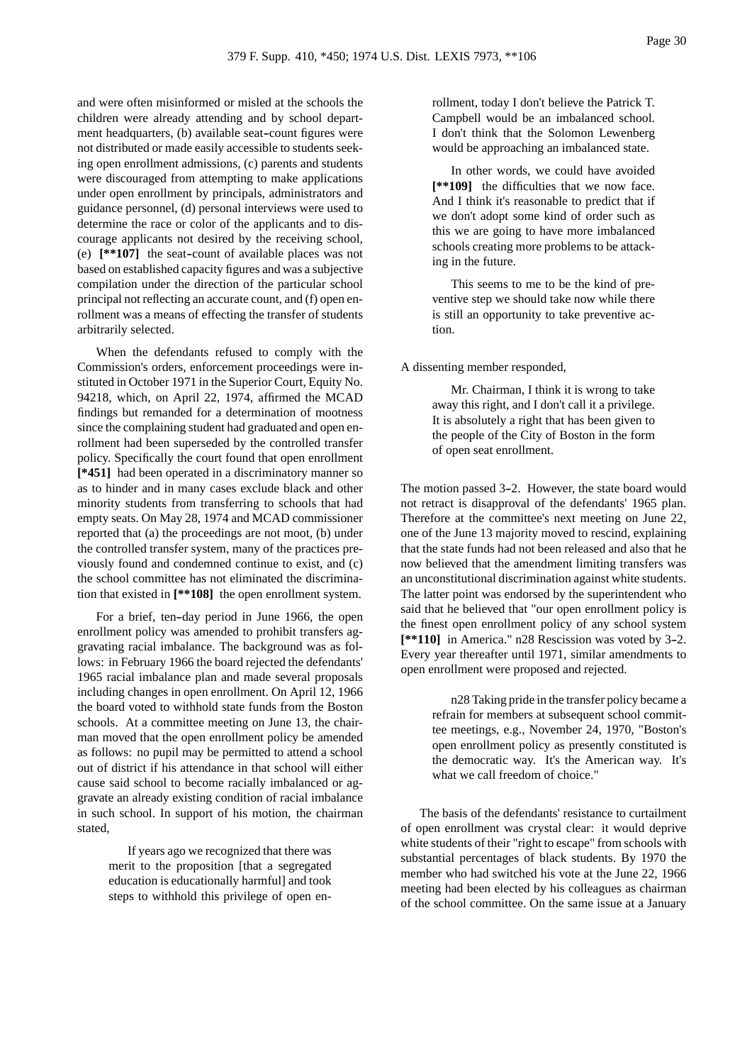and were often misinformed or misled at the schools the children were already attending and by school department headquarters, (b) available seat-count figures were not distributed or made easily accessible to students seeking open enrollment admissions, (c) parents and students were discouraged from attempting to make applications under open enrollment by principals, administrators and guidance personnel, (d) personal interviews were used to determine the race or color of the applicants and to discourage applicants not desired by the receiving school, (e) **[**107]** the seat-count of available places was not based on established capacity figures and was a subjective compilation under the direction of the particular school principal not reflecting an accurate count, and (f) open enrollment was a means of effecting the transfer of students arbitrarily selected.

When the defendants refused to comply with the Commission's orders, enforcement proceedings were instituted in October 1971 in the Superior Court, Equity No. 94218, which, on April 22, 1974, affirmed the MCAD findings but remanded for a determination of mootness since the complaining student had graduated and open enrollment had been superseded by the controlled transfer policy. Specifically the court found that open enrollment **[*451]** had been operated in a discriminatory manner so as to hinder and in many cases exclude black and other minority students from transferring to schools that had empty seats. On May 28, 1974 and MCAD commissioner reported that (a) the proceedings are not moot, (b) under the controlled transfer system, many of the practices previously found and condemned continue to exist, and (c) the school committee has not eliminated the discrimination that existed in **[**108]** the open enrollment system.

For a brief, ten-day period in June 1966, the open enrollment policy was amended to prohibit transfers aggravating racial imbalance. The background was as follows: in February 1966 the board rejected the defendants' 1965 racial imbalance plan and made several proposals including changes in open enrollment. On April 12, 1966 the board voted to withhold state funds from the Boston schools. At a committee meeting on June 13, the chairman moved that the open enrollment policy be amended as follows: no pupil may be permitted to attend a school out of district if his attendance in that school will either cause said school to become racially imbalanced or aggravate an already existing condition of racial imbalance in such school. In support of his motion, the chairman stated,

> If years ago we recognized that there was merit to the proposition [that a segregated education is educationally harmful] and took steps to withhold this privilege of open enrollment, today I don't believe the Patrick T. Campbell would be an imbalanced school. I don't think that the Solomon Lewenberg would be approaching an imbalanced state.
>
> In other words, we could have avoided **[**109]** the difficulties that we now face. And I think it's reasonable to predict that if we don't adopt some kind of order such as this we are going to have more imbalanced schools creating more problems to be attacking in the future.
>
> This seems to me to be the kind of preventive step we should take now while there is still an opportunity to take preventive action.

A dissenting member responded,

> Mr. Chairman, I think it is wrong to take away this right, and I don't call it a privilege. It is absolutely a right that has been given to the people of the City of Boston in the form of open seat enrollment.

The motion passed 3-2. However, the state board would not retract is disapproval of the defendants' 1965 plan. Therefore at the committee's next meeting on June 22, one of the June 13 majority moved to rescind, explaining that the state funds had not been released and also that he now believed that the amendment limiting transfers was an unconstitutional discrimination against white students. The latter point was endorsed by the superintendent who said that he believed that "our open enrollment policy is the finest open enrollment policy of any school system **[**110]** in America." n28 Rescission was voted by 3-2. Every year thereafter until 1971, similar amendments to open enrollment were proposed and rejected.

> n28 Taking pride in the transfer policy became a refrain for members at subsequent school committee meetings, e.g., November 24, 1970, "Boston's open enrollment policy as presently constituted is the democratic way. It's the American way. It's what we call freedom of choice."

The basis of the defendants' resistance to curtailment of open enrollment was crystal clear: it would deprive white students of their "right to escape" from schools with substantial percentages of black students. By 1970 the member who had switched his vote at the June 22, 1966 meeting had been elected by his colleagues as chairman of the school committee. On the same issue at a January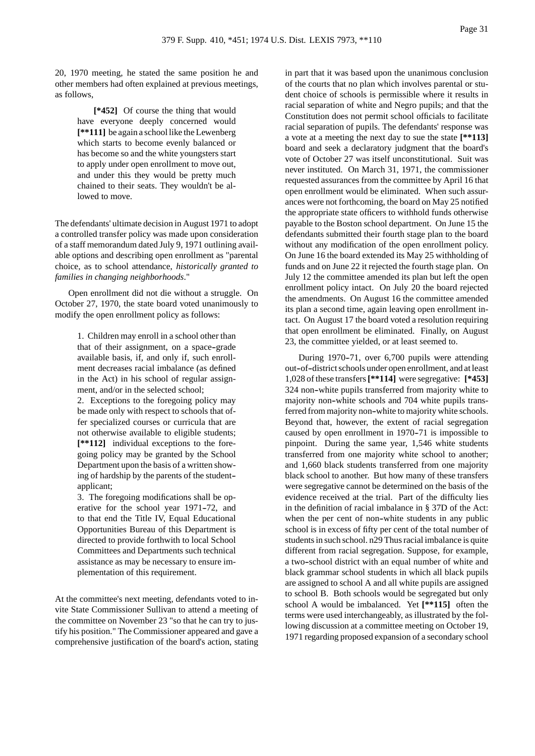20, 1970 meeting, he stated the same position he and other members had often explained at previous meetings, as follows,

> **[*452]** Of course the thing that would have everyone deeply concerned would **[**111]** be again a school like the Lewenberg which starts to become evenly balanced or has become so and the white youngsters start to apply under open enrollment to move out, and under this they would be pretty much chained to their seats. They wouldn't be allowed to move.

The defendants' ultimate decision in August 1971 to adopt a controlled transfer policy was made upon consideration of a staff memorandum dated July 9, 1971 outlining available options and describing open enrollment as "parental choice, as to school attendance, *historically granted to families in changing neighborhoods*."

Open enrollment did not die without a struggle. On October 27, 1970, the state board voted unanimously to modify the open enrollment policy as follows:

> 1. Children may enroll in a school other than that of their assignment, on a space-grade available basis, if, and only if, such enrollment decreases racial imbalance (as defined in the Act) in his school of regular assignment, and/or in the selected school;
>
> 2. Exceptions to the foregoing policy may be made only with respect to schools that offer specialized courses or curricula that are not otherwise available to eligible students; **[**112]** individual exceptions to the foregoing policy may be granted by the School Department upon the basis of a written showing of hardship by the parents of the student-applicant;
>
> 3. The foregoing modifications shall be operative for the school year 1971-72, and to that end the Title IV, Equal Educational Opportunities Bureau of this Department is directed to provide forthwith to local School Committees and Departments such technical assistance as may be necessary to ensure implementation of this requirement.

At the committee's next meeting, defendants voted to invite State Commissioner Sullivan to attend a meeting of the committee on November 23 "so that he can try to justify his position." The Commissioner appeared and gave a comprehensive justification of the board's action, stating in part that it was based upon the unanimous conclusion of the courts that no plan which involves parental or student choice of schools is permissible where it results in racial separation of white and Negro pupils; and that the Constitution does not permit school officials to facilitate racial separation of pupils. The defendants' response was a vote at a meeting the next day to sue the state **[**113]** board and seek a declaratory judgment that the board's vote of October 27 was itself unconstitutional. Suit was never instituted. On March 31, 1971, the commissioner requested assurances from the committee by April 16 that open enrollment would be eliminated. When such assurances were not forthcoming, the board on May 25 notified the appropriate state officers to withhold funds otherwise payable to the Boston school department. On June 15 the defendants submitted their fourth stage plan to the board without any modification of the open enrollment policy. On June 16 the board extended its May 25 withholding of funds and on June 22 it rejected the fourth stage plan. On July 12 the committee amended its plan but left the open enrollment policy intact. On July 20 the board rejected the amendments. On August 16 the committee amended its plan a second time, again leaving open enrollment intact. On August 17 the board voted a resolution requiring that open enrollment be eliminated. Finally, on August 23, the committee yielded, or at least seemed to.

During 1970-71, over 6,700 pupils were attending out-of-district schools under open enrollment, and at least 1,028 of these transfers **[**114]** were segregative: **[*453]** 324 non-white pupils transferred from majority white to majority non-white schools and 704 white pupils transferred from majority non-white to majority white schools. Beyond that, however, the extent of racial segregation caused by open enrollment in 1970-71 is impossible to pinpoint. During the same year, 1,546 white students transferred from one majority white school to another; and 1,660 black students transferred from one majority black school to another. But how many of these transfers were segregative cannot be determined on the basis of the evidence received at the trial. Part of the difficulty lies in the definition of racial imbalance in § 37D of the Act: when the per cent of non-white students in any public school is in excess of fifty per cent of the total number of students in such school. n29 Thus racial imbalance is quite different from racial segregation. Suppose, for example, a two-school district with an equal number of white and black grammar school students in which all black pupils are assigned to school A and all white pupils are assigned to school B. Both schools would be segregated but only school A would be imbalanced. Yet **[**115]** often the terms were used interchangeably, as illustrated by the following discussion at a committee meeting on October 19, 1971 regarding proposed expansion of a secondary school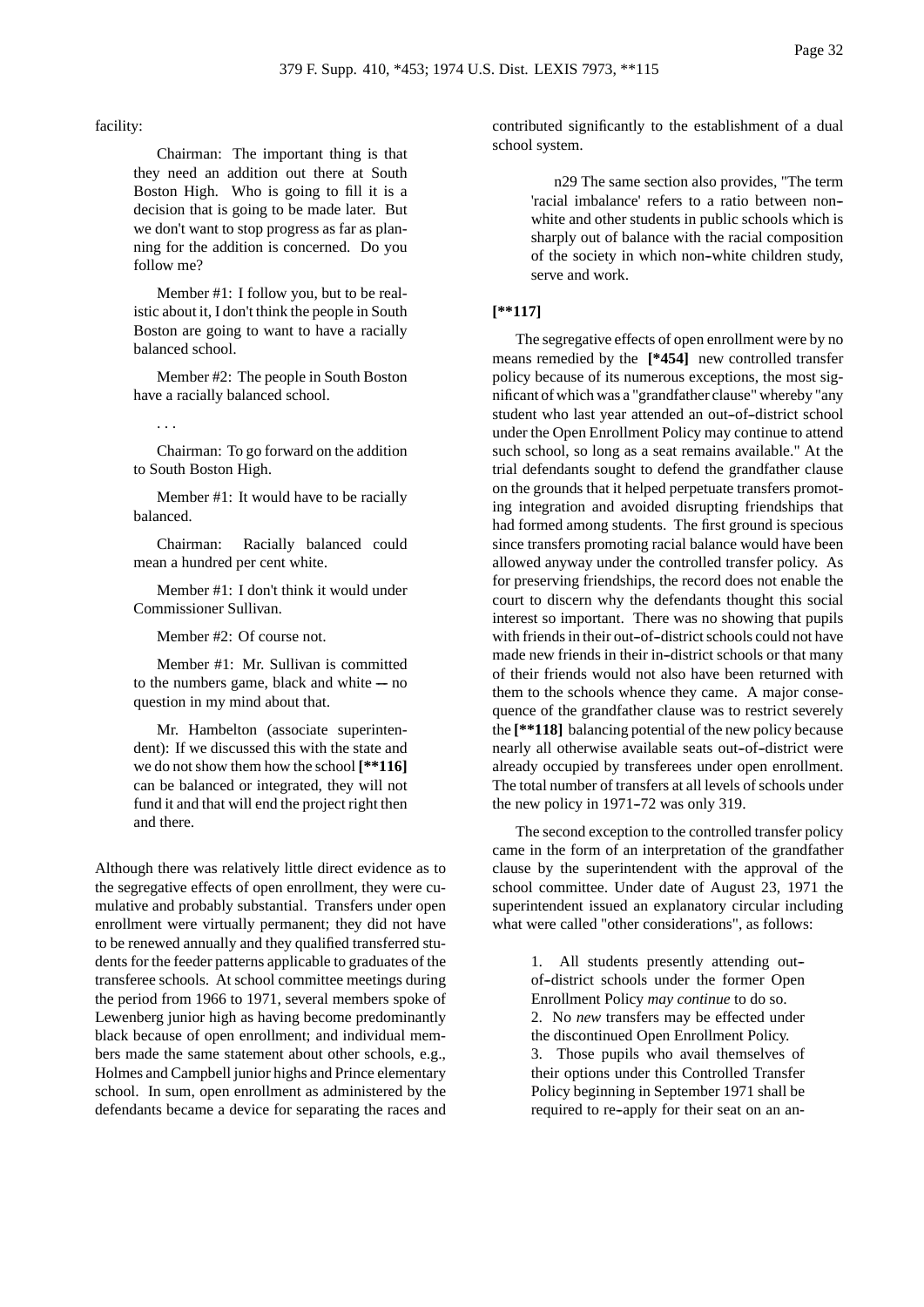facility:

> Chairman: The important thing is that they need an addition out there at South Boston High. Who is going to fill it is a decision that is going to be made later. But we don't want to stop progress as far as planning for the addition is concerned. Do you follow me?
>
> Member #1: I follow you, but to be realistic about it, I don't think the people in South Boston are going to want to have a racially balanced school.
>
> Member #2: The people in South Boston have a racially balanced school.
>
> . . .
>
> Chairman: To go forward on the addition to South Boston High.
>
> Member #1: It would have to be racially balanced.
>
> Chairman: Racially balanced could mean a hundred per cent white.
>
> Member #1: I don't think it would under Commissioner Sullivan.
>
> Member #2: Of course not.
>
> Member #1: Mr. Sullivan is committed to the numbers game, black and white -- no question in my mind about that.
>
> Mr. Hambelton (associate superintendent): If we discussed this with the state and we do not show them how the school **[**116]** can be balanced or integrated, they will not fund it and that will end the project right then and there.

Although there was relatively little direct evidence as to the segregative effects of open enrollment, they were cumulative and probably substantial. Transfers under open enrollment were virtually permanent; they did not have to be renewed annually and they qualified transferred students for the feeder patterns applicable to graduates of the transferee schools. At school committee meetings during the period from 1966 to 1971, several members spoke of Lewenberg junior high as having become predominantly black because of open enrollment; and individual members made the same statement about other schools, e.g., Holmes and Campbell junior highs and Prince elementary school. In sum, open enrollment as administered by the defendants became a device for separating the races and contributed significantly to the establishment of a dual school system.

> n29 The same section also provides, "The term 'racial imbalance' refers to a ratio between non-white and other students in public schools which is sharply out of balance with the racial composition of the society in which non-white children study, serve and work.

**[**117]**

The segregative effects of open enrollment were by no means remedied by the **[*454]** new controlled transfer policy because of its numerous exceptions, the most significant of which was a "grandfather clause" whereby "any student who last year attended an out-of-district school under the Open Enrollment Policy may continue to attend such school, so long as a seat remains available." At the trial defendants sought to defend the grandfather clause on the grounds that it helped perpetuate transfers promoting integration and avoided disrupting friendships that had formed among students. The first ground is specious since transfers promoting racial balance would have been allowed anyway under the controlled transfer policy. As for preserving friendships, the record does not enable the court to discern why the defendants thought this social interest so important. There was no showing that pupils with friends in their out-of-district schools could not have made new friends in their in-district schools or that many of their friends would not also have been returned with them to the schools whence they came. A major consequence of the grandfather clause was to restrict severely the **[**118]** balancing potential of the new policy because nearly all otherwise available seats out-of-district were already occupied by transferees under open enrollment. The total number of transfers at all levels of schools under the new policy in 1971-72 was only 319.

The second exception to the controlled transfer policy came in the form of an interpretation of the grandfather clause by the superintendent with the approval of the school committee. Under date of August 23, 1971 the superintendent issued an explanatory circular including what were called "other considerations", as follows:

> 1. All students presently attending out-of-district schools under the former Open Enrollment Policy *may continue* to do so.
> 2. No *new* transfers may be effected under the discontinued Open Enrollment Policy.
> 3. Those pupils who avail themselves of their options under this Controlled Transfer Policy beginning in September 1971 shall be required to re-apply for their seat on an an-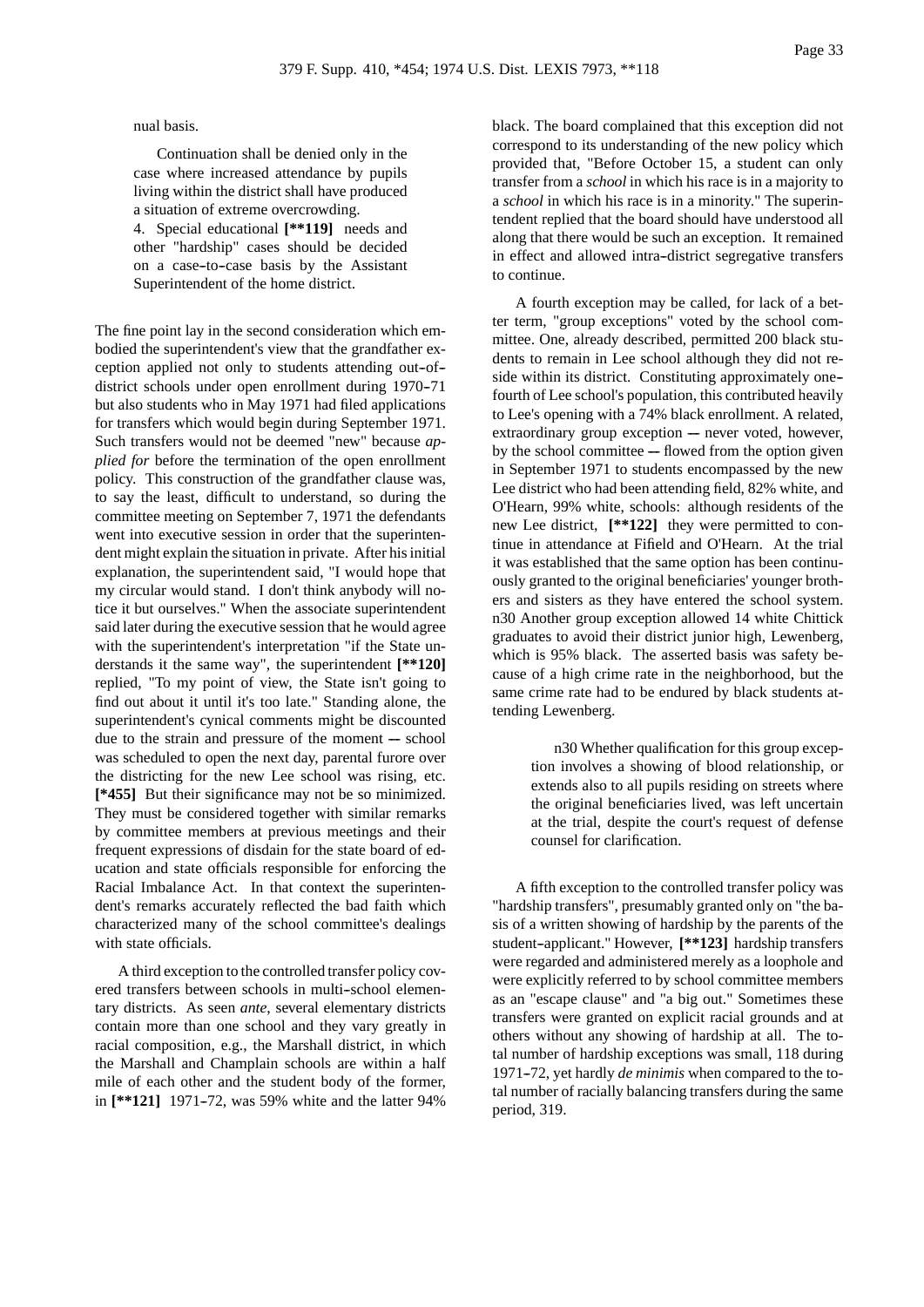nual basis.

> Continuation shall be denied only in the case where increased attendance by pupils living within the district shall have produced a situation of extreme overcrowding.
>
> 4. Special educational **[**119]** needs and other "hardship" cases should be decided on a case-to-case basis by the Assistant Superintendent of the home district.

The fine point lay in the second consideration which embodied the superintendent's view that the grandfather exception applied not only to students attending out-of-district schools under open enrollment during 1970-71 but also students who in May 1971 had filed applications for transfers which would begin during September 1971. Such transfers would not be deemed "new" because *applied for* before the termination of the open enrollment policy. This construction of the grandfather clause was, to say the least, difficult to understand, so during the committee meeting on September 7, 1971 the defendants went into executive session in order that the superintendent might explain the situation in private. After his initial explanation, the superintendent said, "I would hope that my circular would stand. I don't think anybody will notice it but ourselves." When the associate superintendent said later during the executive session that he would agree with the superintendent's interpretation "if the State understands it the same way", the superintendent **[**120]** replied, "To my point of view, the State isn't going to find out about it until it's too late." Standing alone, the superintendent's cynical comments might be discounted due to the strain and pressure of the moment -- school was scheduled to open the next day, parental furore over the districting for the new Lee school was rising, etc. **[*455]** But their significance may not be so minimized. They must be considered together with similar remarks by committee members at previous meetings and their frequent expressions of disdain for the state board of education and state officials responsible for enforcing the Racial Imbalance Act. In that context the superintendent's remarks accurately reflected the bad faith which characterized many of the school committee's dealings with state officials.

A third exception to the controlled transfer policy covered transfers between schools in multi-school elementary districts. As seen *ante*, several elementary districts contain more than one school and they vary greatly in racial composition, e.g., the Marshall district, in which the Marshall and Champlain schools are within a half mile of each other and the student body of the former, in **[**121]** 1971-72, was 59% white and the latter 94% black. The board complained that this exception did not correspond to its understanding of the new policy which provided that, "Before October 15, a student can only transfer from a *school* in which his race is in a majority to a *school* in which his race is in a minority." The superintendent replied that the board should have understood all along that there would be such an exception. It remained in effect and allowed intra-district segregative transfers to continue.

A fourth exception may be called, for lack of a better term, "group exceptions" voted by the school committee. One, already described, permitted 200 black students to remain in Lee school although they did not reside within its district. Constituting approximately one-fourth of Lee school's population, this contributed heavily to Lee's opening with a 74% black enrollment. A related, extraordinary group exception -- never voted, however, by the school committee -- flowed from the option given in September 1971 to students encompassed by the new Lee district who had been attending field, 82% white, and O'Hearn, 99% white, schools: although residents of the new Lee district, **[**122]** they were permitted to continue in attendance at Fifield and O'Hearn. At the trial it was established that the same option has been continuously granted to the original beneficiaries' younger brothers and sisters as they have entered the school system. n30 Another group exception allowed 14 white Chittick graduates to avoid their district junior high, Lewenberg, which is 95% black. The asserted basis was safety because of a high crime rate in the neighborhood, but the same crime rate had to be endured by black students attending Lewenberg.

> n30 Whether qualification for this group exception involves a showing of blood relationship, or extends also to all pupils residing on streets where the original beneficiaries lived, was left uncertain at the trial, despite the court's request of defense counsel for clarification.

A fifth exception to the controlled transfer policy was "hardship transfers", presumably granted only on "the basis of a written showing of hardship by the parents of the student-applicant." However, **[**123]** hardship transfers were regarded and administered merely as a loophole and were explicitly referred to by school committee members as an "escape clause" and "a big out." Sometimes these transfers were granted on explicit racial grounds and at others without any showing of hardship at all. The total number of hardship exceptions was small, 118 during 1971-72, yet hardly *de minimis* when compared to the total number of racially balancing transfers during the same period, 319.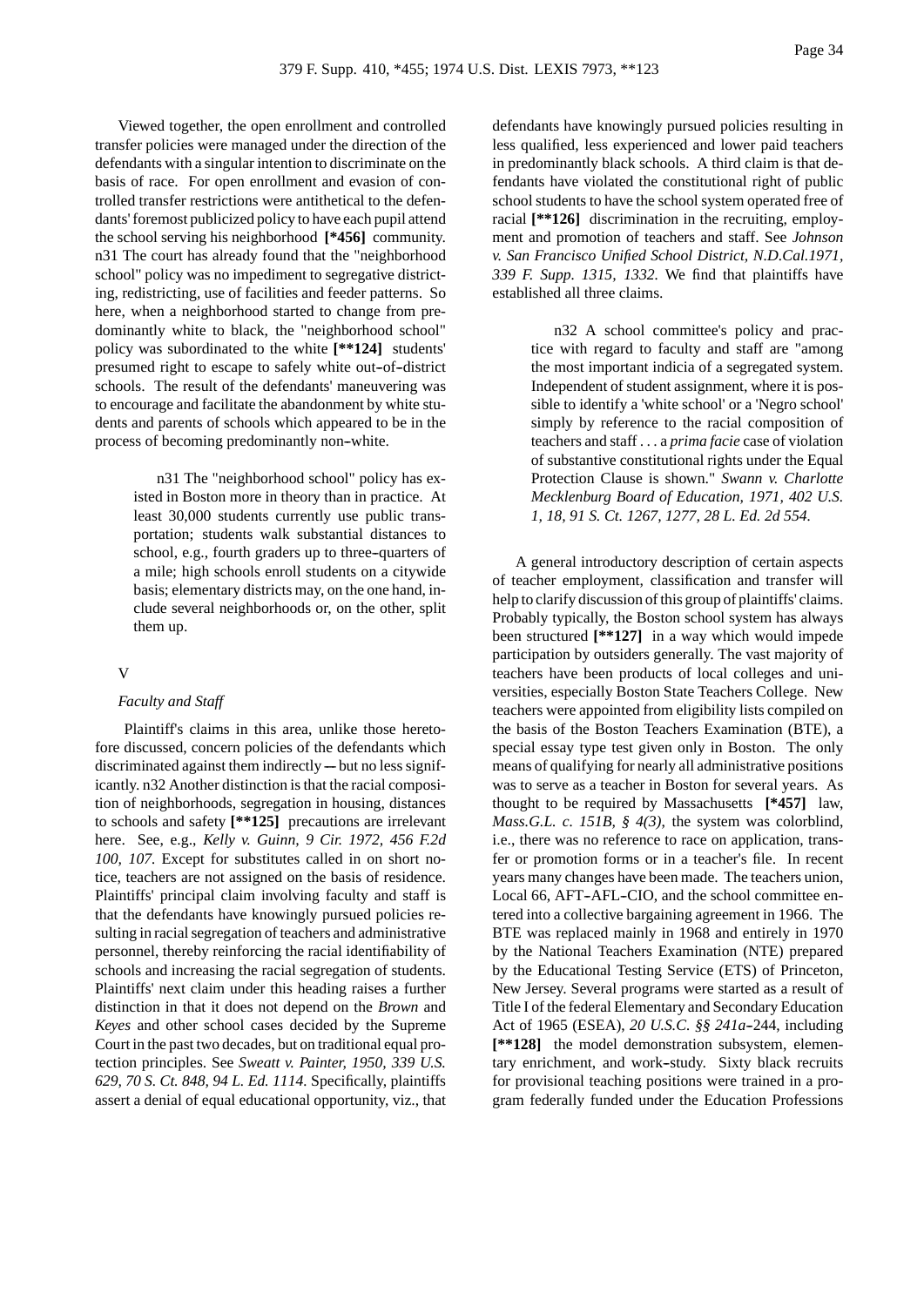Viewed together, the open enrollment and controlled transfer policies were managed under the direction of the defendants with a singular intention to discriminate on the basis of race. For open enrollment and evasion of controlled transfer restrictions were antithetical to the defendants' foremost publicized policy to have each pupil attend the school serving his neighborhood **[\*456]** community. n31 The court has already found that the "neighborhood school" policy was no impediment to segregative districting, redistricting, use of facilities and feeder patterns. So here, when a neighborhood started to change from predominantly white to black, the "neighborhood school" policy was subordinated to the white **[\*\*124]** students' presumed right to escape to safely white out-of-district schools. The result of the defendants' maneuvering was to encourage and facilitate the abandonment by white students and parents of schools which appeared to be in the process of becoming predominantly non-white.

> n31 The "neighborhood school" policy has existed in Boston more in theory than in practice. At least 30,000 students currently use public transportation; students walk substantial distances to school, e.g., fourth graders up to three-quarters of a mile; high schools enroll students on a citywide basis; elementary districts may, on the one hand, include several neighborhoods or, on the other, split them up.

## V

### *Faculty and Staff*

Plaintiff's claims in this area, unlike those heretofore discussed, concern policies of the defendants which discriminated against them indirectly — but no less significantly. n32 Another distinction is that the racial composition of neighborhoods, segregation in housing, distances to schools and safety **[\*\*125]** precautions are irrelevant here. See, e.g., *Kelly v. Guinn, 9 Cir. 1972, 456 F.2d 100, 107.* Except for substitutes called in on short notice, teachers are not assigned on the basis of residence. Plaintiffs' principal claim involving faculty and staff is that the defendants have knowingly pursued policies resulting in racial segregation of teachers and administrative personnel, thereby reinforcing the racial identifiability of schools and increasing the racial segregation of students. Plaintiffs' next claim under this heading raises a further distinction in that it does not depend on the *Brown* and *Keyes* and other school cases decided by the Supreme Court in the past two decades, but on traditional equal protection principles. See *Sweatt v. Painter, 1950, 339 U.S. 629, 70 S. Ct. 848, 94 L. Ed. 1114.* Specifically, plaintiffs assert a denial of equal educational opportunity, viz., that defendants have knowingly pursued policies resulting in less qualified, less experienced and lower paid teachers in predominantly black schools. A third claim is that defendants have violated the constitutional right of public school students to have the school system operated free of racial **[\*\*126]** discrimination in the recruiting, employment and promotion of teachers and staff. See *Johnson v. San Francisco Unified School District, N.D.Cal.1971, 339 F. Supp. 1315, 1332.* We find that plaintiffs have established all three claims.

> n32 A school committee's policy and practice with regard to faculty and staff are "among the most important indicia of a segregated system. Independent of student assignment, where it is possible to identify a 'white school' or a 'Negro school' simply by reference to the racial composition of teachers and staff . . . a *prima facie* case of violation of substantive constitutional rights under the Equal Protection Clause is shown." *Swann v. Charlotte Mecklenburg Board of Education, 1971, 402 U.S. 1, 18, 91 S. Ct. 1267, 1277, 28 L. Ed. 2d 554.*

A general introductory description of certain aspects of teacher employment, classification and transfer will help to clarify discussion of this group of plaintiffs' claims. Probably typically, the Boston school system has always been structured **[\*\*127]** in a way which would impede participation by outsiders generally. The vast majority of teachers have been products of local colleges and universities, especially Boston State Teachers College. New teachers were appointed from eligibility lists compiled on the basis of the Boston Teachers Examination (BTE), a special essay type test given only in Boston. The only means of qualifying for nearly all administrative positions was to serve as a teacher in Boston for several years. As thought to be required by Massachusetts **[\*457]** law, *Mass.G.L. c. 151B, § 4(3)*, the system was colorblind, i.e., there was no reference to race on application, transfer or promotion forms or in a teacher's file. In recent years many changes have been made. The teachers union, Local 66, AFT-AFL-CIO, and the school committee entered into a collective bargaining agreement in 1966. The BTE was replaced mainly in 1968 and entirely in 1970 by the National Teachers Examination (NTE) prepared by the Educational Testing Service (ETS) of Princeton, New Jersey. Several programs were started as a result of Title I of the federal Elementary and Secondary Education Act of 1965 (ESEA), *20 U.S.C. §§ 241a*-244, including **[\*\*128]** the model demonstration subsystem, elementary enrichment, and work-study. Sixty black recruits for provisional teaching positions were trained in a program federally funded under the Education Professions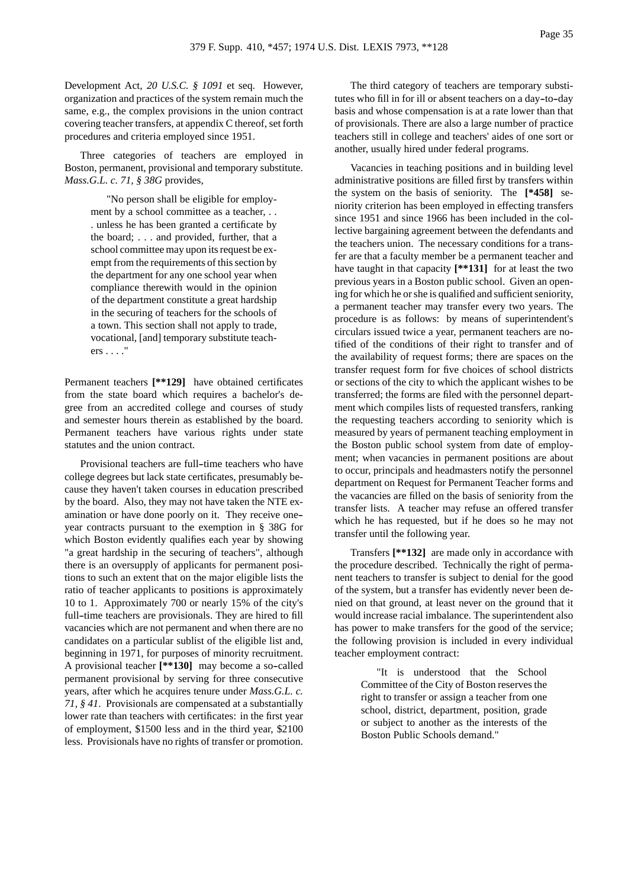Development Act, *20 U.S.C. § 1091* et seq. However, organization and practices of the system remain much the same, e.g., the complex provisions in the union contract covering teacher transfers, at appendix C thereof, set forth procedures and criteria employed since 1951.

Three categories of teachers are employed in Boston, permanent, provisional and temporary substitute. *Mass.G.L. c. 71, § 38G* provides,

> "No person shall be eligible for employment by a school committee as a teacher, . . . unless he has been granted a certificate by the board; . . . and provided, further, that a school committee may upon its request be exempt from the requirements of this section by the department for any one school year when compliance therewith would in the opinion of the department constitute a great hardship in the securing of teachers for the schools of a town. This section shall not apply to trade, vocational, [and] temporary substitute teachers . . . ."

Permanent teachers **[**129]** have obtained certificates from the state board which requires a bachelor's degree from an accredited college and courses of study and semester hours therein as established by the board. Permanent teachers have various rights under state statutes and the union contract.

Provisional teachers are full-time teachers who have college degrees but lack state certificates, presumably because they haven't taken courses in education prescribed by the board. Also, they may not have taken the NTE examination or have done poorly on it. They receive one-year contracts pursuant to the exemption in § 38G for which Boston evidently qualifies each year by showing "a great hardship in the securing of teachers", although there is an oversupply of applicants for permanent positions to such an extent that on the major eligible lists the ratio of teacher applicants to positions is approximately 10 to 1. Approximately 700 or nearly 15% of the city's full-time teachers are provisionals. They are hired to fill vacancies which are not permanent and when there are no candidates on a particular sublist of the eligible list and, beginning in 1971, for purposes of minority recruitment. A provisional teacher **[**130]** may become a so-called permanent provisional by serving for three consecutive years, after which he acquires tenure under *Mass.G.L. c. 71, § 41*. Provisionals are compensated at a substantially lower rate than teachers with certificates: in the first year of employment, $1500 less and in the third year, $2100 less. Provisionals have no rights of transfer or promotion.

The third category of teachers are temporary substitutes who fill in for ill or absent teachers on a day-to-day basis and whose compensation is at a rate lower than that of provisionals. There are also a large number of practice teachers still in college and teachers' aides of one sort or another, usually hired under federal programs.

Vacancies in teaching positions and in building level administrative positions are filled first by transfers within the system on the basis of seniority. The **[*458]** seniority criterion has been employed in effecting transfers since 1951 and since 1966 has been included in the collective bargaining agreement between the defendants and the teachers union. The necessary conditions for a transfer are that a faculty member be a permanent teacher and have taught in that capacity **[**131]** for at least the two previous years in a Boston public school. Given an opening for which he or she is qualified and sufficient seniority, a permanent teacher may transfer every two years. The procedure is as follows: by means of superintendent's circulars issued twice a year, permanent teachers are notified of the conditions of their right to transfer and of the availability of request forms; there are spaces on the transfer request form for five choices of school districts or sections of the city to which the applicant wishes to be transferred; the forms are filed with the personnel department which compiles lists of requested transfers, ranking the requesting teachers according to seniority which is measured by years of permanent teaching employment in the Boston public school system from date of employment; when vacancies in permanent positions are about to occur, principals and headmasters notify the personnel department on Request for Permanent Teacher forms and the vacancies are filled on the basis of seniority from the transfer lists. A teacher may refuse an offered transfer which he has requested, but if he does so he may not transfer until the following year.

Transfers **[**132]** are made only in accordance with the procedure described. Technically the right of permanent teachers to transfer is subject to denial for the good of the system, but a transfer has evidently never been denied on that ground, at least never on the ground that it would increase racial imbalance. The superintendent also has power to make transfers for the good of the service; the following provision is included in every individual teacher employment contract:

> "It is understood that the School Committee of the City of Boston reserves the right to transfer or assign a teacher from one school, district, department, position, grade or subject to another as the interests of the Boston Public Schools demand."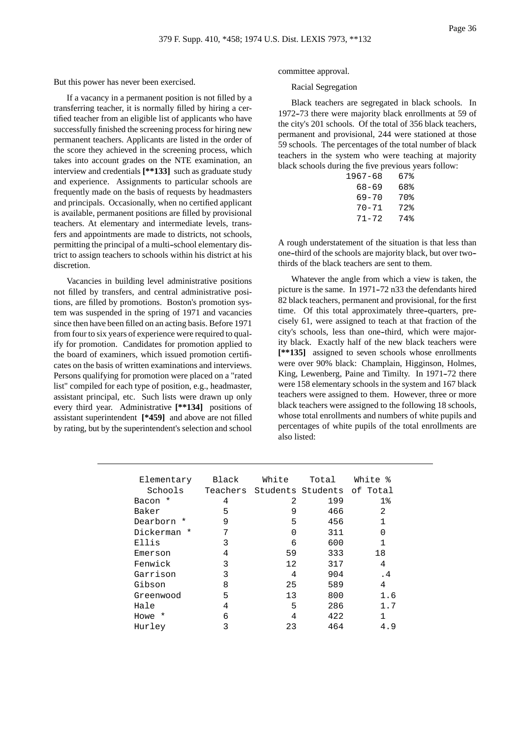But this power has never been exercised.

If a vacancy in a permanent position is not filled by a transferring teacher, it is normally filled by hiring a certified teacher from an eligible list of applicants who have successfully finished the screening process for hiring new permanent teachers. Applicants are listed in the order of the score they achieved in the screening process, which takes into account grades on the NTE examination, an interview and credentials **[**133]** such as graduate study and experience. Assignments to particular schools are frequently made on the basis of requests by headmasters and principals. Occasionally, when no certified applicant is available, permanent positions are filled by provisional teachers. At elementary and intermediate levels, transfers and appointments are made to districts, not schools, permitting the principal of a multi-school elementary district to assign teachers to schools within his district at his discretion.

Vacancies in building level administrative positions not filled by transfers, and central administrative positions, are filled by promotions. Boston's promotion system was suspended in the spring of 1971 and vacancies since then have been filled on an acting basis. Before 1971 from four to six years of experience were required to qualify for promotion. Candidates for promotion applied to the board of examiners, which issued promotion certificates on the basis of written examinations and interviews. Persons qualifying for promotion were placed on a "rated list" compiled for each type of position, e.g., headmaster, assistant principal, etc. Such lists were drawn up only every third year. Administrative **[**134]** positions of assistant superintendent **[*459]** and above are not filled by rating, but by the superintendent's selection and school committee approval.

Racial Segregation

Black teachers are segregated in black schools. In 1972-73 there were majority black enrollments at 59 of the city's 201 schools. Of the total of 356 black teachers, permanent and provisional, 244 were stationed at those 59 schools. The percentages of the total number of black teachers in the system who were teaching at majority black schools during the five previous years follow:

| | |
|---|---|
| 1967-68 | 67% |
| 68-69 | 68% |
| 69-70 | 70% |
| 70-71 | 72% |
| 71-72 | 74% |

A rough understatement of the situation is that less than one-third of the schools are majority black, but over two-thirds of the black teachers are sent to them.

Whatever the angle from which a view is taken, the picture is the same. In 1971-72 n33 the defendants hired 82 black teachers, permanent and provisional, for the first time. Of this total approximately three-quarters, precisely 61, were assigned to teach at that fraction of the city's schools, less than one-third, which were majority black. Exactly half of the new black teachers were **[**135]** assigned to seven schools whose enrollments were over 90% black: Champlain, Higginson, Holmes, King, Lewenberg, Paine and Timilty. In 1971-72 there were 158 elementary schools in the system and 167 black teachers were assigned to them. However, three or more black teachers were assigned to the following 18 schools, whose total enrollments and numbers of white pupils and percentages of white pupils of the total enrollments are also listed:

| Elementary Schools | Black Teachers | White Students | Total Students | White % of Total |
|---|---|---|---|---|
| Bacon * | 4 | 2 | 199 | 1% |
| Baker | 5 | 9 | 466 | 2 |
| Dearborn * | 9 | 5 | 456 | 1 |
| Dickerman * | 7 | 0 | 311 | 0 |
| Ellis | 3 | 6 | 600 | 1 |
| Emerson | 4 | 59 | 333 | 18 |
| Fenwick | 3 | 12 | 317 | 4 |
| Garrison | 3 | 4 | 904 | .4 |
| Gibson | 8 | 25 | 589 | 4 |
| Greenwood | 5 | 13 | 800 | 1.6 |
| Hale | 4 | 5 | 286 | 1.7 |
| Howe * | 6 | 4 | 422 | 1 |
| Hurley | 3 | 23 | 464 | 4.9 |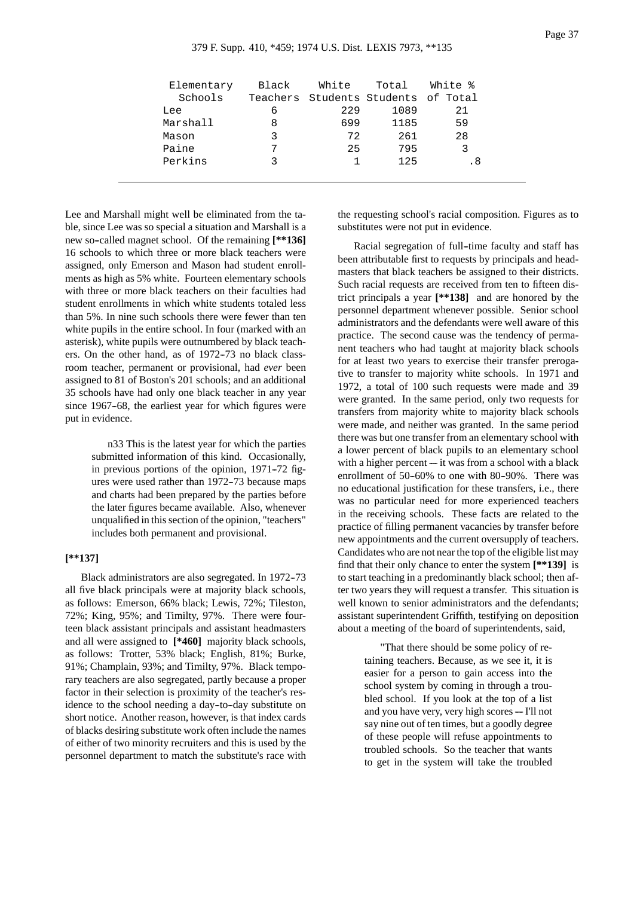| Elementary Schools | Black Teachers | White Students | Total Students | White % of Total |
|---|---|---|---|---|
| Lee | 6 | 229 | 1089 | 21 |
| Marshall | 8 | 699 | 1185 | 59 |
| Mason | 3 | 72 | 261 | 28 |
| Paine | 7 | 25 | 795 | 3 |
| Perkins | 3 | 1 | 125 | .8 |

Lee and Marshall might well be eliminated from the table, since Lee was so special a situation and Marshall is a new so-called magnet school. Of the remaining **[**136]** 16 schools to which three or more black teachers were assigned, only Emerson and Mason had student enrollments as high as 5% white. Fourteen elementary schools with three or more black teachers on their faculties had student enrollments in which white students totaled less than 5%. In nine such schools there were fewer than ten white pupils in the entire school. In four (marked with an asterisk), white pupils were outnumbered by black teachers. On the other hand, as of 1972-73 no black classroom teacher, permanent or provisional, had *ever* been assigned to 81 of Boston's 201 schools; and an additional 35 schools have had only one black teacher in any year since 1967-68, the earliest year for which figures were put in evidence.

> n33 This is the latest year for which the parties submitted information of this kind. Occasionally, in previous portions of the opinion, 1971-72 figures were used rather than 1972-73 because maps and charts had been prepared by the parties before the later figures became available. Also, whenever unqualified in this section of the opinion, "teachers" includes both permanent and provisional.

**[**137]**

Black administrators are also segregated. In 1972-73 all five black principals were at majority black schools, as follows: Emerson, 66% black; Lewis, 72%; Tileston, 72%; King, 95%; and Timilty, 97%. There were fourteen black assistant principals and assistant headmasters and all were assigned to **[*460]** majority black schools, as follows: Trotter, 53% black; English, 81%; Burke, 91%; Champlain, 93%; and Timilty, 97%. Black temporary teachers are also segregated, partly because a proper factor in their selection is proximity of the teacher's residence to the school needing a day-to-day substitute on short notice. Another reason, however, is that index cards of blacks desiring substitute work often include the names of either of two minority recruiters and this is used by the personnel department to match the substitute's race with the requesting school's racial composition. Figures as to substitutes were not put in evidence.

Racial segregation of full-time faculty and staff has been attributable first to requests by principals and headmasters that black teachers be assigned to their districts. Such racial requests are received from ten to fifteen district principals a year **[**138]** and are honored by the personnel department whenever possible. Senior school administrators and the defendants were well aware of this practice. The second cause was the tendency of permanent teachers who had taught at majority black schools for at least two years to exercise their transfer prerogative to transfer to majority white schools. In 1971 and 1972, a total of 100 such requests were made and 39 were granted. In the same period, only two requests for transfers from majority white to majority black schools were made, and neither was granted. In the same period there was but one transfer from an elementary school with a lower percent of black pupils to an elementary school with a higher percent -- it was from a school with a black enrollment of 50-60% to one with 80-90%. There was no educational justification for these transfers, i.e., there was no particular need for more experienced teachers in the receiving schools. These facts are related to the practice of filling permanent vacancies by transfer before new appointments and the current oversupply of teachers. Candidates who are not near the top of the eligible list may find that their only chance to enter the system **[**139]** is to start teaching in a predominantly black school; then after two years they will request a transfer. This situation is well known to senior administrators and the defendants; assistant superintendent Griffith, testifying on deposition about a meeting of the board of superintendents, said,

> "That there should be some policy of retaining teachers. Because, as we see it, it is easier for a person to gain access into the school system by coming in through a troubled school. If you look at the top of a list and you have very, very high scores -- I'll not say nine out of ten times, but a goodly degree of these people will refuse appointments to troubled schools. So the teacher that wants to get in the system will take the troubled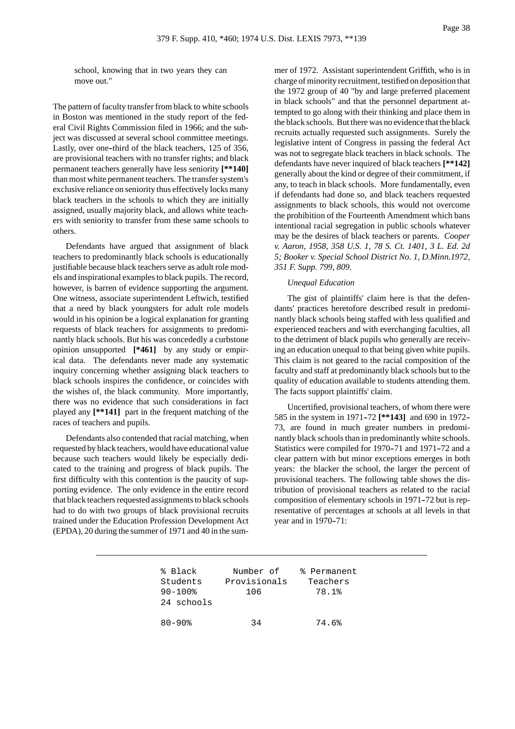school, knowing that in two years they can move out."

The pattern of faculty transfer from black to white schools in Boston was mentioned in the study report of the federal Civil Rights Commission filed in 1966; and the subject was discussed at several school committee meetings. Lastly, over one-third of the black teachers, 125 of 356, are provisional teachers with no transfer rights; and black permanent teachers generally have less seniority **[**140]** than most white permanent teachers. The transfer system's exclusive reliance on seniority thus effectively locks many black teachers in the schools to which they are initially assigned, usually majority black, and allows white teachers with seniority to transfer from these same schools to others.

Defendants have argued that assignment of black teachers to predominantly black schools is educationally justifiable because black teachers serve as adult role models and inspirational examples to black pupils. The record, however, is barren of evidence supporting the argument. One witness, associate superintendent Leftwich, testified that a need by black youngsters for adult role models would in his opinion be a logical explanation for granting requests of black teachers for assignments to predominantly black schools. But his was concededly a curbstone opinion unsupported **[*461]** by any study or empirical data. The defendants never made any systematic inquiry concerning whether assigning black teachers to black schools inspires the confidence, or coincides with the wishes of, the black community. More importantly, there was no evidence that such considerations in fact played any **[**141]** part in the frequent matching of the races of teachers and pupils.

Defendants also contended that racial matching, when requested by black teachers, would have educational value because such teachers would likely be especially dedicated to the training and progress of black pupils. The first difficulty with this contention is the paucity of supporting evidence. The only evidence in the entire record that black teachers requested assignments to black schools had to do with two groups of black provisional recruits trained under the Education Profession Development Act (EPDA), 20 during the summer of 1971 and 40 in the summer of 1972. Assistant superintendent Griffith, who is in charge of minority recruitment, testified on deposition that the 1972 group of 40 "by and large preferred placement in black schools" and that the personnel department attempted to go along with their thinking and place them in the black schools. But there was no evidence that the black recruits actually requested such assignments. Surely the legislative intent of Congress in passing the federal Act was not to segregate black teachers in black schools. The defendants have never inquired of black teachers **[**142]** generally about the kind or degree of their commitment, if any, to teach in black schools. More fundamentally, even if defendants had done so, and black teachers requested assignments to black schools, this would not overcome the prohibition of the Fourteenth Amendment which bans intentional racial segregation in public schools whatever may be the desires of black teachers or parents. *Cooper v. Aaron, 1958, 358 U.S. 1, 78 S. Ct. 1401, 3 L. Ed. 2d 5; Booker v. Special School District No. 1, D.Minn.1972, 351 F. Supp. 799, 809.*

*Unequal Education*

The gist of plaintiffs' claim here is that the defendants' practices heretofore described result in predominantly black schools being staffed with less qualified and experienced teachers and with everchanging faculties, all to the detriment of black pupils who generally are receiving an education unequal to that being given white pupils. This claim is not geared to the racial composition of the faculty and staff at predominantly black schools but to the quality of education available to students attending them. The facts support plaintiffs' claim.

Uncertified, provisional teachers, of whom there were 585 in the system in 1971-72 **[**143]** and 690 in 1972-73, are found in much greater numbers in predominantly black schools than in predominantly white schools. Statistics were compiled for 1970-71 and 1971-72 and a clear pattern with but minor exceptions emerges in both years: the blacker the school, the larger the percent of provisional teachers. The following table shows the distribution of provisional teachers as related to the racial composition of elementary schools in 1971-72 but is representative of percentages at schools at all levels in that year and in 1970-71:

| % Black Students | Number of Provisionals | % Permanent Teachers |
|---|---|---|
| 90-100% 24 schools | 106 | 78.1% |
| 80-90% | 34 | 74.6% |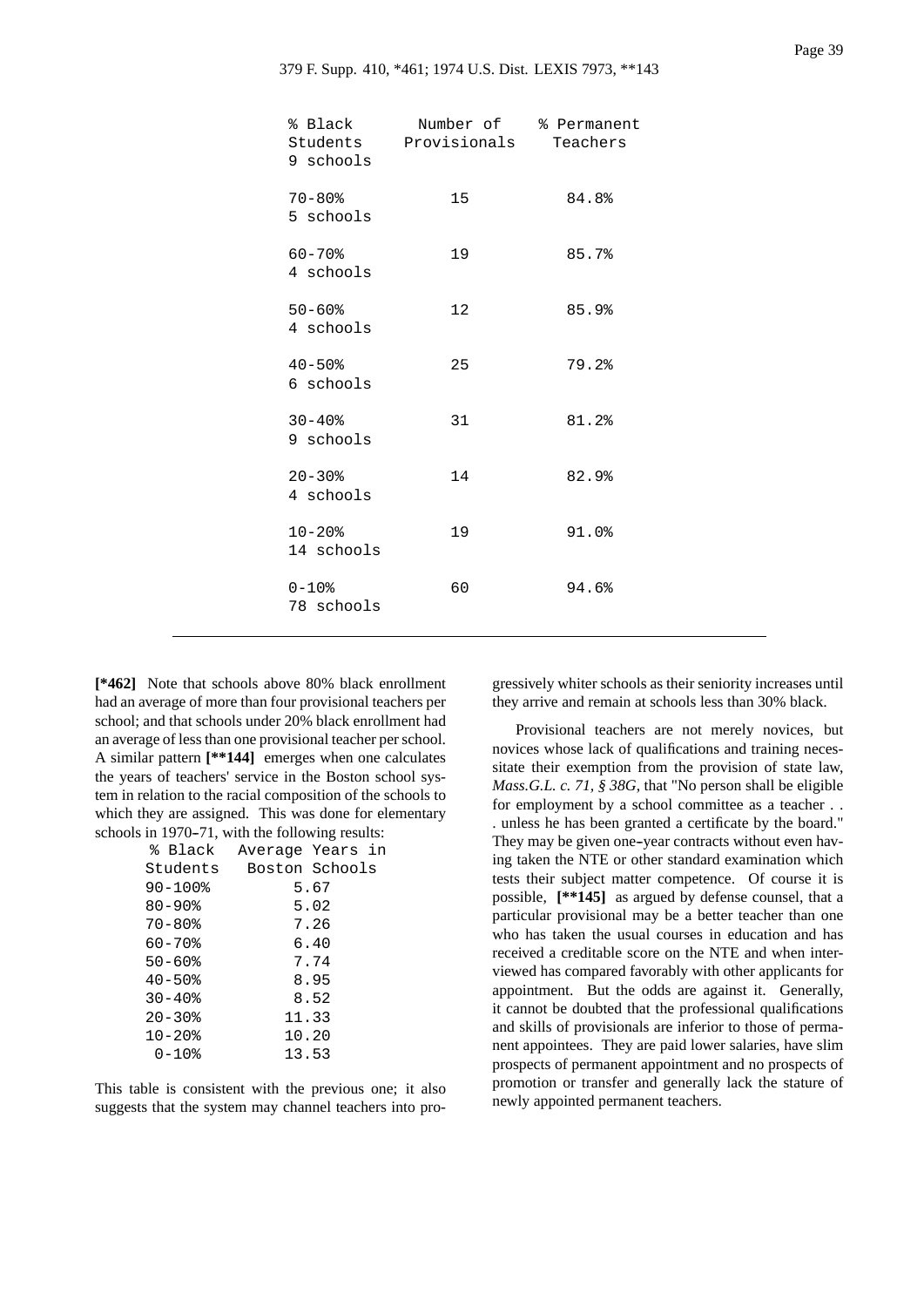| % Black Students | Number of Provisionals | % Permanent Teachers |
|---|---|---|
| 9 schools | | |
| 70-80% 5 schools | 15 | 84.8% |
| 60-70% 4 schools | 19 | 85.7% |
| 50-60% 4 schools | 12 | 85.9% |
| 40-50% 6 schools | 25 | 79.2% |
| 30-40% 9 schools | 31 | 81.2% |
| 20-30% 4 schools | 14 | 82.9% |
| 10-20% 14 schools | 19 | 91.0% |
| 0-10% 78 schools | 60 | 94.6% |

**[*462]** Note that schools above 80% black enrollment had an average of more than four provisional teachers per school; and that schools under 20% black enrollment had an average of less than one provisional teacher per school. A similar pattern **[**144]** emerges when one calculates the years of teachers' service in the Boston school system in relation to the racial composition of the schools to which they are assigned. This was done for elementary schools in 1970-71, with the following results:

| % Black Students | Average Years in Boston Schools |
|---|---|
| 90-100% | 5.67 |
| 80-90% | 5.02 |
| 70-80% | 7.26 |
| 60-70% | 6.40 |
| 50-60% | 7.74 |
| 40-50% | 8.95 |
| 30-40% | 8.52 |
| 20-30% | 11.33 |
| 10-20% | 10.20 |
| 0-10% | 13.53 |

This table is consistent with the previous one; it also suggests that the system may channel teachers into progressively whiter schools as their seniority increases until they arrive and remain at schools less than 30% black.

Provisional teachers are not merely novices, but novices whose lack of qualifications and training necessitate their exemption from the provision of state law, *Mass.G.L. c. 71, § 38G*, that "No person shall be eligible for employment by a school committee as a teacher . . . unless he has been granted a certificate by the board." They may be given one-year contracts without even having taken the NTE or other standard examination which tests their subject matter competence. Of course it is possible, **[**145]** as argued by defense counsel, that a particular provisional may be a better teacher than one who has taken the usual courses in education and has received a creditable score on the NTE and when interviewed has compared favorably with other applicants for appointment. But the odds are against it. Generally, it cannot be doubted that the professional qualifications and skills of provisionals are inferior to those of permanent appointees. They are paid lower salaries, have slim prospects of permanent appointment and no prospects of promotion or transfer and generally lack the stature of newly appointed permanent teachers.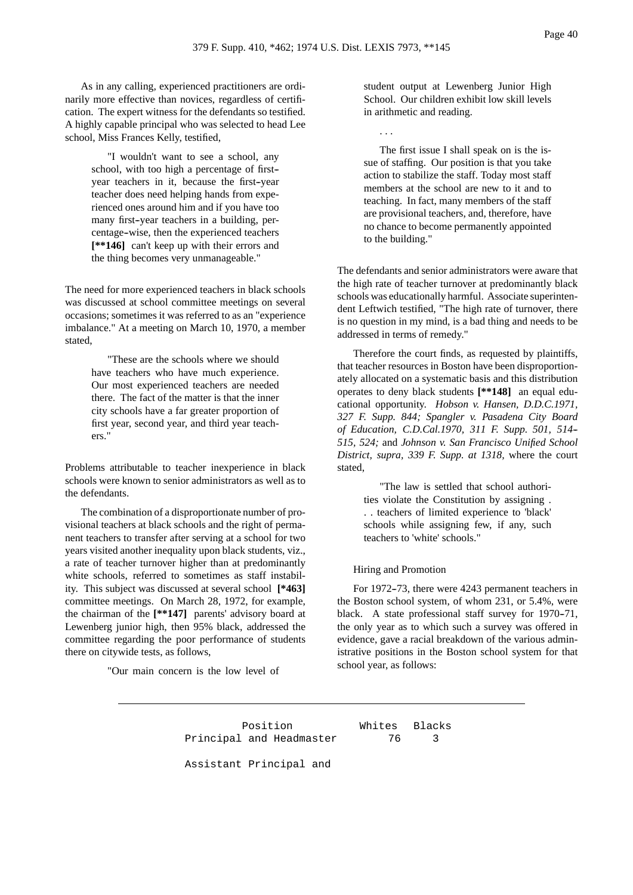As in any calling, experienced practitioners are ordinarily more effective than novices, regardless of certification. The expert witness for the defendants so testified. A highly capable principal who was selected to head Lee school, Miss Frances Kelly, testified,

> "I wouldn't want to see a school, any school, with too high a percentage of first-year teachers in it, because the first-year teacher does need helping hands from experienced ones around him and if you have too many first-year teachers in a building, percentage-wise, then the experienced teachers **[**146]** can't keep up with their errors and the thing becomes very unmanageable."

The need for more experienced teachers in black schools was discussed at school committee meetings on several occasions; sometimes it was referred to as an "experience imbalance." At a meeting on March 10, 1970, a member stated,

> "These are the schools where we should have teachers who have much experience. Our most experienced teachers are needed there. The fact of the matter is that the inner city schools have a far greater proportion of first year, second year, and third year teachers."

Problems attributable to teacher inexperience in black schools were known to senior administrators as well as to the defendants.

The combination of a disproportionate number of provisional teachers at black schools and the right of permanent teachers to transfer after serving at a school for two years visited another inequality upon black students, viz., a rate of teacher turnover higher than at predominantly white schools, referred to sometimes as staff instability. This subject was discussed at several school **[*463]** committee meetings. On March 28, 1972, for example, the chairman of the **[**147]** parents' advisory board at Lewenberg junior high, then 95% black, addressed the committee regarding the poor performance of students there on citywide tests, as follows,

> "Our main concern is the low level of student output at Lewenberg Junior High School. Our children exhibit low skill levels in arithmetic and reading.
>
> . . .
>
> The first issue I shall speak on is the issue of staffing. Our position is that you take action to stabilize the staff. Today most staff members at the school are new to it and to teaching. In fact, many members of the staff are provisional teachers, and, therefore, have no chance to become permanently appointed to the building."

The defendants and senior administrators were aware that the high rate of teacher turnover at predominantly black schools was educationally harmful. Associate superintendent Leftwich testified, "The high rate of turnover, there is no question in my mind, is a bad thing and needs to be addressed in terms of remedy."

Therefore the court finds, as requested by plaintiffs, that teacher resources in Boston have been disproportionately allocated on a systematic basis and this distribution operates to deny black students **[**148]** an equal educational opportunity. *Hobson v. Hansen, D.D.C.1971, 327 F. Supp. 844; Spangler v. Pasadena City Board of Education, C.D.Cal.1970, 311 F. Supp. 501, 514-515, 524;* and *Johnson v. San Francisco Unified School District, supra, 339 F. Supp. at 1318*, where the court stated,

> "The law is settled that school authorities violate the Constitution by assigning . . . teachers of limited experience to 'black' schools while assigning few, if any, such teachers to 'white' schools."

Hiring and Promotion

For 1972-73, there were 4243 permanent teachers in the Boston school system, of whom 231, or 5.4%, were black. A state professional staff survey for 1970-71, the only year as to which such a survey was offered in evidence, gave a racial breakdown of the various administrative positions in the Boston school system for that school year, as follows:

| Position | Whites | Blacks |
|---|---|---|
| Principal and Headmaster | 76 | 3 |
| Assistant Principal and | | |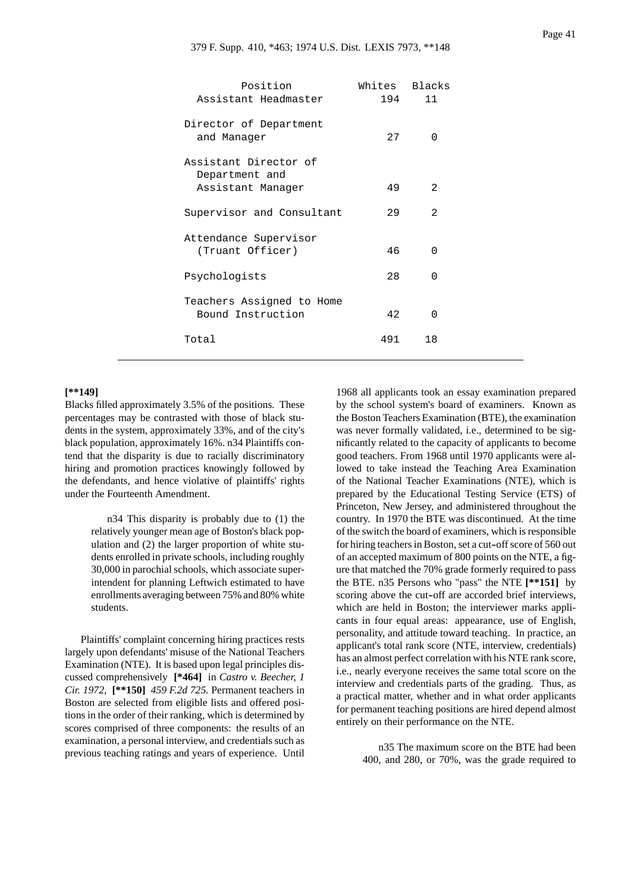| Position | Whites | Blacks |
|---|---|---|
| Assistant Headmaster | 194 | 11 |
| Director of Department and Manager | 27 | 0 |
| Assistant Director of Department and Assistant Manager | 49 | 2 |
| Supervisor and Consultant | 29 | 2 |
| Attendance Supervisor (Truant Officer) | 46 | 0 |
| Psychologists | 28 | 0 |
| Teachers Assigned to Home Bound Instruction | 42 | 0 |
| Total | 491 | 18 |

**[**149]**
Blacks filled approximately 3.5% of the positions. These percentages may be contrasted with those of black students in the system, approximately 33%, and of the city's black population, approximately 16%. n34 Plaintiffs contend that the disparity is due to racially discriminatory hiring and promotion practices knowingly followed by the defendants, and hence violative of plaintiffs' rights under the Fourteenth Amendment.

> n34 This disparity is probably due to (1) the relatively younger mean age of Boston's black population and (2) the larger proportion of white students enrolled in private schools, including roughly 30,000 in parochial schools, which associate superintendent for planning Leftwich estimated to have enrollments averaging between 75% and 80% white students.

Plaintiffs' complaint concerning hiring practices rests largely upon defendants' misuse of the National Teachers Examination (NTE). It is based upon legal principles discussed comprehensively **[*464]** in *Castro v. Beecher, 1 Cir. 1972,* **[**150]** *459 F.2d 725.* Permanent teachers in Boston are selected from eligible lists and offered positions in the order of their ranking, which is determined by scores comprised of three components: the results of an examination, a personal interview, and credentials such as previous teaching ratings and years of experience. Until 1968 all applicants took an essay examination prepared by the school system's board of examiners. Known as the Boston Teachers Examination (BTE), the examination was never formally validated, i.e., determined to be significantly related to the capacity of applicants to become good teachers. From 1968 until 1970 applicants were allowed to take instead the Teaching Area Examination of the National Teacher Examinations (NTE), which is prepared by the Educational Testing Service (ETS) of Princeton, New Jersey, and administered throughout the country. In 1970 the BTE was discontinued. At the time of the switch the board of examiners, which is responsible for hiring teachers in Boston, set a cut-off score of 560 out of an accepted maximum of 800 points on the NTE, a figure that matched the 70% grade formerly required to pass the BTE. n35 Persons who "pass" the NTE **[**151]** by scoring above the cut-off are accorded brief interviews, which are held in Boston; the interviewer marks applicants in four equal areas: appearance, use of English, personality, and attitude toward teaching. In practice, an applicant's total rank score (NTE, interview, credentials) has an almost perfect correlation with his NTE rank score, i.e., nearly everyone receives the same total score on the interview and credentials parts of the grading. Thus, as a practical matter, whether and in what order applicants for permanent teaching positions are hired depend almost entirely on their performance on the NTE.

> n35 The maximum score on the BTE had been 400, and 280, or 70%, was the grade required to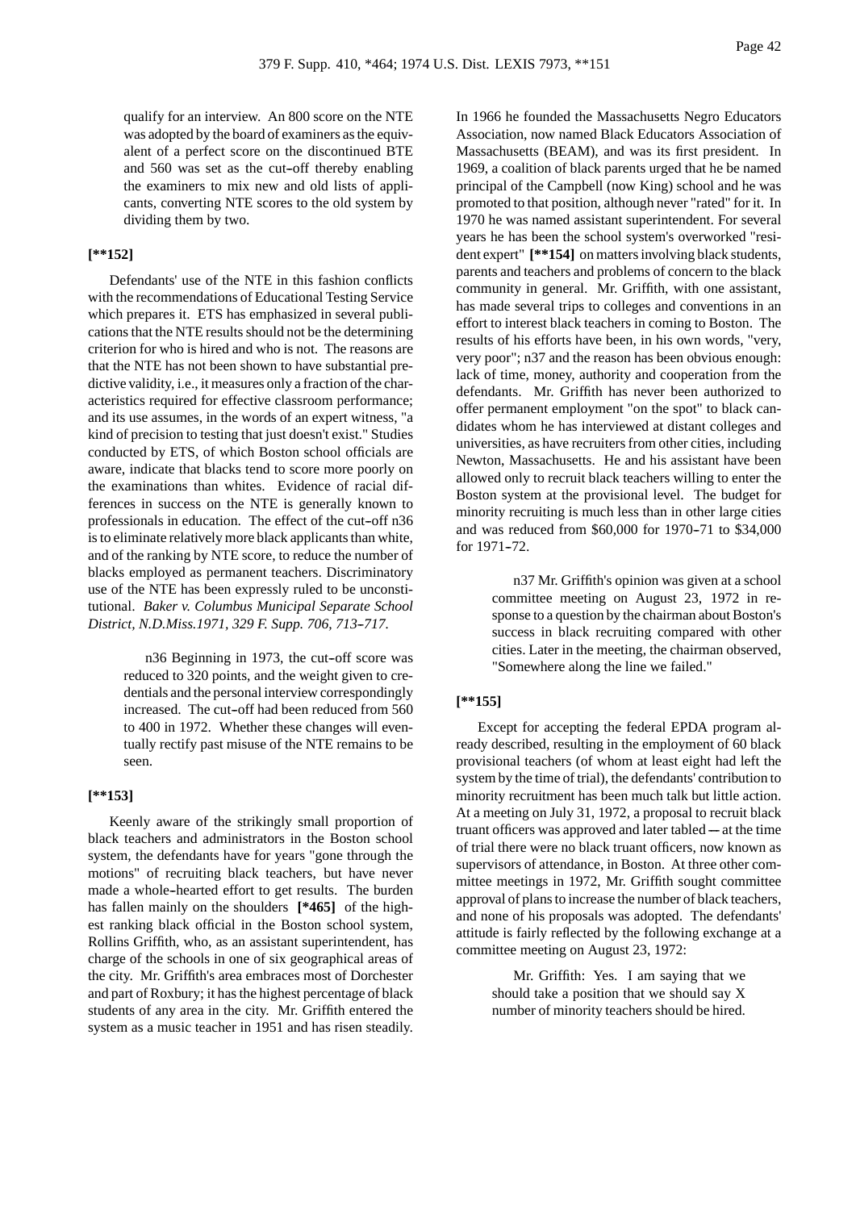qualify for an interview. An 800 score on the NTE was adopted by the board of examiners as the equivalent of a perfect score on the discontinued BTE and 560 was set as the cut-off thereby enabling the examiners to mix new and old lists of applicants, converting NTE scores to the old system by dividing them by two.

**[**152]**

Defendants' use of the NTE in this fashion conflicts with the recommendations of Educational Testing Service which prepares it. ETS has emphasized in several publications that the NTE results should not be the determining criterion for who is hired and who is not. The reasons are that the NTE has not been shown to have substantial predictive validity, i.e., it measures only a fraction of the characteristics required for effective classroom performance; and its use assumes, in the words of an expert witness, "a kind of precision to testing that just doesn't exist." Studies conducted by ETS, of which Boston school officials are aware, indicate that blacks tend to score more poorly on the examinations than whites. Evidence of racial differences in success on the NTE is generally known to professionals in education. The effect of the cut-off n36 is to eliminate relatively more black applicants than white, and of the ranking by NTE score, to reduce the number of blacks employed as permanent teachers. Discriminatory use of the NTE has been expressly ruled to be unconstitutional. *Baker v. Columbus Municipal Separate School District, N.D.Miss.1971, 329 F. Supp. 706, 713-717.*

> n36 Beginning in 1973, the cut-off score was reduced to 320 points, and the weight given to credentials and the personal interview correspondingly increased. The cut-off had been reduced from 560 to 400 in 1972. Whether these changes will eventually rectify past misuse of the NTE remains to be seen.

**[**153]**

Keenly aware of the strikingly small proportion of black teachers and administrators in the Boston school system, the defendants have for years "gone through the motions" of recruiting black teachers, but have never made a whole-hearted effort to get results. The burden has fallen mainly on the shoulders **[*465]** of the highest ranking black official in the Boston school system, Rollins Griffith, who, as an assistant superintendent, has charge of the schools in one of six geographical areas of the city. Mr. Griffith's area embraces most of Dorchester and part of Roxbury; it has the highest percentage of black students of any area in the city. Mr. Griffith entered the system as a music teacher in 1951 and has risen steadily. In 1966 he founded the Massachusetts Negro Educators Association, now named Black Educators Association of Massachusetts (BEAM), and was its first president. In 1969, a coalition of black parents urged that he be named principal of the Campbell (now King) school and he was promoted to that position, although never "rated" for it. In 1970 he was named assistant superintendent. For several years he has been the school system's overworked "resident expert" **[**154]** on matters involving black students, parents and teachers and problems of concern to the black community in general. Mr. Griffith, with one assistant, has made several trips to colleges and conventions in an effort to interest black teachers in coming to Boston. The results of his efforts have been, in his own words, "very, very poor"; n37 and the reason has been obvious enough: lack of time, money, authority and cooperation from the defendants. Mr. Griffith has never been authorized to offer permanent employment "on the spot" to black candidates whom he has interviewed at distant colleges and universities, as have recruiters from other cities, including Newton, Massachusetts. He and his assistant have been allowed only to recruit black teachers willing to enter the Boston system at the provisional level. The budget for minority recruiting is much less than in other large cities and was reduced from $60,000 for 1970-71 to $34,000 for 1971-72.

> n37 Mr. Griffith's opinion was given at a school committee meeting on August 23, 1972 in response to a question by the chairman about Boston's success in black recruiting compared with other cities. Later in the meeting, the chairman observed, "Somewhere along the line we failed."

**[**155]**

Except for accepting the federal EPDA program already described, resulting in the employment of 60 black provisional teachers (of whom at least eight had left the system by the time of trial), the defendants' contribution to minority recruitment has been much talk but little action. At a meeting on July 31, 1972, a proposal to recruit black truant officers was approved and later tabled -- at the time of trial there were no black truant officers, now known as supervisors of attendance, in Boston. At three other committee meetings in 1972, Mr. Griffith sought committee approval of plans to increase the number of black teachers, and none of his proposals was adopted. The defendants' attitude is fairly reflected by the following exchange at a committee meeting on August 23, 1972:

> Mr. Griffith: Yes. I am saying that we should take a position that we should say X number of minority teachers should be hired.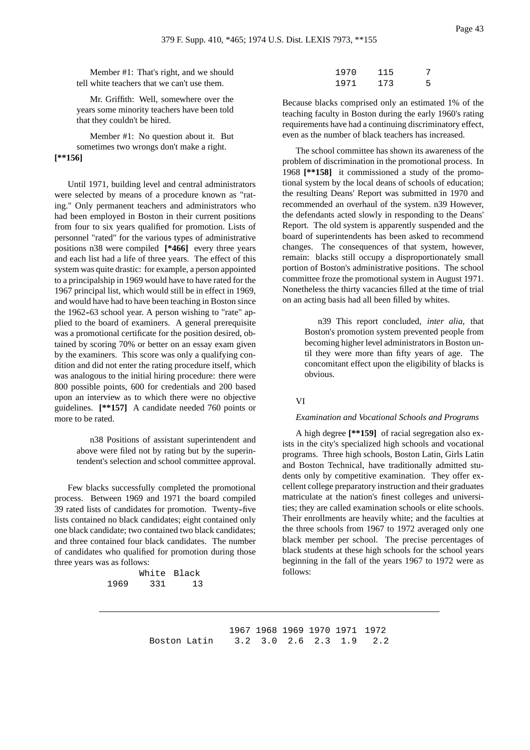Member #1: That's right, and we should tell white teachers that we can't use them.

Mr. Griffith: Well, somewhere over the years some minority teachers have been told that they couldn't be hired.

Member #1: No question about it. But sometimes two wrongs don't make a right. **[**156]**

Until 1971, building level and central administrators were selected by means of a procedure known as "rating." Only permanent teachers and administrators who had been employed in Boston in their current positions from four to six years qualified for promotion. Lists of personnel "rated" for the various types of administrative positions n38 were compiled **[*466]** every three years and each list had a life of three years. The effect of this system was quite drastic: for example, a person appointed to a principalship in 1969 would have to have rated for the 1967 principal list, which would still be in effect in 1969, and would have had to have been teaching in Boston since the 1962-63 school year. A person wishing to "rate" applied to the board of examiners. A general prerequisite was a promotional certificate for the position desired, obtained by scoring 70% or better on an essay exam given by the examiners. This score was only a qualifying condition and did not enter the rating procedure itself, which was analogous to the initial hiring procedure: there were 800 possible points, 600 for credentials and 200 based upon an interview as to which there were no objective guidelines. **[**157]** A candidate needed 760 points or more to be rated.

> n38 Positions of assistant superintendent and above were filed not by rating but by the superintendent's selection and school committee approval.

Few blacks successfully completed the promotional process. Between 1969 and 1971 the board compiled 39 rated lists of candidates for promotion. Twenty-five lists contained no black candidates; eight contained only one black candidate; two contained two black candidates; and three contained four black candidates. The number of candidates who qualified for promotion during those three years was as follows:

| | White | Black |
|---|---|---|
| 1969 | 331 | 13 |
| 1970 | 115 | 7 |
| 1971 | 173 | 5 |

Because blacks comprised only an estimated 1% of the teaching faculty in Boston during the early 1960's rating requirements have had a continuing discriminatory effect, even as the number of black teachers has increased.

The school committee has shown its awareness of the problem of discrimination in the promotional process. In 1968 **[**158]** it commissioned a study of the promotional system by the local deans of schools of education; the resulting Deans' Report was submitted in 1970 and recommended an overhaul of the system. n39 However, the defendants acted slowly in responding to the Deans' Report. The old system is apparently suspended and the board of superintendents has been asked to recommend changes. The consequences of that system, however, remain: blacks still occupy a disproportionately small portion of Boston's administrative positions. The school committee froze the promotional system in August 1971. Nonetheless the thirty vacancies filled at the time of trial on an acting basis had all been filled by whites.

> n39 This report concluded, *inter alia*, that Boston's promotion system prevented people from becoming higher level administrators in Boston until they were more than fifty years of age. The concomitant effect upon the eligibility of blacks is obvious.

VI

*Examination and Vocational Schools and Programs*

A high degree **[**159]** of racial segregation also exists in the city's specialized high schools and vocational programs. Three high schools, Boston Latin, Girls Latin and Boston Technical, have traditionally admitted students only by competitive examination. They offer excellent college preparatory instruction and their graduates matriculate at the nation's finest colleges and universities; they are called examination schools or elite schools. Their enrollments are heavily white; and the faculties at the three schools from 1967 to 1972 averaged only one black member per school. The precise percentages of black students at these high schools for the school years beginning in the fall of the years 1967 to 1972 were as follows:

| | 1967 | 1968 | 1969 | 1970 | 1971 | 1972 |
|---|---|---|---|---|---|---|
| Boston Latin | 3.2 | 3.0 | 2.6 | 2.3 | 1.9 | 2.2 |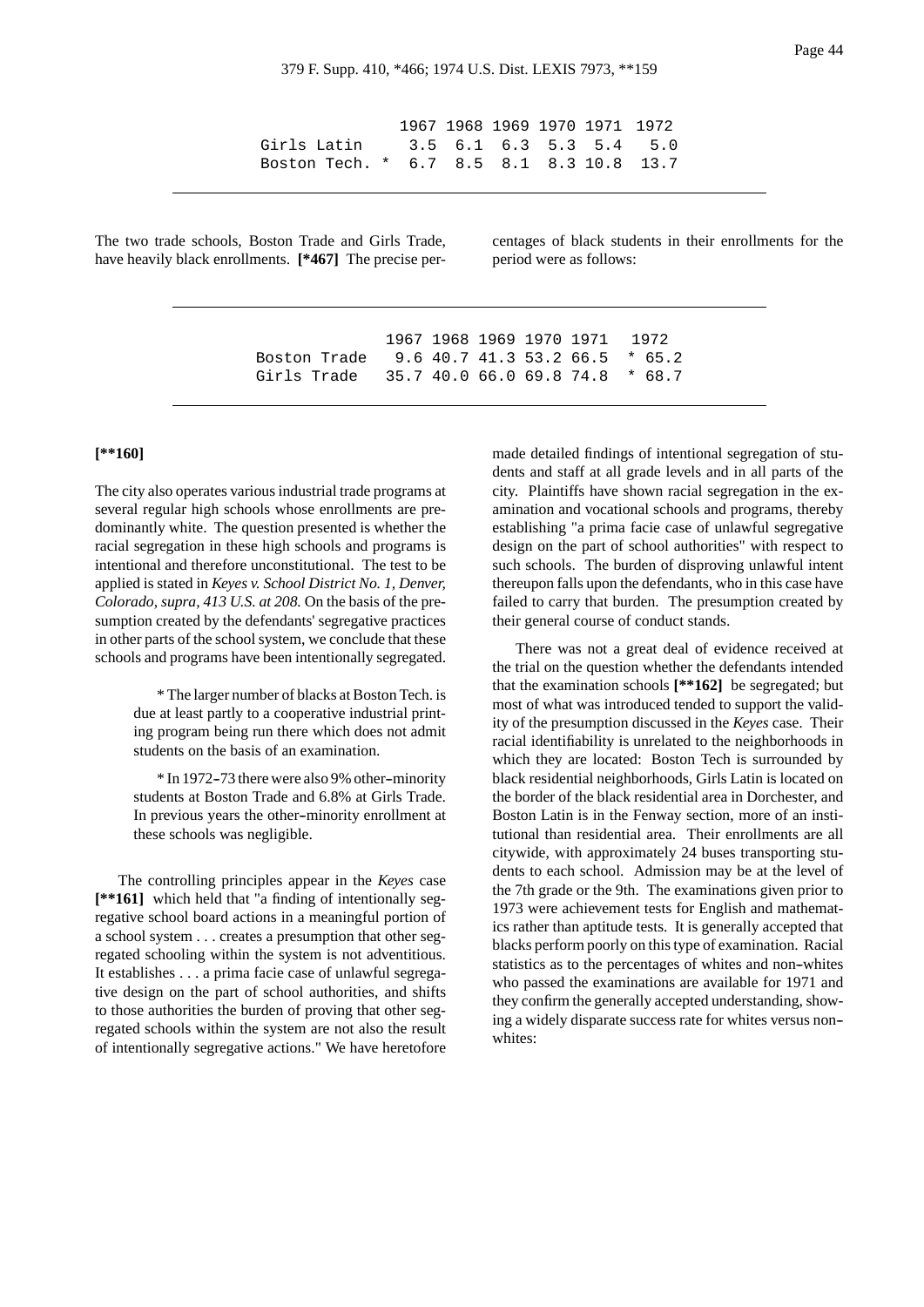| | 1967 | 1968 | 1969 | 1970 | 1971 | 1972 |
|---|---|---|---|---|---|---|
| Girls Latin | 3.5 | 6.1 | 6.3 | 5.3 | 5.4 | 5.0 |
| Boston Tech. * | 6.7 | 8.5 | 8.1 | 8.3 | 10.8 | 13.7 |

The two trade schools, Boston Trade and Girls Trade, have heavily black enrollments. **[*467]** The precise percentages of black students in their enrollments for the period were as follows:

| | 1967 | 1968 | 1969 | 1970 | 1971 | 1972 |
|---|---|---|---|---|---|---|
| Boston Trade | 9.6 | 40.7 | 41.3 | 53.2 | 66.5 | * 65.2 |
| Girls Trade | 35.7 | 40.0 | 66.0 | 69.8 | 74.8 | * 68.7 |

**[**160]**

The city also operates various industrial trade programs at several regular high schools whose enrollments are predominantly white. The question presented is whether the racial segregation in these high schools and programs is intentional and therefore unconstitutional. The test to be applied is stated in *Keyes v. School District No. 1, Denver, Colorado, supra, 413 U.S. at 208.* On the basis of the presumption created by the defendants' segregative practices in other parts of the school system, we conclude that these schools and programs have been intentionally segregated.

> * The larger number of blacks at Boston Tech. is due at least partly to a cooperative industrial printing program being run there which does not admit students on the basis of an examination.

> * In 1972-73 there were also 9% other-minority students at Boston Trade and 6.8% at Girls Trade. In previous years the other-minority enrollment at these schools was negligible.

The controlling principles appear in the *Keyes* case **[**161]** which held that "a finding of intentionally segregative school board actions in a meaningful portion of a school system . . . creates a presumption that other segregated schooling within the system is not adventitious. It establishes . . . a prima facie case of unlawful segregative design on the part of school authorities, and shifts to those authorities the burden of proving that other segregated schools within the system are not also the result of intentionally segregative actions." We have heretofore made detailed findings of intentional segregation of students and staff at all grade levels and in all parts of the city. Plaintiffs have shown racial segregation in the examination and vocational schools and programs, thereby establishing "a prima facie case of unlawful segregative design on the part of school authorities" with respect to such schools. The burden of disproving unlawful intent thereupon falls upon the defendants, who in this case have failed to carry that burden. The presumption created by their general course of conduct stands.

There was not a great deal of evidence received at the trial on the question whether the defendants intended that the examination schools **[**162]** be segregated; but most of what was introduced tended to support the validity of the presumption discussed in the *Keyes* case. Their racial identifiability is unrelated to the neighborhoods in which they are located: Boston Tech is surrounded by black residential neighborhoods, Girls Latin is located on the border of the black residential area in Dorchester, and Boston Latin is in the Fenway section, more of an institutional than residential area. Their enrollments are all citywide, with approximately 24 buses transporting students to each school. Admission may be at the level of the 7th grade or the 9th. The examinations given prior to 1973 were achievement tests for English and mathematics rather than aptitude tests. It is generally accepted that blacks perform poorly on this type of examination. Racial statistics as to the percentages of whites and non-whites who passed the examinations are available for 1971 and they confirm the generally accepted understanding, showing a widely disparate success rate for whites versus non-whites: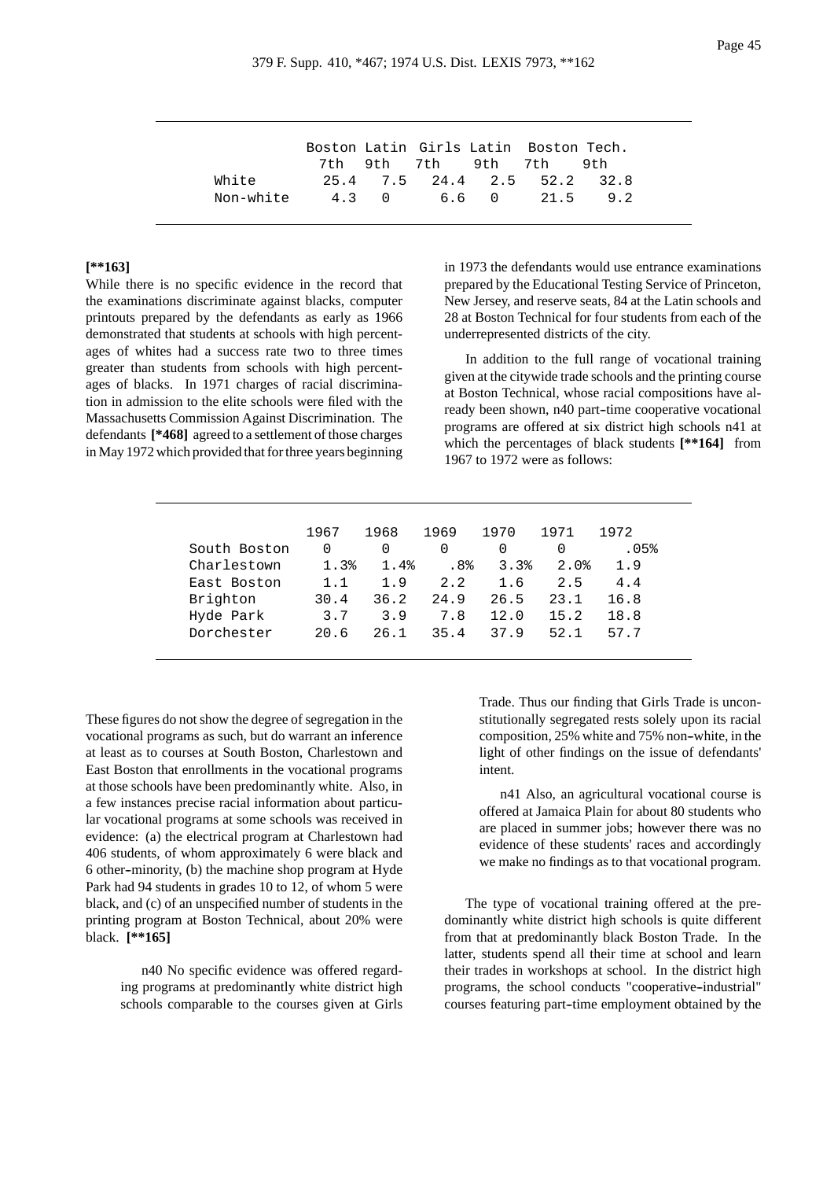| | Boston Latin | | Girls Latin | | Boston Tech. | |
|---|---|---|---|---|---|---|
| | 7th | 9th | 7th | 9th | 7th | 9th |
| White | 25.4 | 7.5 | 24.4 | 2.5 | 52.2 | 32.8 |
| Non-white | 4.3 | 0 | 6.6 | 0 | 21.5 | 9.2 |

**[**163]**

While there is no specific evidence in the record that the examinations discriminate against blacks, computer printouts prepared by the defendants as early as 1966 demonstrated that students at schools with high percentages of whites had a success rate two to three times greater than students from schools with high percentages of blacks. In 1971 charges of racial discrimination in admission to the elite schools were filed with the Massachusetts Commission Against Discrimination. The defendants **[*468]** agreed to a settlement of those charges in May 1972 which provided that for three years beginning in 1973 the defendants would use entrance examinations prepared by the Educational Testing Service of Princeton, New Jersey, and reserve seats, 84 at the Latin schools and 28 at Boston Technical for four students from each of the underrepresented districts of the city.

In addition to the full range of vocational training given at the citywide trade schools and the printing course at Boston Technical, whose racial compositions have already been shown, n40 part-time cooperative vocational programs are offered at six district high schools n41 at which the percentages of black students **[**164]** from 1967 to 1972 were as follows:

| | 1967 | 1968 | 1969 | 1970 | 1971 | 1972 |
|---|---|---|---|---|---|---|
| South Boston | 0 | 0 | 0 | 0 | 0 | .05% |
| Charlestown | 1.3% | 1.4% | .8% | 3.3% | 2.0% | 1.9 |
| East Boston | 1.1 | 1.9 | 2.2 | 1.6 | 2.5 | 4.4 |
| Brighton | 30.4 | 36.2 | 24.9 | 26.5 | 23.1 | 16.8 |
| Hyde Park | 3.7 | 3.9 | 7.8 | 12.0 | 15.2 | 18.8 |
| Dorchester | 20.6 | 26.1 | 35.4 | 37.9 | 52.1 | 57.7 |

These figures do not show the degree of segregation in the vocational programs as such, but do warrant an inference at least as to courses at South Boston, Charlestown and East Boston that enrollments in the vocational programs at those schools have been predominantly white. Also, in a few instances precise racial information about particular vocational programs at some schools was received in evidence: (a) the electrical program at Charlestown had 406 students, of whom approximately 6 were black and 6 other-minority, (b) the machine shop program at Hyde Park had 94 students in grades 10 to 12, of whom 5 were black, and (c) of an unspecified number of students in the printing program at Boston Technical, about 20% were black. **[**165]**

> n40 No specific evidence was offered regarding programs at predominantly white district high schools comparable to the courses given at Girls Trade. Thus our finding that Girls Trade is unconstitutionally segregated rests solely upon its racial composition, 25% white and 75% non-white, in the light of other findings on the issue of defendants' intent.

> n41 Also, an agricultural vocational course is offered at Jamaica Plain for about 80 students who are placed in summer jobs; however there was no evidence of these students' races and accordingly we make no findings as to that vocational program.

The type of vocational training offered at the predominantly white district high schools is quite different from that at predominantly black Boston Trade. In the latter, students spend all their time at school and learn their trades in workshops at school. In the district high programs, the school conducts "cooperative-industrial" courses featuring part-time employment obtained by the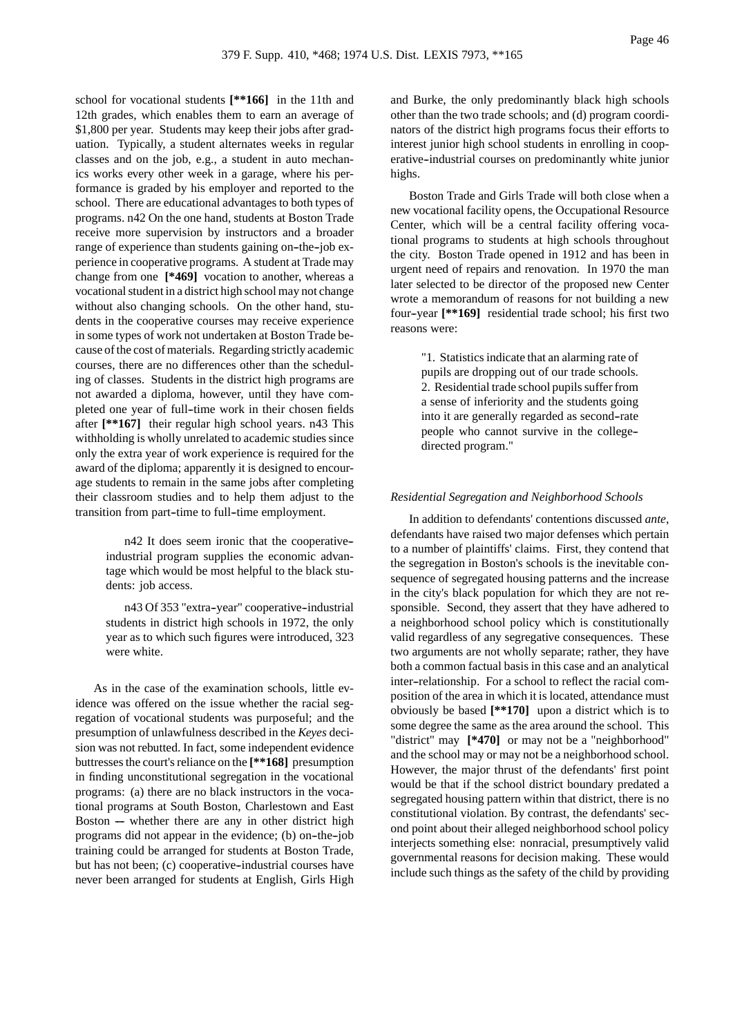school for vocational students **[**166]** in the 11th and 12th grades, which enables them to earn an average of $1,800 per year. Students may keep their jobs after graduation. Typically, a student alternates weeks in regular classes and on the job, e.g., a student in auto mechanics works every other week in a garage, where his performance is graded by his employer and reported to the school. There are educational advantages to both types of programs. n42 On the one hand, students at Boston Trade receive more supervision by instructors and a broader range of experience than students gaining on-the-job experience in cooperative programs. A student at Trade may change from one **[*469]** vocation to another, whereas a vocational student in a district high school may not change without also changing schools. On the other hand, students in the cooperative courses may receive experience in some types of work not undertaken at Boston Trade because of the cost of materials. Regarding strictly academic courses, there are no differences other than the scheduling of classes. Students in the district high programs are not awarded a diploma, however, until they have completed one year of full-time work in their chosen fields after **[**167]** their regular high school years. n43 This withholding is wholly unrelated to academic studies since only the extra year of work experience is required for the award of the diploma; apparently it is designed to encourage students to remain in the same jobs after completing their classroom studies and to help them adjust to the transition from part-time to full-time employment.

> n42 It does seem ironic that the cooperative-industrial program supplies the economic advantage which would be most helpful to the black students: job access.
>
> n43 Of 353 "extra-year" cooperative-industrial students in district high schools in 1972, the only year as to which such figures were introduced, 323 were white.

As in the case of the examination schools, little evidence was offered on the issue whether the racial segregation of vocational students was purposeful; and the presumption of unlawfulness described in the *Keyes* decision was not rebutted. In fact, some independent evidence buttresses the court's reliance on the **[**168]** presumption in finding unconstitutional segregation in the vocational programs: (a) there are no black instructors in the vocational programs at South Boston, Charlestown and East Boston -- whether there are any in other district high programs did not appear in the evidence; (b) on-the-job training could be arranged for students at Boston Trade, but has not been; (c) cooperative-industrial courses have never been arranged for students at English, Girls High and Burke, the only predominantly black high schools other than the two trade schools; and (d) program coordinators of the district high programs focus their efforts to interest junior high school students in enrolling in cooperative-industrial courses on predominantly white junior highs.

Boston Trade and Girls Trade will both close when a new vocational facility opens, the Occupational Resource Center, which will be a central facility offering vocational programs to students at high schools throughout the city. Boston Trade opened in 1912 and has been in urgent need of repairs and renovation. In 1970 the man later selected to be director of the proposed new Center wrote a memorandum of reasons for not building a new four-year **[**169]** residential trade school; his first two reasons were:

> "1. Statistics indicate that an alarming rate of pupils are dropping out of our trade schools. 2. Residential trade school pupils suffer from a sense of inferiority and the students going into it are generally regarded as second-rate people who cannot survive in the college-directed program."

*Residential Segregation and Neighborhood Schools*

In addition to defendants' contentions discussed *ante*, defendants have raised two major defenses which pertain to a number of plaintiffs' claims. First, they contend that the segregation in Boston's schools is the inevitable consequence of segregated housing patterns and the increase in the city's black population for which they are not responsible. Second, they assert that they have adhered to a neighborhood school policy which is constitutionally valid regardless of any segregative consequences. These two arguments are not wholly separate; rather, they have both a common factual basis in this case and an analytical inter-relationship. For a school to reflect the racial composition of the area in which it is located, attendance must obviously be based **[**170]** upon a district which is to some degree the same as the area around the school. This "district" may **[*470]** or may not be a "neighborhood" and the school may or may not be a neighborhood school. However, the major thrust of the defendants' first point would be that if the school district boundary predated a segregated housing pattern within that district, there is no constitutional violation. By contrast, the defendants' second point about their alleged neighborhood school policy interjects something else: nonracial, presumptively valid governmental reasons for decision making. These would include such things as the safety of the child by providing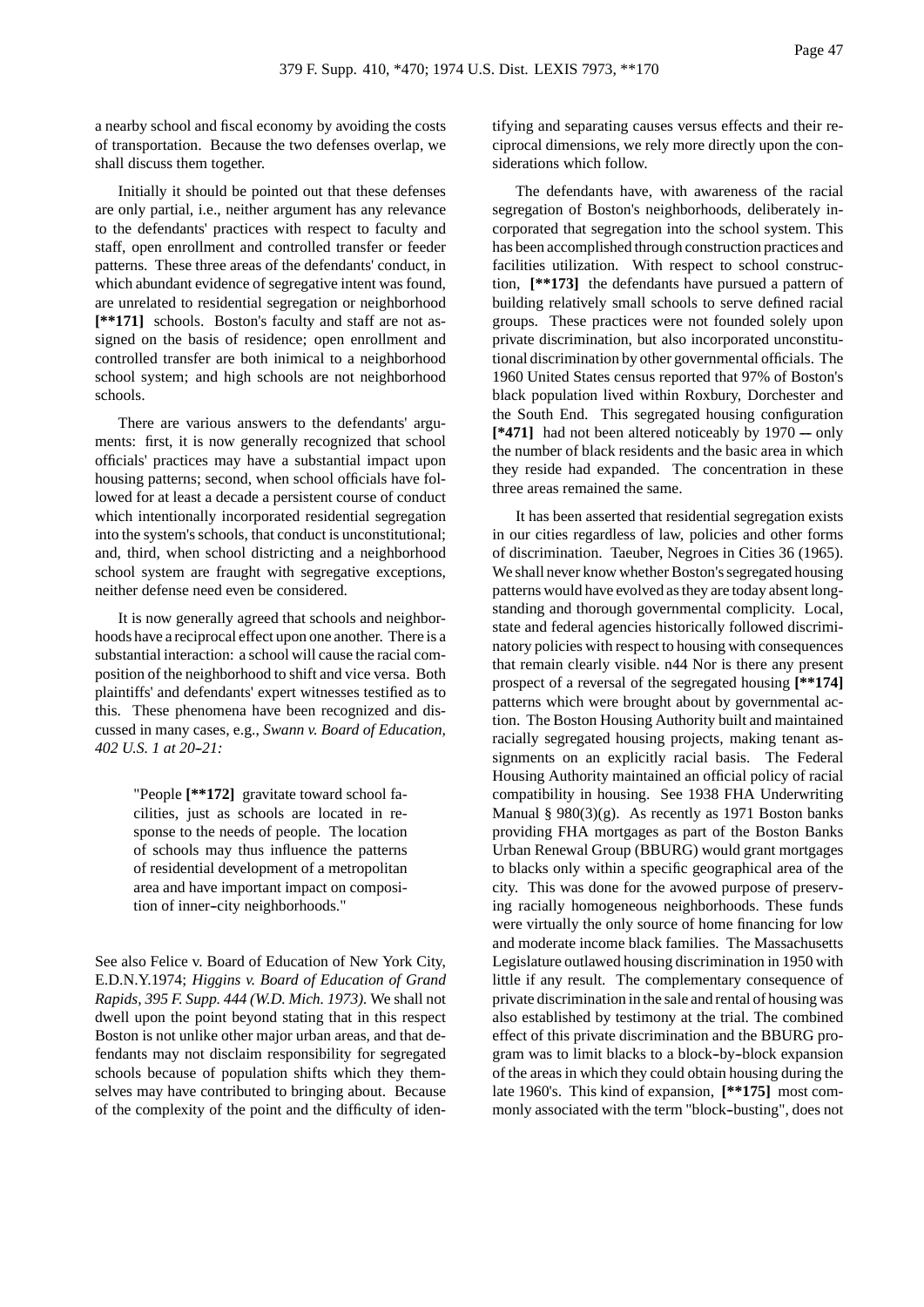a nearby school and fiscal economy by avoiding the costs of transportation. Because the two defenses overlap, we shall discuss them together.

Initially it should be pointed out that these defenses are only partial, i.e., neither argument has any relevance to the defendants' practices with respect to faculty and staff, open enrollment and controlled transfer or feeder patterns. These three areas of the defendants' conduct, in which abundant evidence of segregative intent was found, are unrelated to residential segregation or neighborhood **[**171]** schools. Boston's faculty and staff are not assigned on the basis of residence; open enrollment and controlled transfer are both inimical to a neighborhood school system; and high schools are not neighborhood schools.

There are various answers to the defendants' arguments: first, it is now generally recognized that school officials' practices may have a substantial impact upon housing patterns; second, when school officials have followed for at least a decade a persistent course of conduct which intentionally incorporated residential segregation into the system's schools, that conduct is unconstitutional; and, third, when school districting and a neighborhood school system are fraught with segregative exceptions, neither defense need even be considered.

It is now generally agreed that schools and neighborhoods have a reciprocal effect upon one another. There is a substantial interaction: a school will cause the racial composition of the neighborhood to shift and vice versa. Both plaintiffs' and defendants' expert witnesses testified as to this. These phenomena have been recognized and discussed in many cases, e.g., *Swann v. Board of Education, 402 U.S. 1 at 20-21:*

> "People **[**172]** gravitate toward school facilities, just as schools are located in response to the needs of people. The location of schools may thus influence the patterns of residential development of a metropolitan area and have important impact on composition of inner-city neighborhoods."

See also Felice v. Board of Education of New York City, E.D.N.Y.1974; *Higgins v. Board of Education of Grand Rapids, 395 F. Supp. 444 (W.D. Mich. 1973)*. We shall not dwell upon the point beyond stating that in this respect Boston is not unlike other major urban areas, and that defendants may not disclaim responsibility for segregated schools because of population shifts which they themselves may have contributed to bringing about. Because of the complexity of the point and the difficulty of identifying and separating causes versus effects and their reciprocal dimensions, we rely more directly upon the considerations which follow.

The defendants have, with awareness of the racial segregation of Boston's neighborhoods, deliberately incorporated that segregation into the school system. This has been accomplished through construction practices and facilities utilization. With respect to school construction, **[**173]** the defendants have pursued a pattern of building relatively small schools to serve defined racial groups. These practices were not founded solely upon private discrimination, but also incorporated unconstitutional discrimination by other governmental officials. The 1960 United States census reported that 97% of Boston's black population lived within Roxbury, Dorchester and the South End. This segregated housing configuration **[*471]** had not been altered noticeably by 1970 -- only the number of black residents and the basic area in which they reside had expanded. The concentration in these three areas remained the same.

It has been asserted that residential segregation exists in our cities regardless of law, policies and other forms of discrimination. Taeuber, Negroes in Cities 36 (1965). We shall never know whether Boston's segregated housing patterns would have evolved as they are today absent longstanding and thorough governmental complicity. Local, state and federal agencies historically followed discriminatory policies with respect to housing with consequences that remain clearly visible. n44 Nor is there any present prospect of a reversal of the segregated housing **[**174]** patterns which were brought about by governmental action. The Boston Housing Authority built and maintained racially segregated housing projects, making tenant assignments on an explicitly racial basis. The Federal Housing Authority maintained an official policy of racial compatibility in housing. See 1938 FHA Underwriting Manual § 980(3)(g). As recently as 1971 Boston banks providing FHA mortgages as part of the Boston Banks Urban Renewal Group (BBURG) would grant mortgages to blacks only within a specific geographical area of the city. This was done for the avowed purpose of preserving racially homogeneous neighborhoods. These funds were virtually the only source of home financing for low and moderate income black families. The Massachusetts Legislature outlawed housing discrimination in 1950 with little if any result. The complementary consequence of private discrimination in the sale and rental of housing was also established by testimony at the trial. The combined effect of this private discrimination and the BBURG program was to limit blacks to a block-by-block expansion of the areas in which they could obtain housing during the late 1960's. This kind of expansion, **[**175]** most commonly associated with the term "block-busting", does not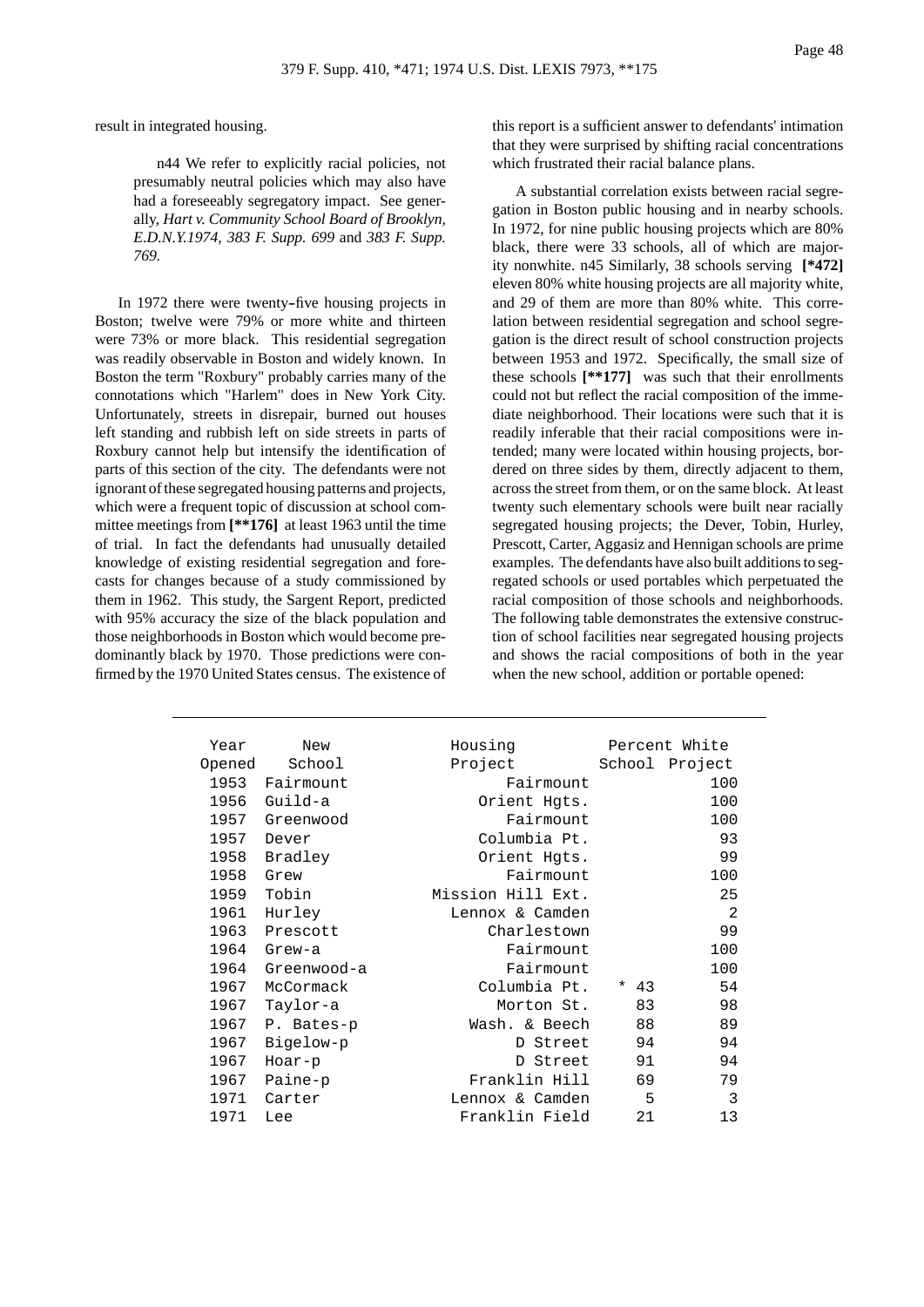result in integrated housing.

n44 We refer to explicitly racial policies, not presumably neutral policies which may also have had a foreseeably segregatory impact. See generally, *Hart v. Community School Board of Brooklyn, E.D.N.Y.1974, 383 F. Supp. 699* and *383 F. Supp. 769*.

In 1972 there were twenty-five housing projects in Boston; twelve were 79% or more white and thirteen were 73% or more black. This residential segregation was readily observable in Boston and widely known. In Boston the term "Roxbury" probably carries many of the connotations which "Harlem" does in New York City. Unfortunately, streets in disrepair, burned out houses left standing and rubbish left on side streets in parts of Roxbury cannot help but intensify the identification of parts of this section of the city. The defendants were not ignorant of these segregated housing patterns and projects, which were a frequent topic of discussion at school committee meetings from **[**176]** at least 1963 until the time of trial. In fact the defendants had unusually detailed knowledge of existing residential segregation and forecasts for changes because of a study commissioned by them in 1962. This study, the Sargent Report, predicted with 95% accuracy the size of the black population and those neighborhoods in Boston which would become predominantly black by 1970. Those predictions were confirmed by the 1970 United States census. The existence of this report is a sufficient answer to defendants' intimation that they were surprised by shifting racial concentrations which frustrated their racial balance plans.

A substantial correlation exists between racial segregation in Boston public housing and in nearby schools. In 1972, for nine public housing projects which are 80% black, there were 33 schools, all of which are majority nonwhite. n45 Similarly, 38 schools serving **[*472]** eleven 80% white housing projects are all majority white, and 29 of them are more than 80% white. This correlation between residential segregation and school segregation is the direct result of school construction projects between 1953 and 1972. Specifically, the small size of these schools **[**177]** was such that their enrollments could not but reflect the racial composition of the immediate neighborhood. Their locations were such that it is readily inferable that their racial compositions were intended; many were located within housing projects, bordered on three sides by them, directly adjacent to them, across the street from them, or on the same block. At least twenty such elementary schools were built near racially segregated housing projects; the Dever, Tobin, Hurley, Prescott, Carter, Aggasiz and Hennigan schools are prime examples. The defendants have also built additions to segregated schools or used portables which perpetuated the racial composition of those schools and neighborhoods. The following table demonstrates the extensive construction of school facilities near segregated housing projects and shows the racial compositions of both in the year when the new school, addition or portable opened:

| Year Opened | New School | Housing Project | Percent White School | Percent White Project |
|---|---|---|---|---|
| 1953 | Fairmount | Fairmount | | 100 |
| 1956 | Guild-a | Orient Hgts. | | 100 |
| 1957 | Greenwood | Fairmount | | 100 |
| 1957 | Dever | Columbia Pt. | | 93 |
| 1958 | Bradley | Orient Hgts. | | 99 |
| 1958 | Grew | Fairmount | | 100 |
| 1959 | Tobin | Mission Hill Ext. | | 25 |
| 1961 | Hurley | Lennox & Camden | | 2 |
| 1963 | Prescott | Charlestown | | 99 |
| 1964 | Grew-a | Fairmount | | 100 |
| 1964 | Greenwood-a | Fairmount | | 100 |
| 1967 | McCormack | Columbia Pt. | * 43 | 54 |
| 1967 | Taylor-a | Morton St. | 83 | 98 |
| 1967 | P. Bates-p | Wash. & Beech | 88 | 89 |
| 1967 | Bigelow-p | D Street | 94 | 94 |
| 1967 | Hoar-p | D Street | 91 | 94 |
| 1967 | Paine-p | Franklin Hill | 69 | 79 |
| 1971 | Carter | Lennox & Camden | 5 | 3 |
| 1971 | Lee | Franklin Field | 21 | 13 |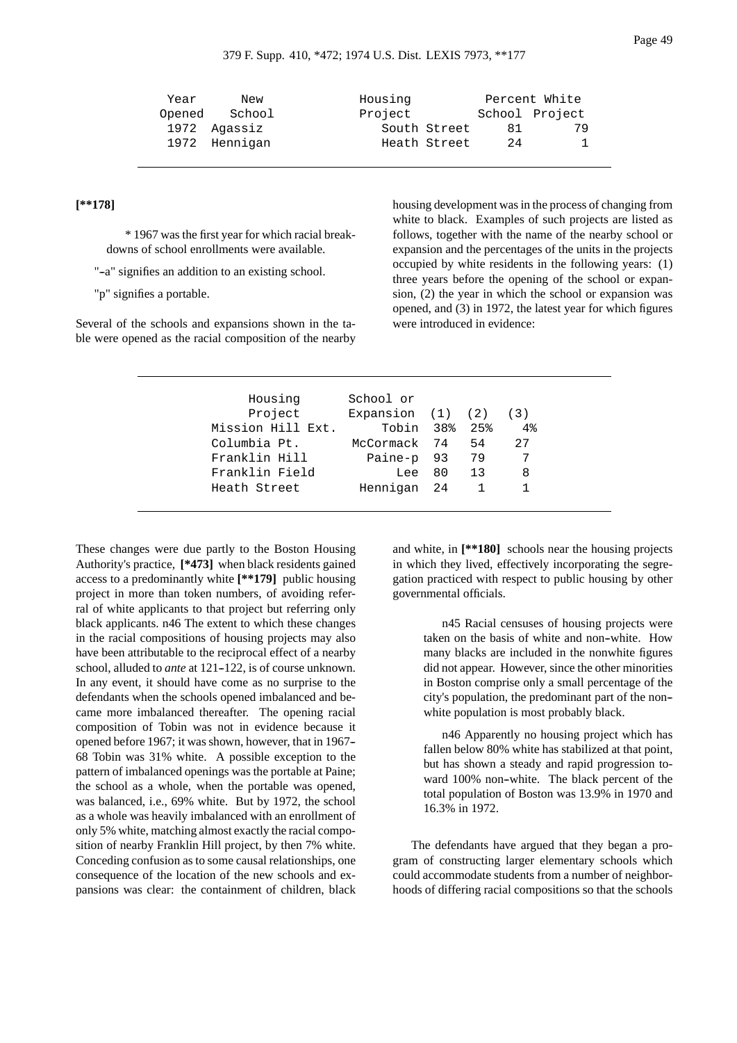| Year Opened | New School | Housing Project | Percent White School | Percent White Project |
|---|---|---|---|---|
| 1972 | Agassiz | South Street | 81 | 79 |
| 1972 | Hennigan | Heath Street | 24 | 1 |

**[**178]**

\* 1967 was the first year for which racial breakdowns of school enrollments were available.

"-a" signifies an addition to an existing school.

"p" signifies a portable.

Several of the schools and expansions shown in the table were opened as the racial composition of the nearby housing development was in the process of changing from white to black. Examples of such projects are listed as follows, together with the name of the nearby school or expansion and the percentages of the units in the projects occupied by white residents in the following years: (1) three years before the opening of the school or expansion, (2) the year in which the school or expansion was opened, and (3) in 1972, the latest year for which figures were introduced in evidence:

| Housing Project | School or Expansion | (1) | (2) | (3) |
|---|---|---|---|---|
| Mission Hill Ext. | Tobin | 38% | 25% | 4% |
| Columbia Pt. | McCormack | 74 | 54 | 27 |
| Franklin Hill | Paine-p | 93 | 79 | 7 |
| Franklin Field | Lee | 80 | 13 | 8 |
| Heath Street | Hennigan | 24 | 1 | 1 |

These changes were due partly to the Boston Housing Authority's practice, **[*473]** when black residents gained access to a predominantly white **[**179]** public housing project in more than token numbers, of avoiding referral of white applicants to that project but referring only black applicants. n46 The extent to which these changes in the racial compositions of housing projects may also have been attributable to the reciprocal effect of a nearby school, alluded to *ante* at 121-122, is of course unknown. In any event, it should have come as no surprise to the defendants when the schools opened imbalanced and became more imbalanced thereafter. The opening racial composition of Tobin was not in evidence because it opened before 1967; it was shown, however, that in 1967-68 Tobin was 31% white. A possible exception to the pattern of imbalanced openings was the portable at Paine; the school as a whole, when the portable was opened, was balanced, i.e., 69% white. But by 1972, the school as a whole was heavily imbalanced with an enrollment of only 5% white, matching almost exactly the racial composition of nearby Franklin Hill project, by then 7% white. Conceding confusion as to some causal relationships, one consequence of the location of the new schools and expansions was clear: the containment of children, black and white, in **[**180]** schools near the housing projects in which they lived, effectively incorporating the segregation practiced with respect to public housing by other governmental officials.

> n45 Racial censuses of housing projects were taken on the basis of white and non-white. How many blacks are included in the nonwhite figures did not appear. However, since the other minorities in Boston comprise only a small percentage of the city's population, the predominant part of the non-white population is most probably black.
>
> n46 Apparently no housing project which has fallen below 80% white has stabilized at that point, but has shown a steady and rapid progression toward 100% non-white. The black percent of the total population of Boston was 13.9% in 1970 and 16.3% in 1972.

The defendants have argued that they began a program of constructing larger elementary schools which could accommodate students from a number of neighborhoods of differing racial compositions so that the schools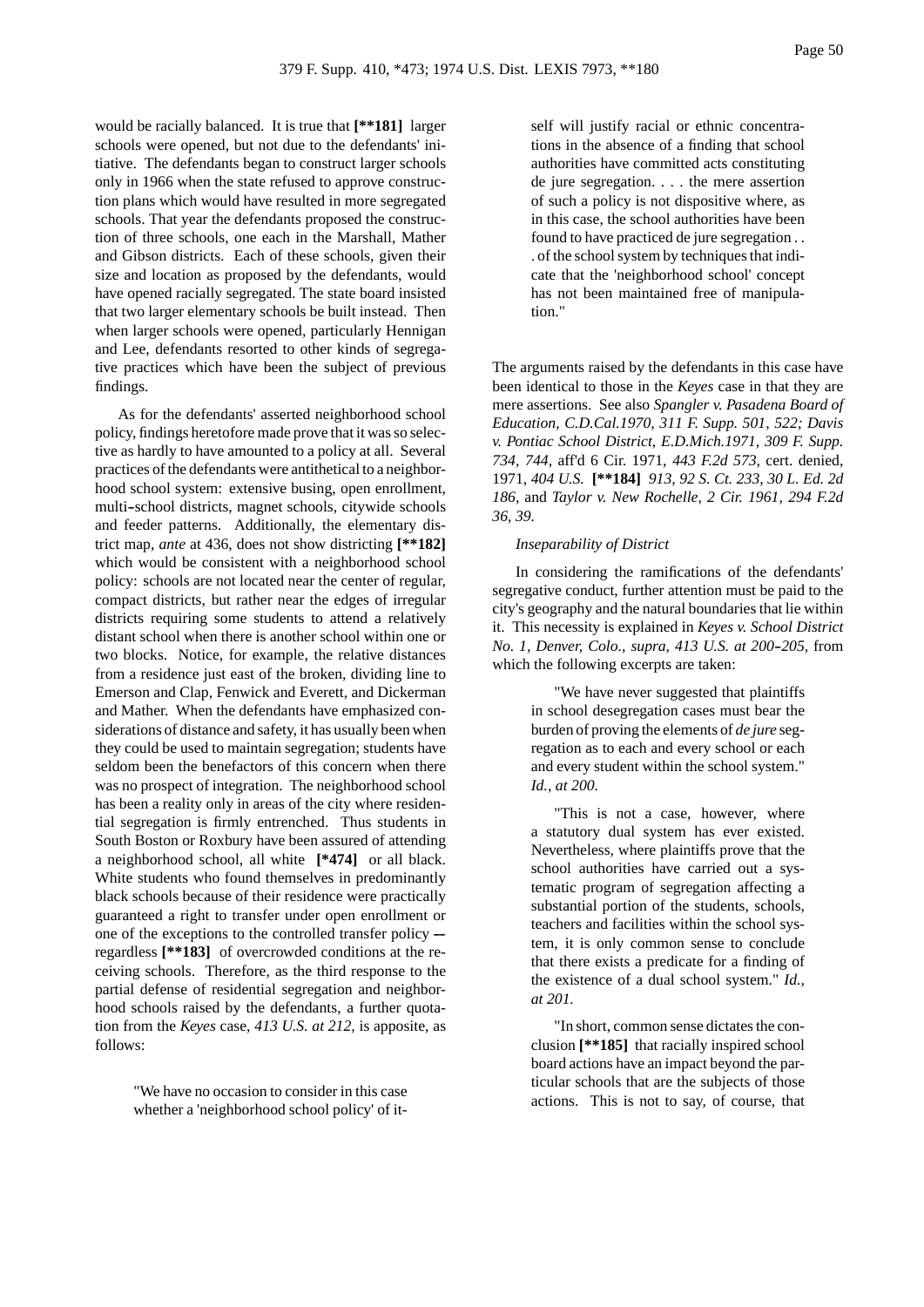would be racially balanced. It is true that **[\*\*181]** larger schools were opened, but not due to the defendants' initiative. The defendants began to construct larger schools only in 1966 when the state refused to approve construction plans which would have resulted in more segregated schools. That year the defendants proposed the construction of three schools, one each in the Marshall, Mather and Gibson districts. Each of these schools, given their size and location as proposed by the defendants, would have opened racially segregated. The state board insisted that two larger elementary schools be built instead. Then when larger schools were opened, particularly Hennigan and Lee, defendants resorted to other kinds of segregative practices which have been the subject of previous findings.

As for the defendants' asserted neighborhood school policy, findings heretofore made prove that it was so selective as hardly to have amounted to a policy at all. Several practices of the defendants were antithetical to a neighborhood school system: extensive busing, open enrollment, multi-school districts, magnet schools, citywide schools and feeder patterns. Additionally, the elementary district map, *ante* at 436, does not show districting **[\*\*182]** which would be consistent with a neighborhood school policy: schools are not located near the center of regular, compact districts, but rather near the edges of irregular districts requiring some students to attend a relatively distant school when there is another school within one or two blocks. Notice, for example, the relative distances from a residence just east of the broken, dividing line to Emerson and Clap, Fenwick and Everett, and Dickerman and Mather. When the defendants have emphasized considerations of distance and safety, it has usually been when they could be used to maintain segregation; students have seldom been the benefactors of this concern when there was no prospect of integration. The neighborhood school has been a reality only in areas of the city where residential segregation is firmly entrenched. Thus students in South Boston or Roxbury have been assured of attending a neighborhood school, all white **[\*474]** or all black. White students who found themselves in predominantly black schools because of their residence were practically guaranteed a right to transfer under open enrollment or one of the exceptions to the controlled transfer policy -- regardless **[\*\*183]** of overcrowded conditions at the receiving schools. Therefore, as the third response to the partial defense of residential segregation and neighborhood schools raised by the defendants, a further quotation from the *Keyes* case, *413 U.S. at 212,* is apposite, as follows:

> "We have no occasion to consider in this case whether a 'neighborhood school policy' of itself will justify racial or ethnic concentrations in the absence of a finding that school authorities have committed acts constituting de jure segregation. . . . the mere assertion of such a policy is not dispositive where, as in this case, the school authorities have been found to have practiced de jure segregation . . . of the school system by techniques that indicate that the 'neighborhood school' concept has not been maintained free of manipulation."

The arguments raised by the defendants in this case have been identical to those in the *Keyes* case in that they are mere assertions. See also *Spangler v. Pasadena Board of Education, C.D.Cal.1970, 311 F. Supp. 501, 522; Davis v. Pontiac School District, E.D.Mich.1971, 309 F. Supp. 734, 744,* aff'd 6 Cir. 1971, *443 F.2d 573,* cert. denied, 1971, *404 U.S.* **[\*\*184]** *913, 92 S. Ct. 233, 30 L. Ed. 2d 186,* and *Taylor v. New Rochelle, 2 Cir. 1961, 294 F.2d 36, 39.*

*Inseparability of District*

In considering the ramifications of the defendants' segregative conduct, further attention must be paid to the city's geography and the natural boundaries that lie within it. This necessity is explained in *Keyes v. School District No. 1, Denver, Colo., supra, 413 U.S. at 200-205,* from which the following excerpts are taken:

> "We have never suggested that plaintiffs in school desegregation cases must bear the burden of proving the elements of *de jure* segregation as to each and every school or each and every student within the school system." *Id., at 200.*
>
> "This is not a case, however, where a statutory dual system has ever existed. Nevertheless, where plaintiffs prove that the school authorities have carried out a systematic program of segregation affecting a substantial portion of the students, schools, teachers and facilities within the school system, it is only common sense to conclude that there exists a predicate for a finding of the existence of a dual school system." *Id., at 201.*
>
> "In short, common sense dictates the conclusion **[\*\*185]** that racially inspired school board actions have an impact beyond the particular schools that are the subjects of those actions. This is not to say, of course, that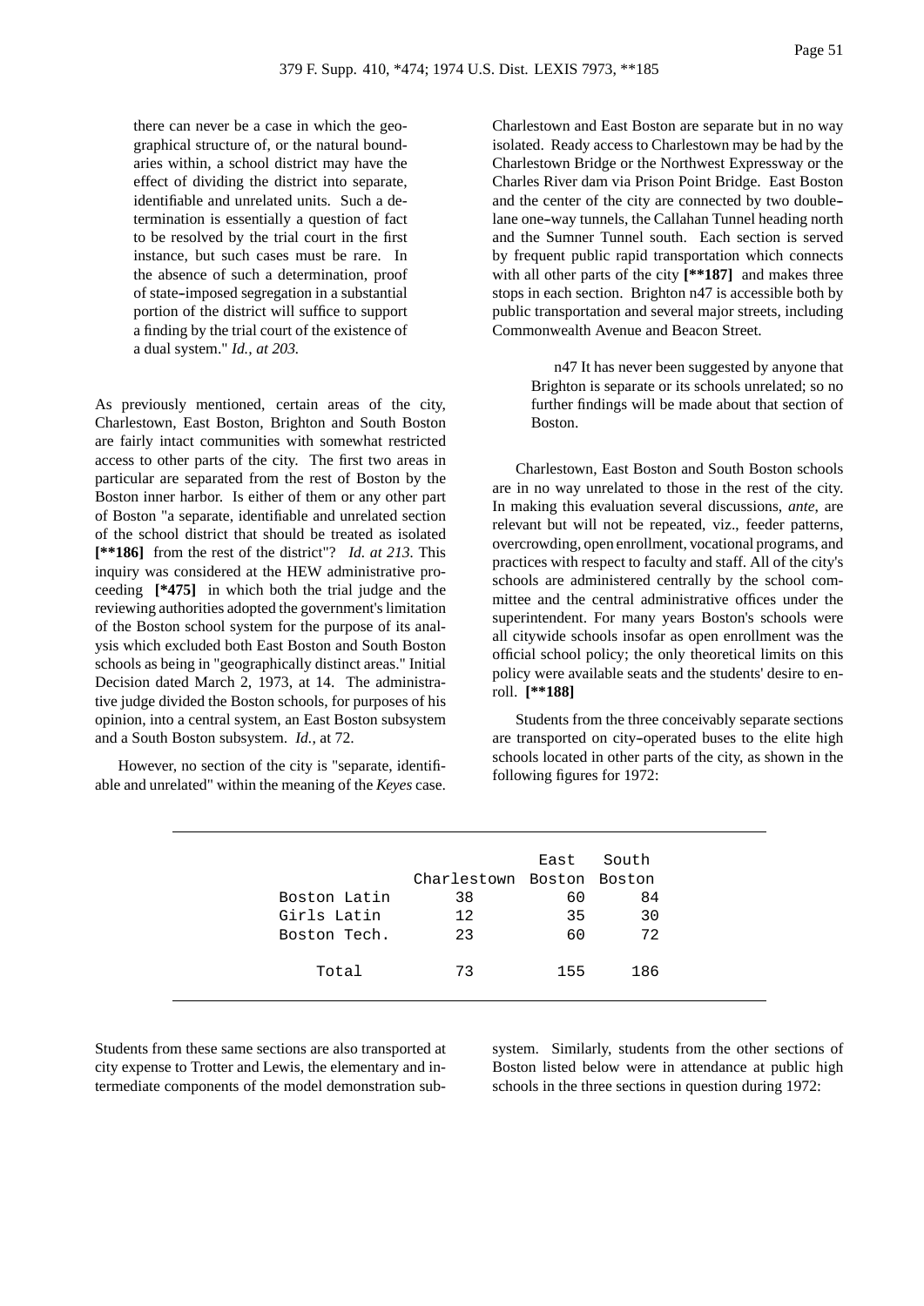> there can never be a case in which the geographical structure of, or the natural boundaries within, a school district may have the effect of dividing the district into separate, identifiable and unrelated units. Such a determination is essentially a question of fact to be resolved by the trial court in the first instance, but such cases must be rare. In the absence of such a determination, proof of state-imposed segregation in a substantial portion of the district will suffice to support a finding by the trial court of the existence of a dual system." *Id., at 203.*

As previously mentioned, certain areas of the city, Charlestown, East Boston, Brighton and South Boston are fairly intact communities with somewhat restricted access to other parts of the city. The first two areas in particular are separated from the rest of Boston by the Boston inner harbor. Is either of them or any other part of Boston "a separate, identifiable and unrelated section of the school district that should be treated as isolated **[**186]** from the rest of the district"? *Id. at 213.* This inquiry was considered at the HEW administrative proceeding **[*475]** in which both the trial judge and the reviewing authorities adopted the government's limitation of the Boston school system for the purpose of its analysis which excluded both East Boston and South Boston schools as being in "geographically distinct areas." Initial Decision dated March 2, 1973, at 14. The administrative judge divided the Boston schools, for purposes of his opinion, into a central system, an East Boston subsystem and a South Boston subsystem. *Id.*, at 72.

However, no section of the city is "separate, identifiable and unrelated" within the meaning of the *Keyes* case. Charlestown and East Boston are separate but in no way isolated. Ready access to Charlestown may be had by the Charlestown Bridge or the Northwest Expressway or the Charles River dam via Prison Point Bridge. East Boston and the center of the city are connected by two double-lane one-way tunnels, the Callahan Tunnel heading north and the Sumner Tunnel south. Each section is served by frequent public rapid transportation which connects with all other parts of the city **[**187]** and makes three stops in each section. Brighton n47 is accessible both by public transportation and several major streets, including Commonwealth Avenue and Beacon Street.

> n47 It has never been suggested by anyone that Brighton is separate or its schools unrelated; so no further findings will be made about that section of Boston.

Charlestown, East Boston and South Boston schools are in no way unrelated to those in the rest of the city. In making this evaluation several discussions, *ante*, are relevant but will not be repeated, viz., feeder patterns, overcrowding, open enrollment, vocational programs, and practices with respect to faculty and staff. All of the city's schools are administered centrally by the school committee and the central administrative offices under the superintendent. For many years Boston's schools were all citywide schools insofar as open enrollment was the official school policy; the only theoretical limits on this policy were available seats and the students' desire to enroll. **[**188]**

Students from the three conceivably separate sections are transported on city-operated buses to the elite high schools located in other parts of the city, as shown in the following figures for 1972:

| | Charlestown | East Boston | South Boston |
|---|---|---|---|
| Boston Latin | 38 | 60 | 84 |
| Girls Latin | 12 | 35 | 30 |
| Boston Tech. | 23 | 60 | 72 |
| Total | 73 | 155 | 186 |

Students from these same sections are also transported at city expense to Trotter and Lewis, the elementary and intermediate components of the model demonstration subsystem. Similarly, students from the other sections of Boston listed below were in attendance at public high schools in the three sections in question during 1972: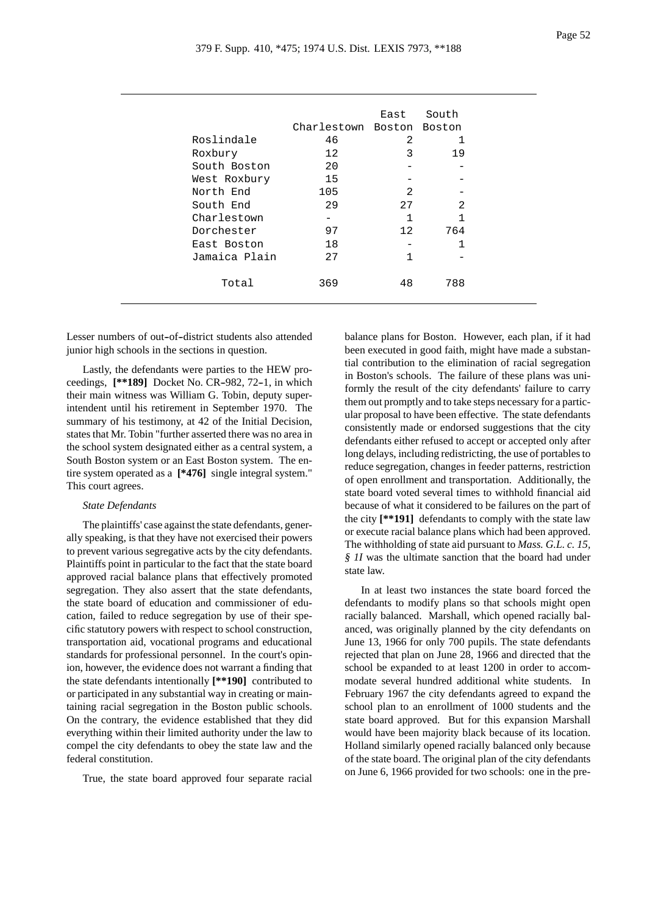| | Charlestown | East Boston | South Boston |
|---|---|---|---|
| Roslindale | 46 | 2 | 1 |
| Roxbury | 12 | 3 | 19 |
| South Boston | 20 | - | - |
| West Roxbury | 15 | - | - |
| North End | 105 | 2 | - |
| South End | 29 | 27 | 2 |
| Charlestown | - | 1 | 1 |
| Dorchester | 97 | 12 | 764 |
| East Boston | 18 | - | 1 |
| Jamaica Plain | 27 | 1 | - |
| Total | 369 | 48 | 788 |

Lesser numbers of out-of-district students also attended junior high schools in the sections in question.

Lastly, the defendants were parties to the HEW proceedings, **[\*\*189]** Docket No. CR-982, 72-1, in which their main witness was William G. Tobin, deputy superintendent until his retirement in September 1970. The summary of his testimony, at 42 of the Initial Decision, states that Mr. Tobin "further asserted there was no area in the school system designated either as a central system, a South Boston system or an East Boston system. The entire system operated as a **[\*476]** single integral system." This court agrees.

*State Defendants*

The plaintiffs' case against the state defendants, generally speaking, is that they have not exercised their powers to prevent various segregative acts by the city defendants. Plaintiffs point in particular to the fact that the state board approved racial balance plans that effectively promoted segregation. They also assert that the state defendants, the state board of education and commissioner of education, failed to reduce segregation by use of their specific statutory powers with respect to school construction, transportation aid, vocational programs and educational standards for professional personnel. In the court's opinion, however, the evidence does not warrant a finding that the state defendants intentionally **[\*\*190]** contributed to or participated in any substantial way in creating or maintaining racial segregation in the Boston public schools. On the contrary, the evidence established that they did everything within their limited authority under the law to compel the city defendants to obey the state law and the federal constitution.

True, the state board approved four separate racial balance plans for Boston. However, each plan, if it had been executed in good faith, might have made a substantial contribution to the elimination of racial segregation in Boston's schools. The failure of these plans was uniformly the result of the city defendants' failure to carry them out promptly and to take steps necessary for a particular proposal to have been effective. The state defendants consistently made or endorsed suggestions that the city defendants either refused to accept or accepted only after long delays, including redistricting, the use of portables to reduce segregation, changes in feeder patterns, restriction of open enrollment and transportation. Additionally, the state board voted several times to withhold financial aid because of what it considered to be failures on the part of the city **[\*\*191]** defendants to comply with the state law or execute racial balance plans which had been approved. The withholding of state aid pursuant to *Mass. G.L. c. 15, § 1I* was the ultimate sanction that the board had under state law.

In at least two instances the state board forced the defendants to modify plans so that schools might open racially balanced. Marshall, which opened racially balanced, was originally planned by the city defendants on June 13, 1966 for only 700 pupils. The state defendants rejected that plan on June 28, 1966 and directed that the school be expanded to at least 1200 in order to accommodate several hundred additional white students. In February 1967 the city defendants agreed to expand the school plan to an enrollment of 1000 students and the state board approved. But for this expansion Marshall would have been majority black because of its location. Holland similarly opened racially balanced only because of the state board. The original plan of the city defendants on June 6, 1966 provided for two schools: one in the pre-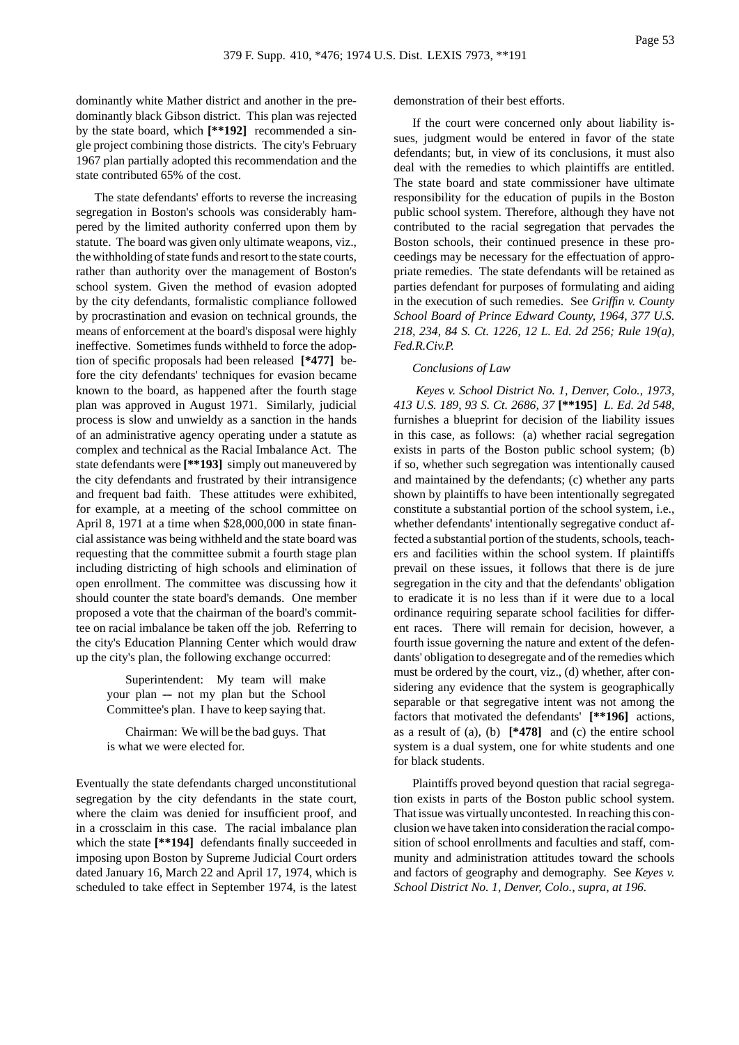dominantly white Mather district and another in the predominantly black Gibson district. This plan was rejected by the state board, which **[\*\*192]** recommended a single project combining those districts. The city's February 1967 plan partially adopted this recommendation and the state contributed 65% of the cost.

The state defendants' efforts to reverse the increasing segregation in Boston's schools was considerably hampered by the limited authority conferred upon them by statute. The board was given only ultimate weapons, viz., the withholding of state funds and resort to the state courts, rather than authority over the management of Boston's school system. Given the method of evasion adopted by the city defendants, formalistic compliance followed by procrastination and evasion on technical grounds, the means of enforcement at the board's disposal were highly ineffective. Sometimes funds withheld to force the adoption of specific proposals had been released **[\*477]** before the city defendants' techniques for evasion became known to the board, as happened after the fourth stage plan was approved in August 1971. Similarly, judicial process is slow and unwieldy as a sanction in the hands of an administrative agency operating under a statute as complex and technical as the Racial Imbalance Act. The state defendants were **[\*\*193]** simply out maneuvered by the city defendants and frustrated by their intransigence and frequent bad faith. These attitudes were exhibited, for example, at a meeting of the school committee on April 8, 1971 at a time when $28,000,000 in state financial assistance was being withheld and the state board was requesting that the committee submit a fourth stage plan including districting of high schools and elimination of open enrollment. The committee was discussing how it should counter the state board's demands. One member proposed a vote that the chairman of the board's committee on racial imbalance be taken off the job. Referring to the city's Education Planning Center which would draw up the city's plan, the following exchange occurred:

> Superintendent: My team will make your plan -- not my plan but the School Committee's plan. I have to keep saying that.
>
> Chairman: We will be the bad guys. That is what we were elected for.

Eventually the state defendants charged unconstitutional segregation by the city defendants in the state court, where the claim was denied for insufficient proof, and in a crossclaim in this case. The racial imbalance plan which the state **[\*\*194]** defendants finally succeeded in imposing upon Boston by Supreme Judicial Court orders dated January 16, March 22 and April 17, 1974, which is scheduled to take effect in September 1974, is the latest demonstration of their best efforts.

If the court were concerned only about liability issues, judgment would be entered in favor of the state defendants; but, in view of its conclusions, it must also deal with the remedies to which plaintiffs are entitled. The state board and state commissioner have ultimate responsibility for the education of pupils in the Boston public school system. Therefore, although they have not contributed to the racial segregation that pervades the Boston schools, their continued presence in these proceedings may be necessary for the effectuation of appropriate remedies. The state defendants will be retained as parties defendant for purposes of formulating and aiding in the execution of such remedies. See *Griffin v. County School Board of Prince Edward County, 1964, 377 U.S. 218, 234, 84 S. Ct. 1226, 12 L. Ed. 2d 256; Rule 19(a), Fed.R.Civ.P.*

*Conclusions of Law*

*Keyes v. School District No. 1, Denver, Colo., 1973, 413 U.S. 189, 93 S. Ct. 2686, 37* **[\*\*195]** *L. Ed. 2d 548*, furnishes a blueprint for decision of the liability issues in this case, as follows: (a) whether racial segregation exists in parts of the Boston public school system; (b) if so, whether such segregation was intentionally caused and maintained by the defendants; (c) whether any parts shown by plaintiffs to have been intentionally segregated constitute a substantial portion of the school system, i.e., whether defendants' intentionally segregative conduct affected a substantial portion of the students, schools, teachers and facilities within the school system. If plaintiffs prevail on these issues, it follows that there is de jure segregation in the city and that the defendants' obligation to eradicate it is no less than if it were due to a local ordinance requiring separate school facilities for different races. There will remain for decision, however, a fourth issue governing the nature and extent of the defendants' obligation to desegregate and of the remedies which must be ordered by the court, viz., (d) whether, after considering any evidence that the system is geographically separable or that segregative intent was not among the factors that motivated the defendants' **[\*\*196]** actions, as a result of (a), (b) **[\*478]** and (c) the entire school system is a dual system, one for white students and one for black students.

Plaintiffs proved beyond question that racial segregation exists in parts of the Boston public school system. That issue was virtually uncontested. In reaching this conclusion we have taken into consideration the racial composition of school enrollments and faculties and staff, community and administration attitudes toward the schools and factors of geography and demography. See *Keyes v. School District No. 1, Denver, Colo., supra, at 196.*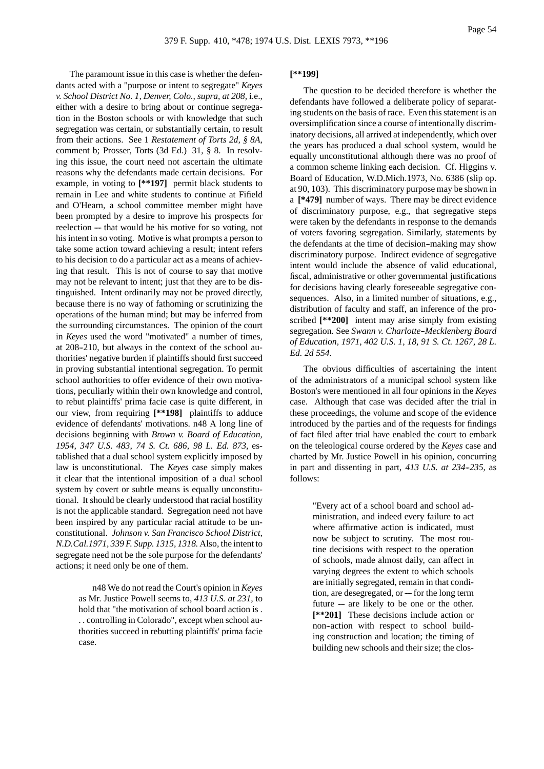The paramount issue in this case is whether the defendants acted with a "purpose or intent to segregate" *Keyes v. School District No. 1, Denver, Colo., supra, at 208*, i.e., either with a desire to bring about or continue segregation in the Boston schools or with knowledge that such segregation was certain, or substantially certain, to result from their actions. See 1 *Restatement of Torts 2d, § 8A*, comment b; Prosser, Torts (3d Ed.) 31, § 8. In resolving this issue, the court need not ascertain the ultimate reasons why the defendants made certain decisions. For example, in voting to **[\*\*197]** permit black students to remain in Lee and white students to continue at Fifield and O'Hearn, a school committee member might have been prompted by a desire to improve his prospects for reelection -- that would be his motive for so voting, not his intent in so voting. Motive is what prompts a person to take some action toward achieving a result; intent refers to his decision to do a particular act as a means of achieving that result. This is not of course to say that motive may not be relevant to intent; just that they are to be distinguished. Intent ordinarily may not be proved directly, because there is no way of fathoming or scrutinizing the operations of the human mind; but may be inferred from the surrounding circumstances. The opinion of the court in *Keyes* used the word "motivated" a number of times, at 208-210, but always in the context of the school authorities' negative burden if plaintiffs should first succeed in proving substantial intentional segregation. To permit school authorities to offer evidence of their own motivations, peculiarly within their own knowledge and control, to rebut plaintiffs' prima facie case is quite different, in our view, from requiring **[\*\*198]** plaintiffs to adduce evidence of defendants' motivations. n48 A long line of decisions beginning with *Brown v. Board of Education, 1954, 347 U.S. 483, 74 S. Ct. 686, 98 L. Ed. 873*, established that a dual school system explicitly imposed by law is unconstitutional. The *Keyes* case simply makes it clear that the intentional imposition of a dual school system by covert or subtle means is equally unconstitutional. It should be clearly understood that racial hostility is not the applicable standard. Segregation need not have been inspired by any particular racial attitude to be unconstitutional. *Johnson v. San Francisco School District, N.D.Cal.1971, 339 F. Supp. 1315, 1318.* Also, the intent to segregate need not be the sole purpose for the defendants' actions; it need only be one of them.

> n48 We do not read the Court's opinion in *Keyes* as Mr. Justice Powell seems to, *413 U.S. at 231*, to hold that "the motivation of school board action is . . . controlling in Colorado", except when school authorities succeed in rebutting plaintiffs' prima facie case.

**[\*\*199]**

The question to be decided therefore is whether the defendants have followed a deliberate policy of separating students on the basis of race. Even this statement is an oversimplification since a course of intentionally discriminatory decisions, all arrived at independently, which over the years has produced a dual school system, would be equally unconstitutional although there was no proof of a common scheme linking each decision. Cf. Higgins v. Board of Education, W.D.Mich.1973, No. 6386 (slip op. at 90, 103). This discriminatory purpose may be shown in a **[\*479]** number of ways. There may be direct evidence of discriminatory purpose, e.g., that segregative steps were taken by the defendants in response to the demands of voters favoring segregation. Similarly, statements by the defendants at the time of decision-making may show discriminatory purpose. Indirect evidence of segregative intent would include the absence of valid educational, fiscal, administrative or other governmental justifications for decisions having clearly foreseeable segregative consequences. Also, in a limited number of situations, e.g., distribution of faculty and staff, an inference of the proscribed **[\*\*200]** intent may arise simply from existing segregation. See *Swann v. Charlotte-Mecklenberg Board of Education, 1971, 402 U.S. 1, 18, 91 S. Ct. 1267, 28 L. Ed. 2d 554.*

The obvious difficulties of ascertaining the intent of the administrators of a municipal school system like Boston's were mentioned in all four opinions in the *Keyes* case. Although that case was decided after the trial in these proceedings, the volume and scope of the evidence introduced by the parties and of the requests for findings of fact filed after trial have enabled the court to embark on the teleological course ordered by the *Keyes* case and charted by Mr. Justice Powell in his opinion, concurring in part and dissenting in part, *413 U.S. at 234-235,* as follows:

> "Every act of a school board and school administration, and indeed every failure to act where affirmative action is indicated, must now be subject to scrutiny. The most routine decisions with respect to the operation of schools, made almost daily, can affect in varying degrees the extent to which schools are initially segregated, remain in that condition, are desegregated, or -- for the long term future -- are likely to be one or the other. **[\*\*201]** These decisions include action or non-action with respect to school building construction and location; the timing of building new schools and their size; the clos-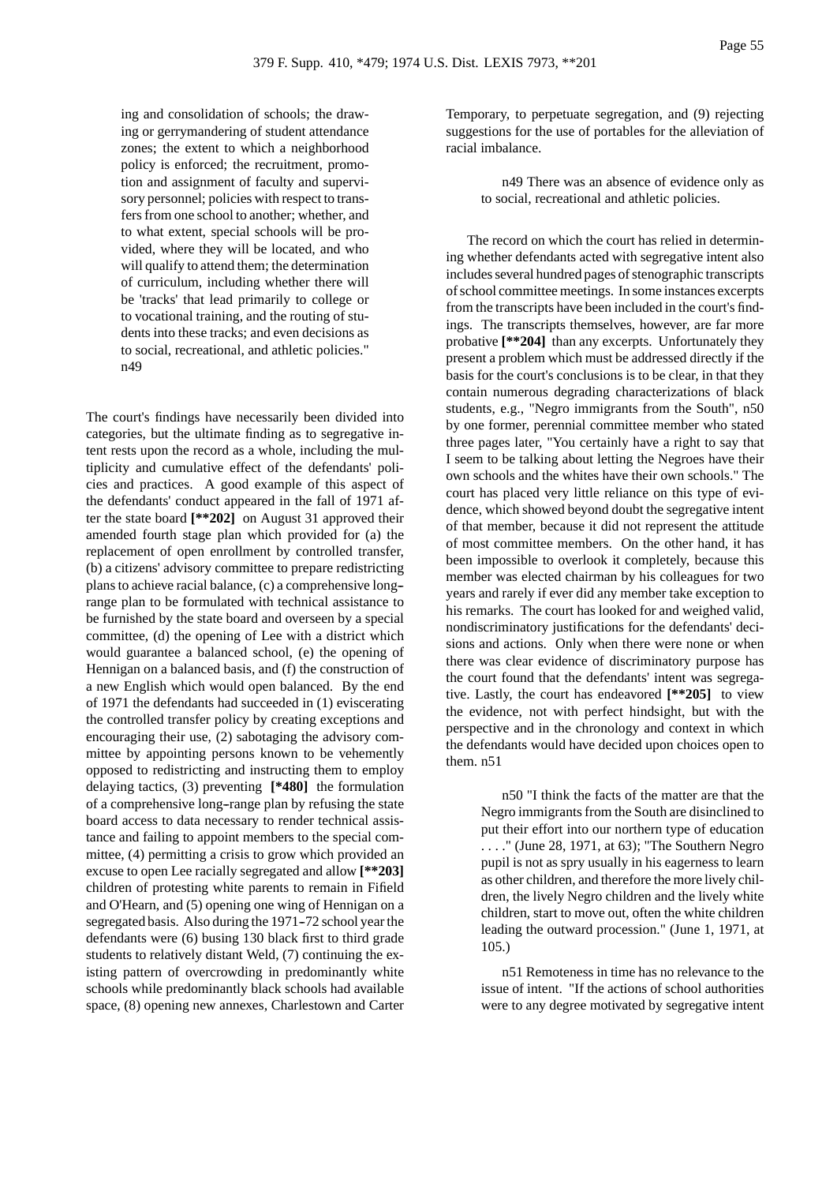ing and consolidation of schools; the drawing or gerrymandering of student attendance zones; the extent to which a neighborhood policy is enforced; the recruitment, promotion and assignment of faculty and supervisory personnel; policies with respect to transfers from one school to another; whether, and to what extent, special schools will be provided, where they will be located, and who will qualify to attend them; the determination of curriculum, including whether there will be 'tracks' that lead primarily to college or to vocational training, and the routing of students into these tracks; and even decisions as to social, recreational, and athletic policies." n49

The court's findings have necessarily been divided into categories, but the ultimate finding as to segregative intent rests upon the record as a whole, including the multiplicity and cumulative effect of the defendants' policies and practices. A good example of this aspect of the defendants' conduct appeared in the fall of 1971 after the state board **[**202]** on August 31 approved their amended fourth stage plan which provided for (a) the replacement of open enrollment by controlled transfer, (b) a citizens' advisory committee to prepare redistricting plans to achieve racial balance, (c) a comprehensive long-range plan to be formulated with technical assistance to be furnished by the state board and overseen by a special committee, (d) the opening of Lee with a district which would guarantee a balanced school, (e) the opening of Hennigan on a balanced basis, and (f) the construction of a new English which would open balanced. By the end of 1971 the defendants had succeeded in (1) eviscerating the controlled transfer policy by creating exceptions and encouraging their use, (2) sabotaging the advisory committee by appointing persons known to be vehemently opposed to redistricting and instructing them to employ delaying tactics, (3) preventing **[*480]** the formulation of a comprehensive long-range plan by refusing the state board access to data necessary to render technical assistance and failing to appoint members to the special committee, (4) permitting a crisis to grow which provided an excuse to open Lee racially segregated and allow **[**203]** children of protesting white parents to remain in Fifield and O'Hearn, and (5) opening one wing of Hennigan on a segregated basis. Also during the 1971-72 school year the defendants were (6) busing 130 black first to third grade students to relatively distant Weld, (7) continuing the existing pattern of overcrowding in predominantly white schools while predominantly black schools had available space, (8) opening new annexes, Charlestown and Carter Temporary, to perpetuate segregation, and (9) rejecting suggestions for the use of portables for the alleviation of racial imbalance.

n49 There was an absence of evidence only as to social, recreational and athletic policies.

The record on which the court has relied in determining whether defendants acted with segregative intent also includes several hundred pages of stenographic transcripts of school committee meetings. In some instances excerpts from the transcripts have been included in the court's findings. The transcripts themselves, however, are far more probative **[**204]** than any excerpts. Unfortunately they present a problem which must be addressed directly if the basis for the court's conclusions is to be clear, in that they contain numerous degrading characterizations of black students, e.g., "Negro immigrants from the South", n50 by one former, perennial committee member who stated three pages later, "You certainly have a right to say that I seem to be talking about letting the Negroes have their own schools and the whites have their own schools." The court has placed very little reliance on this type of evidence, which showed beyond doubt the segregative intent of that member, because it did not represent the attitude of most committee members. On the other hand, it has been impossible to overlook it completely, because this member was elected chairman by his colleagues for two years and rarely if ever did any member take exception to his remarks. The court has looked for and weighed valid, nondiscriminatory justifications for the defendants' decisions and actions. Only when there were none or when there was clear evidence of discriminatory purpose has the court found that the defendants' intent was segregative. Lastly, the court has endeavored **[**205]** to view the evidence, not with perfect hindsight, but with the perspective and in the chronology and context in which the defendants would have decided upon choices open to them. n51

n50 "I think the facts of the matter are that the Negro immigrants from the South are disinclined to put their effort into our northern type of education . . . ." (June 28, 1971, at 63); "The Southern Negro pupil is not as spry usually in his eagerness to learn as other children, and therefore the more lively children, the lively Negro children and the lively white children, start to move out, often the white children leading the outward procession." (June 1, 1971, at 105.)

n51 Remoteness in time has no relevance to the issue of intent. "If the actions of school authorities were to any degree motivated by segregative intent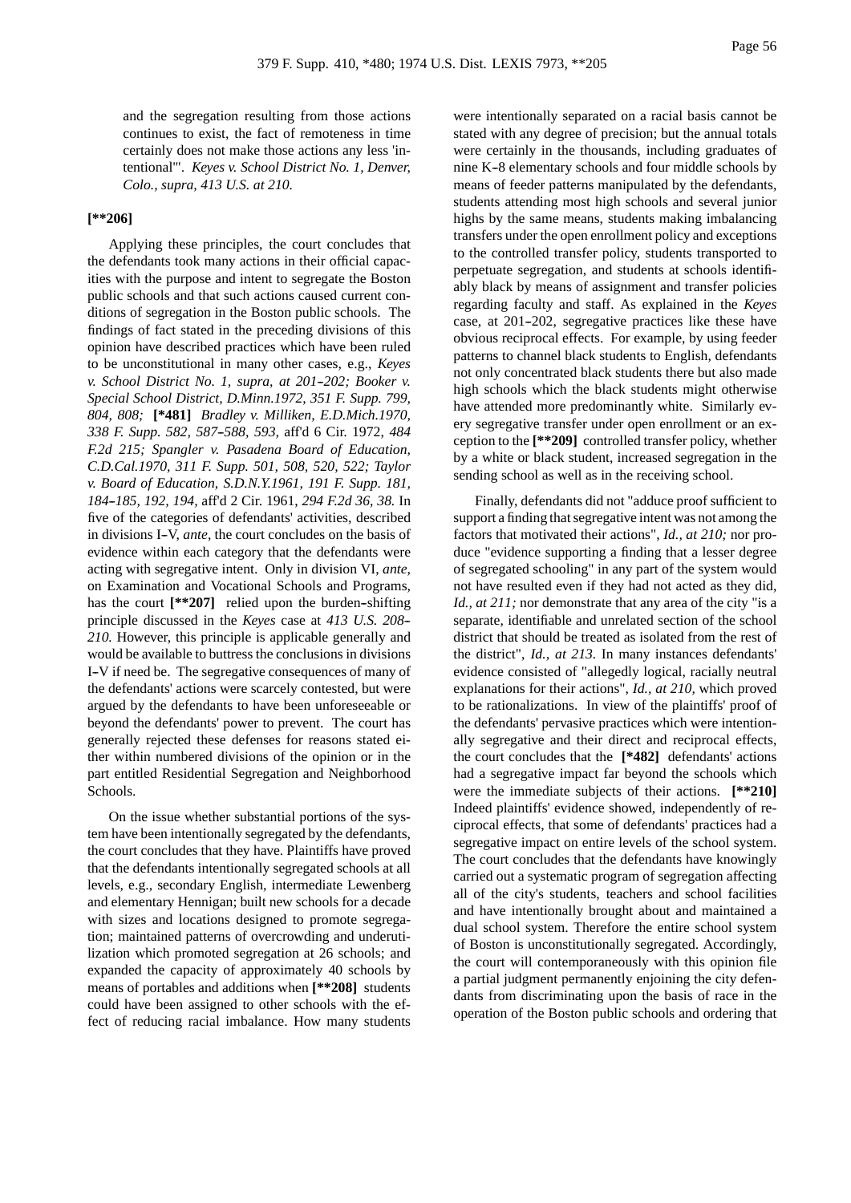and the segregation resulting from those actions continues to exist, the fact of remoteness in time certainly does not make those actions any less 'intentional'". *Keyes v. School District No. 1, Denver, Colo., supra, 413 U.S. at 210.*

**[**206]**

Applying these principles, the court concludes that the defendants took many actions in their official capacities with the purpose and intent to segregate the Boston public schools and that such actions caused current conditions of segregation in the Boston public schools. The findings of fact stated in the preceding divisions of this opinion have described practices which have been ruled to be unconstitutional in many other cases, e.g., *Keyes v. School District No. 1, supra, at 201-202; Booker v. Special School District, D.Minn.1972, 351 F. Supp. 799, 804, 808;* **[*481]** *Bradley v. Milliken, E.D.Mich.1970, 338 F. Supp. 582, 587-588, 593,* aff'd 6 Cir. 1972, *484 F.2d 215; Spangler v. Pasadena Board of Education, C.D.Cal.1970, 311 F. Supp. 501, 508, 520, 522; Taylor v. Board of Education, S.D.N.Y.1961, 191 F. Supp. 181, 184-185, 192, 194,* aff'd 2 Cir. 1961, *294 F.2d 36, 38.* In five of the categories of defendants' activities, described in divisions I-V, *ante*, the court concludes on the basis of evidence within each category that the defendants were acting with segregative intent. Only in division VI, *ante*, on Examination and Vocational Schools and Programs, has the court **[**207]** relied upon the burden-shifting principle discussed in the *Keyes* case at *413 U.S. 208-210.* However, this principle is applicable generally and would be available to buttress the conclusions in divisions I-V if need be. The segregative consequences of many of the defendants' actions were scarcely contested, but were argued by the defendants to have been unforeseeable or beyond the defendants' power to prevent. The court has generally rejected these defenses for reasons stated either within numbered divisions of the opinion or in the part entitled Residential Segregation and Neighborhood Schools.

On the issue whether substantial portions of the system have been intentionally segregated by the defendants, the court concludes that they have. Plaintiffs have proved that the defendants intentionally segregated schools at all levels, e.g., secondary English, intermediate Lewenberg and elementary Hennigan; built new schools for a decade with sizes and locations designed to promote segregation; maintained patterns of overcrowding and underutilization which promoted segregation at 26 schools; and expanded the capacity of approximately 40 schools by means of portables and additions when **[**208]** students could have been assigned to other schools with the effect of reducing racial imbalance. How many students were intentionally separated on a racial basis cannot be stated with any degree of precision; but the annual totals were certainly in the thousands, including graduates of nine K-8 elementary schools and four middle schools by means of feeder patterns manipulated by the defendants, students attending most high schools and several junior highs by the same means, students making imbalancing transfers under the open enrollment policy and exceptions to the controlled transfer policy, students transported to perpetuate segregation, and students at schools identifiably black by means of assignment and transfer policies regarding faculty and staff. As explained in the *Keyes* case, at 201-202, segregative practices like these have obvious reciprocal effects. For example, by using feeder patterns to channel black students to English, defendants not only concentrated black students there but also made high schools which the black students might otherwise have attended more predominantly white. Similarly every segregative transfer under open enrollment or an exception to the **[**209]** controlled transfer policy, whether by a white or black student, increased segregation in the sending school as well as in the receiving school.

Finally, defendants did not "adduce proof sufficient to support a finding that segregative intent was not among the factors that motivated their actions", *Id., at 210;* nor produce "evidence supporting a finding that a lesser degree of segregated schooling" in any part of the system would not have resulted even if they had not acted as they did, *Id., at 211;* nor demonstrate that any area of the city "is a separate, identifiable and unrelated section of the school district that should be treated as isolated from the rest of the district", *Id., at 213.* In many instances defendants' evidence consisted of "allegedly logical, racially neutral explanations for their actions", *Id., at 210,* which proved to be rationalizations. In view of the plaintiffs' proof of the defendants' pervasive practices which were intentionally segregative and their direct and reciprocal effects, the court concludes that the **[*482]** defendants' actions had a segregative impact far beyond the schools which were the immediate subjects of their actions. **[**210]** Indeed plaintiffs' evidence showed, independently of reciprocal effects, that some of defendants' practices had a segregative impact on entire levels of the school system. The court concludes that the defendants have knowingly carried out a systematic program of segregation affecting all of the city's students, teachers and school facilities and have intentionally brought about and maintained a dual school system. Therefore the entire school system of Boston is unconstitutionally segregated. Accordingly, the court will contemporaneously with this opinion file a partial judgment permanently enjoining the city defendants from discriminating upon the basis of race in the operation of the Boston public schools and ordering that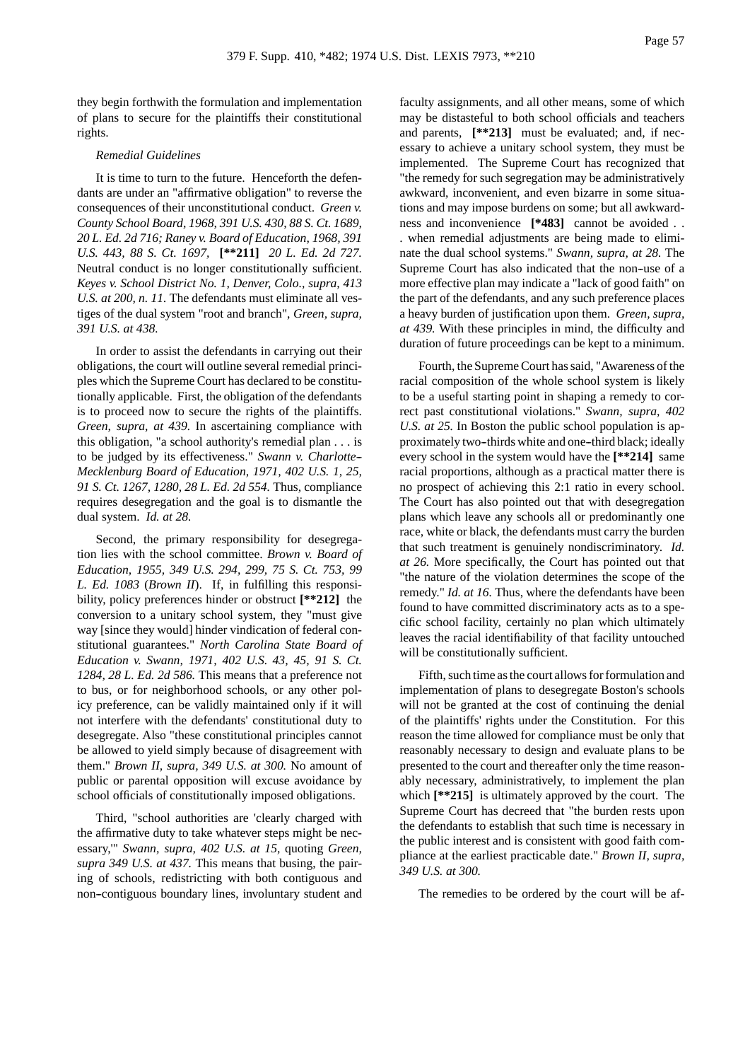they begin forthwith the formulation and implementation of plans to secure for the plaintiffs their constitutional rights.

*Remedial Guidelines*

It is time to turn to the future. Henceforth the defendants are under an "affirmative obligation" to reverse the consequences of their unconstitutional conduct. *Green v. County School Board, 1968, 391 U.S. 430, 88 S. Ct. 1689, 20 L. Ed. 2d 716; Raney v. Board of Education, 1968, 391 U.S. 443, 88 S. Ct. 1697,* **[**211]** *20 L. Ed. 2d 727.* Neutral conduct is no longer constitutionally sufficient. *Keyes v. School District No. 1, Denver, Colo., supra, 413 U.S. at 200, n. 11.* The defendants must eliminate all vestiges of the dual system "root and branch", *Green, supra, 391 U.S. at 438.*

In order to assist the defendants in carrying out their obligations, the court will outline several remedial principles which the Supreme Court has declared to be constitutionally applicable. First, the obligation of the defendants is to proceed now to secure the rights of the plaintiffs. *Green, supra, at 439.* In ascertaining compliance with this obligation, "a school authority's remedial plan . . . is to be judged by its effectiveness." *Swann v. Charlotte-Mecklenburg Board of Education, 1971, 402 U.S. 1, 25, 91 S. Ct. 1267, 1280, 28 L. Ed. 2d 554.* Thus, compliance requires desegregation and the goal is to dismantle the dual system. *Id. at 28.*

Second, the primary responsibility for desegregation lies with the school committee. *Brown v. Board of Education, 1955, 349 U.S. 294, 299, 75 S. Ct. 753, 99 L. Ed. 1083* (*Brown II*). If, in fulfilling this responsibility, policy preferences hinder or obstruct **[**212]** the conversion to a unitary school system, they "must give way [since they would] hinder vindication of federal constitutional guarantees." *North Carolina State Board of Education v. Swann, 1971, 402 U.S. 43, 45, 91 S. Ct. 1284, 28 L. Ed. 2d 586.* This means that a preference not to bus, or for neighborhood schools, or any other policy preference, can be validly maintained only if it will not interfere with the defendants' constitutional duty to desegregate. Also "these constitutional principles cannot be allowed to yield simply because of disagreement with them." *Brown II, supra, 349 U.S. at 300.* No amount of public or parental opposition will excuse avoidance by school officials of constitutionally imposed obligations.

Third, "school authorities are 'clearly charged with the affirmative duty to take whatever steps might be necessary,'" *Swann, supra, 402 U.S. at 15,* quoting *Green, supra 349 U.S. at 437.* This means that busing, the pairing of schools, redistricting with both contiguous and non-contiguous boundary lines, involuntary student and faculty assignments, and all other means, some of which may be distasteful to both school officials and teachers and parents, **[**213]** must be evaluated; and, if necessary to achieve a unitary school system, they must be implemented. The Supreme Court has recognized that "the remedy for such segregation may be administratively awkward, inconvenient, and even bizarre in some situations and may impose burdens on some; but all awkwardness and inconvenience **[*483]** cannot be avoided . . . when remedial adjustments are being made to eliminate the dual school systems." *Swann, supra, at 28.* The Supreme Court has also indicated that the non-use of a more effective plan may indicate a "lack of good faith" on the part of the defendants, and any such preference places a heavy burden of justification upon them. *Green, supra, at 439.* With these principles in mind, the difficulty and duration of future proceedings can be kept to a minimum.

Fourth, the Supreme Court has said, "Awareness of the racial composition of the whole school system is likely to be a useful starting point in shaping a remedy to correct past constitutional violations." *Swann, supra, 402 U.S. at 25.* In Boston the public school population is approximately two-thirds white and one-third black; ideally every school in the system would have the **[**214]** same racial proportions, although as a practical matter there is no prospect of achieving this 2:1 ratio in every school. The Court has also pointed out that with desegregation plans which leave any schools all or predominantly one race, white or black, the defendants must carry the burden that such treatment is genuinely nondiscriminatory. *Id. at 26.* More specifically, the Court has pointed out that "the nature of the violation determines the scope of the remedy." *Id. at 16.* Thus, where the defendants have been found to have committed discriminatory acts as to a specific school facility, certainly no plan which ultimately leaves the racial identifiability of that facility untouched will be constitutionally sufficient.

Fifth, such time as the court allows for formulation and implementation of plans to desegregate Boston's schools will not be granted at the cost of continuing the denial of the plaintiffs' rights under the Constitution. For this reason the time allowed for compliance must be only that reasonably necessary to design and evaluate plans to be presented to the court and thereafter only the time reasonably necessary, administratively, to implement the plan which **[**215]** is ultimately approved by the court. The Supreme Court has decreed that "the burden rests upon the defendants to establish that such time is necessary in the public interest and is consistent with good faith compliance at the earliest practicable date." *Brown II, supra, 349 U.S. at 300.*

The remedies to be ordered by the court will be af-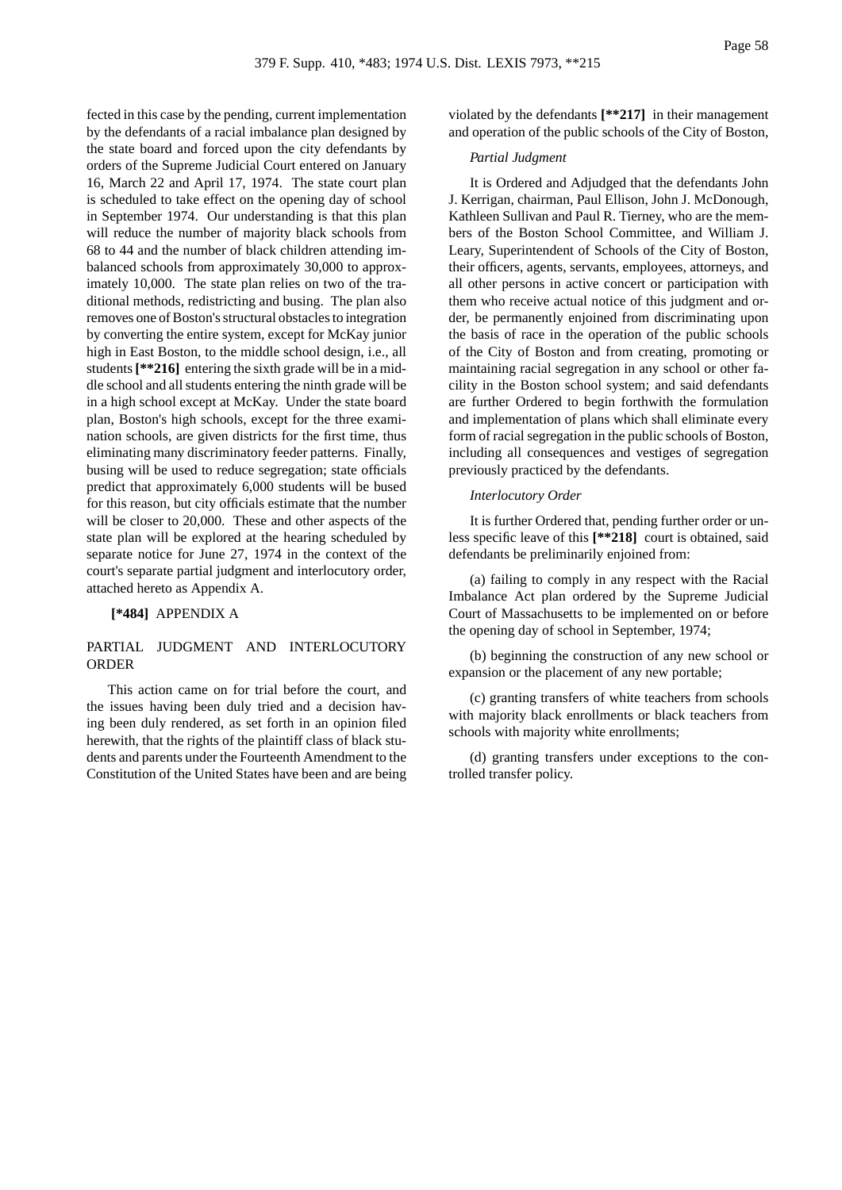fected in this case by the pending, current implementation by the defendants of a racial imbalance plan designed by the state board and forced upon the city defendants by orders of the Supreme Judicial Court entered on January 16, March 22 and April 17, 1974. The state court plan is scheduled to take effect on the opening day of school in September 1974. Our understanding is that this plan will reduce the number of majority black schools from 68 to 44 and the number of black children attending imbalanced schools from approximately 30,000 to approximately 10,000. The state plan relies on two of the traditional methods, redistricting and busing. The plan also removes one of Boston's structural obstacles to integration by converting the entire system, except for McKay junior high in East Boston, to the middle school design, i.e., all students **[**216]** entering the sixth grade will be in a middle school and all students entering the ninth grade will be in a high school except at McKay. Under the state board plan, Boston's high schools, except for the three examination schools, are given districts for the first time, thus eliminating many discriminatory feeder patterns. Finally, busing will be used to reduce segregation; state officials predict that approximately 6,000 students will be bused for this reason, but city officials estimate that the number will be closer to 20,000. These and other aspects of the state plan will be explored at the hearing scheduled by separate notice for June 27, 1974 in the context of the court's separate partial judgment and interlocutory order, attached hereto as Appendix A.

**[*484]** APPENDIX A

PARTIAL JUDGMENT AND INTERLOCUTORY ORDER

This action came on for trial before the court, and the issues having been duly tried and a decision having been duly rendered, as set forth in an opinion filed herewith, that the rights of the plaintiff class of black students and parents under the Fourteenth Amendment to the Constitution of the United States have been and are being violated by the defendants **[**217]** in their management and operation of the public schools of the City of Boston,

*Partial Judgment*

It is Ordered and Adjudged that the defendants John J. Kerrigan, chairman, Paul Ellison, John J. McDonough, Kathleen Sullivan and Paul R. Tierney, who are the members of the Boston School Committee, and William J. Leary, Superintendent of Schools of the City of Boston, their officers, agents, servants, employees, attorneys, and all other persons in active concert or participation with them who receive actual notice of this judgment and order, be permanently enjoined from discriminating upon the basis of race in the operation of the public schools of the City of Boston and from creating, promoting or maintaining racial segregation in any school or other facility in the Boston school system; and said defendants are further Ordered to begin forthwith the formulation and implementation of plans which shall eliminate every form of racial segregation in the public schools of Boston, including all consequences and vestiges of segregation previously practiced by the defendants.

*Interlocutory Order*

It is further Ordered that, pending further order or unless specific leave of this **[**218]** court is obtained, said defendants be preliminarily enjoined from:

(a) failing to comply in any respect with the Racial Imbalance Act plan ordered by the Supreme Judicial Court of Massachusetts to be implemented on or before the opening day of school in September, 1974;

(b) beginning the construction of any new school or expansion or the placement of any new portable;

(c) granting transfers of white teachers from schools with majority black enrollments or black teachers from schools with majority white enrollments;

(d) granting transfers under exceptions to the controlled transfer policy.